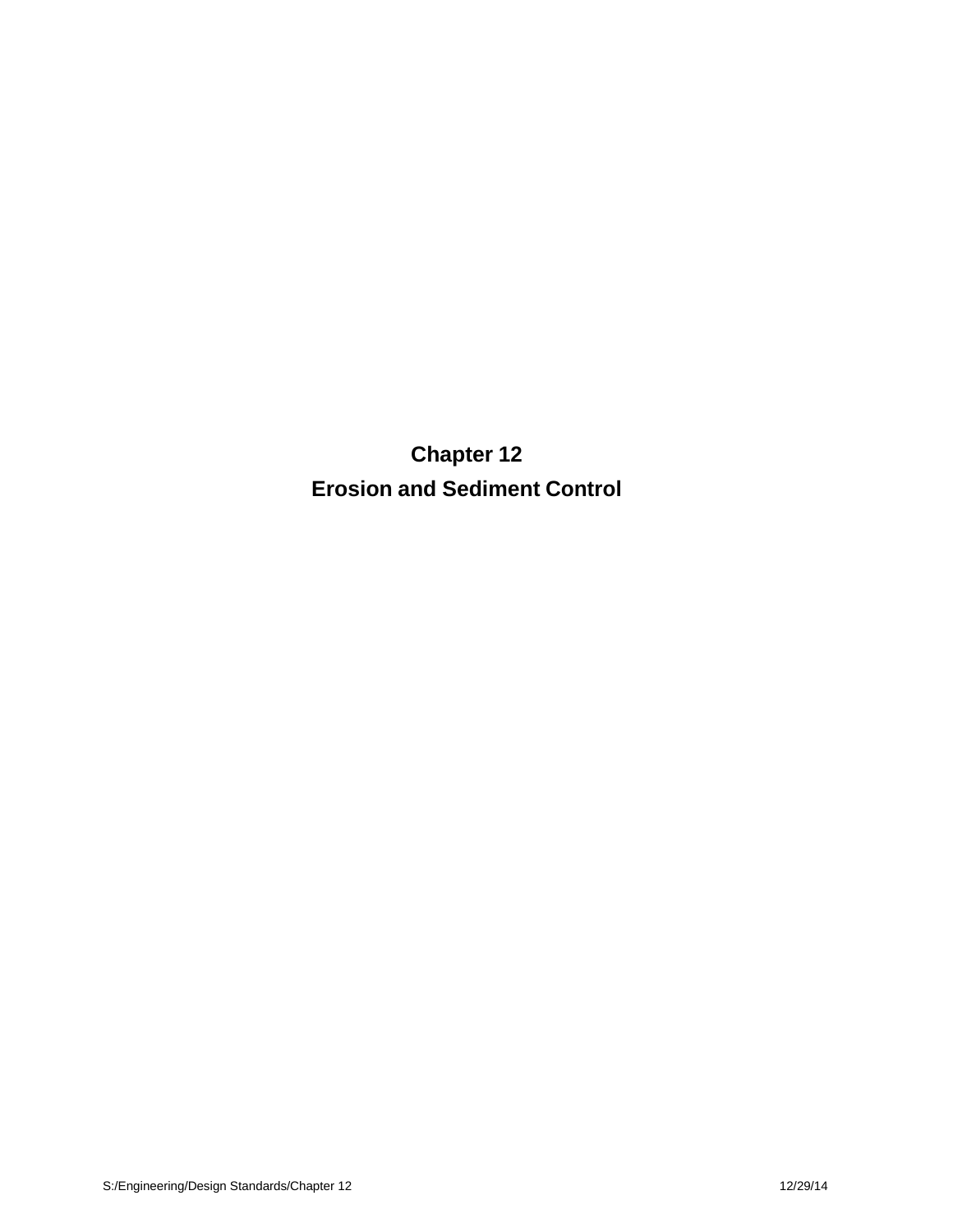# Chapter 12

# Erosion and Sediment Control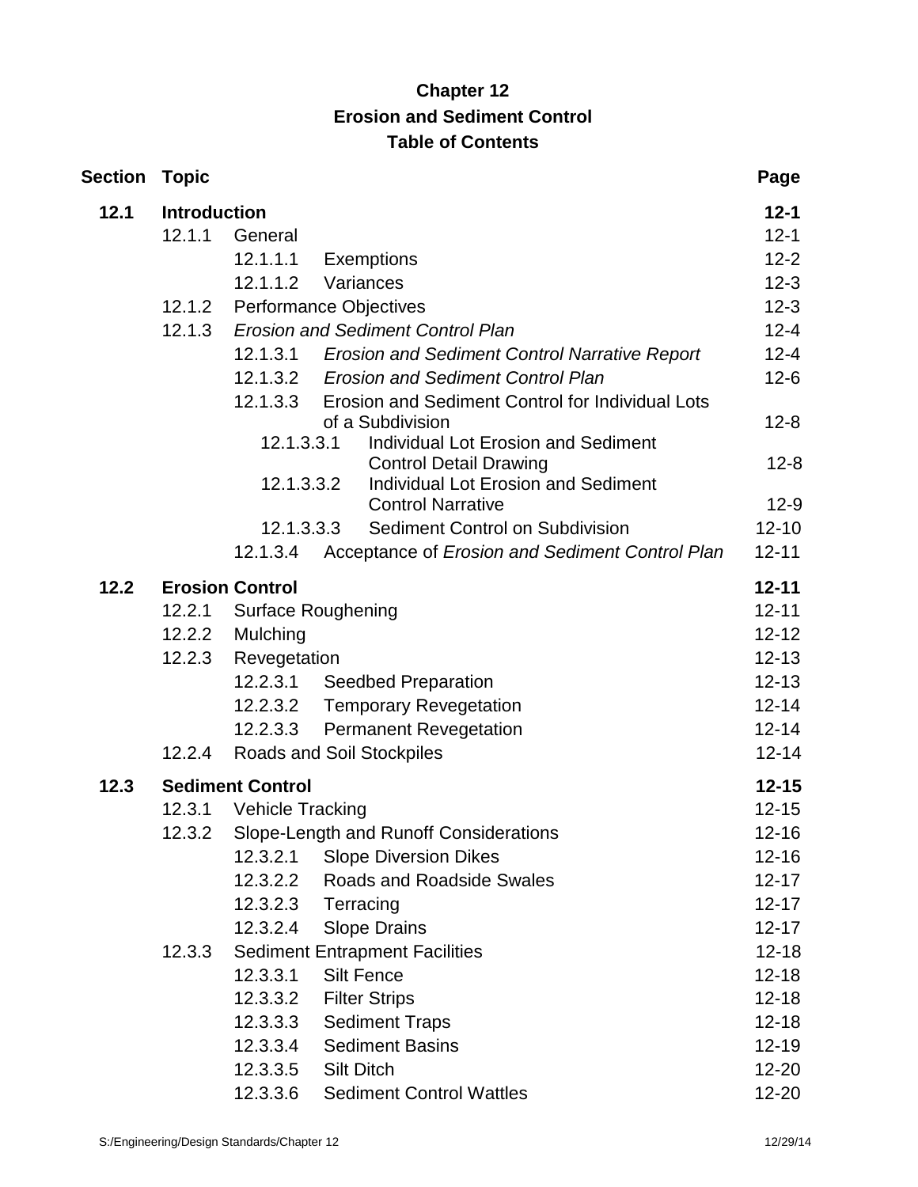**Chapter 12**

**Erosion and Sediment Control**

**Table of Contents**

| Section | Topic | | | Page |
|---|---|---|---|---|
| **12.1** | **Introduction** | | | **12-1** |
| | 12.1.1 | General | | 12-1 |
| | | 12.1.1.1 | Exemptions | 12-2 |
| | | 12.1.1.2 | Variances | 12-3 |
| | 12.1.2 | Performance Objectives | | 12-3 |
| | 12.1.3 | *Erosion and Sediment Control Plan* | | 12-4 |
| | | 12.1.3.1 | *Erosion and Sediment Control Narrative Report* | 12-4 |
| | | 12.1.3.2 | *Erosion and Sediment Control Plan* | 12-6 |
| | | 12.1.3.3 | Erosion and Sediment Control for Individual Lots of a Subdivision | 12-8 |
| | | 12.1.3.3.1 | Individual Lot Erosion and Sediment Control Detail Drawing | 12-8 |
| | | 12.1.3.3.2 | Individual Lot Erosion and Sediment Control Narrative | 12-9 |
| | | 12.1.3.3.3 | Sediment Control on Subdivision | 12-10 |
| | | 12.1.3.4 | Acceptance of *Erosion and Sediment Control Plan* | 12-11 |
| **12.2** | **Erosion Control** | | | **12-11** |
| | 12.2.1 | Surface Roughening | | 12-11 |
| | 12.2.2 | Mulching | | 12-12 |
| | 12.2.3 | Revegetation | | 12-13 |
| | | 12.2.3.1 | Seedbed Preparation | 12-13 |
| | | 12.2.3.2 | Temporary Revegetation | 12-14 |
| | | 12.2.3.3 | Permanent Revegetation | 12-14 |
| | 12.2.4 | Roads and Soil Stockpiles | | 12-14 |
| **12.3** | **Sediment Control** | | | **12-15** |
| | 12.3.1 | Vehicle Tracking | | 12-15 |
| | 12.3.2 | Slope-Length and Runoff Considerations | | 12-16 |
| | | 12.3.2.1 | Slope Diversion Dikes | 12-16 |
| | | 12.3.2.2 | Roads and Roadside Swales | 12-17 |
| | | 12.3.2.3 | Terracing | 12-17 |
| | | 12.3.2.4 | Slope Drains | 12-17 |
| | 12.3.3 | Sediment Entrapment Facilities | | 12-18 |
| | | 12.3.3.1 | Silt Fence | 12-18 |
| | | 12.3.3.2 | Filter Strips | 12-18 |
| | | 12.3.3.3 | Sediment Traps | 12-18 |
| | | 12.3.3.4 | Sediment Basins | 12-19 |
| | | 12.3.3.5 | Silt Ditch | 12-20 |
| | | 12.3.3.6 | Sediment Control Wattles | 12-20 |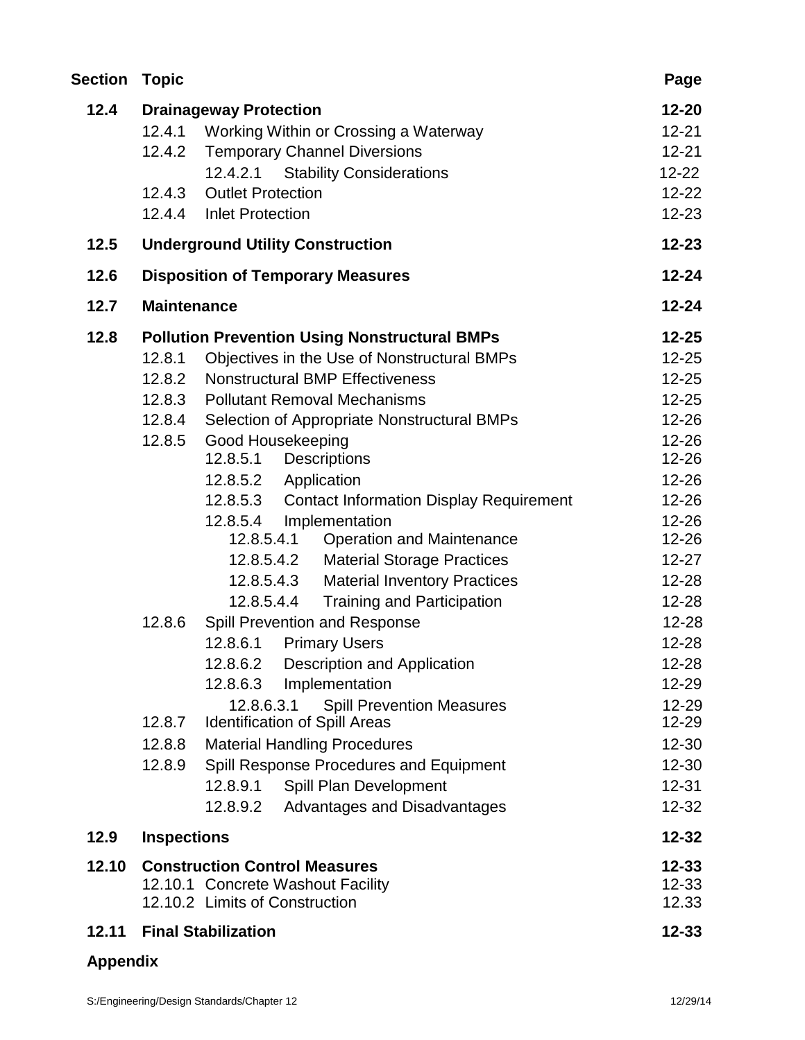| Section | Topic | Page |
|---|---|---|
| **12.4** | **Drainageway Protection** | **12-20** |
| | 12.4.1 Working Within or Crossing a Waterway | 12-21 |
| | 12.4.2 Temporary Channel Diversions | 12-21 |
| | 12.4.2.1 Stability Considerations | 12-22 |
| | 12.4.3 Outlet Protection | 12-22 |
| | 12.4.4 Inlet Protection | 12-23 |
| **12.5** | **Underground Utility Construction** | **12-23** |
| **12.6** | **Disposition of Temporary Measures** | **12-24** |
| **12.7** | **Maintenance** | **12-24** |
| **12.8** | **Pollution Prevention Using Nonstructural BMPs** | **12-25** |
| | 12.8.1 Objectives in the Use of Nonstructural BMPs | 12-25 |
| | 12.8.2 Nonstructural BMP Effectiveness | 12-25 |
| | 12.8.3 Pollutant Removal Mechanisms | 12-25 |
| | 12.8.4 Selection of Appropriate Nonstructural BMPs | 12-26 |
| | 12.8.5 Good Housekeeping | 12-26 |
| | 12.8.5.1 Descriptions | 12-26 |
| | 12.8.5.2 Application | 12-26 |
| | 12.8.5.3 Contact Information Display Requirement | 12-26 |
| | 12.8.5.4 Implementation | 12-26 |
| | 12.8.5.4.1 Operation and Maintenance | 12-26 |
| | 12.8.5.4.2 Material Storage Practices | 12-27 |
| | 12.8.5.4.3 Material Inventory Practices | 12-28 |
| | 12.8.5.4.4 Training and Participation | 12-28 |
| | 12.8.6 Spill Prevention and Response | 12-28 |
| | 12.8.6.1 Primary Users | 12-28 |
| | 12.8.6.2 Description and Application | 12-28 |
| | 12.8.6.3 Implementation | 12-29 |
| | 12.8.6.3.1 Spill Prevention Measures | 12-29 |
| | 12.8.7 Identification of Spill Areas | 12-29 |
| | 12.8.8 Material Handling Procedures | 12-30 |
| | 12.8.9 Spill Response Procedures and Equipment | 12-30 |
| | 12.8.9.1 Spill Plan Development | 12-31 |
| | 12.8.9.2 Advantages and Disadvantages | 12-32 |
| **12.9** | **Inspections** | **12-32** |
| **12.10** | **Construction Control Measures** | **12-33** |
| | 12.10.1 Concrete Washout Facility | 12-33 |
| | 12.10.2 Limits of Construction | 12.33 |
| **12.11** | **Final Stabilization** | **12-33** |

**Appendix**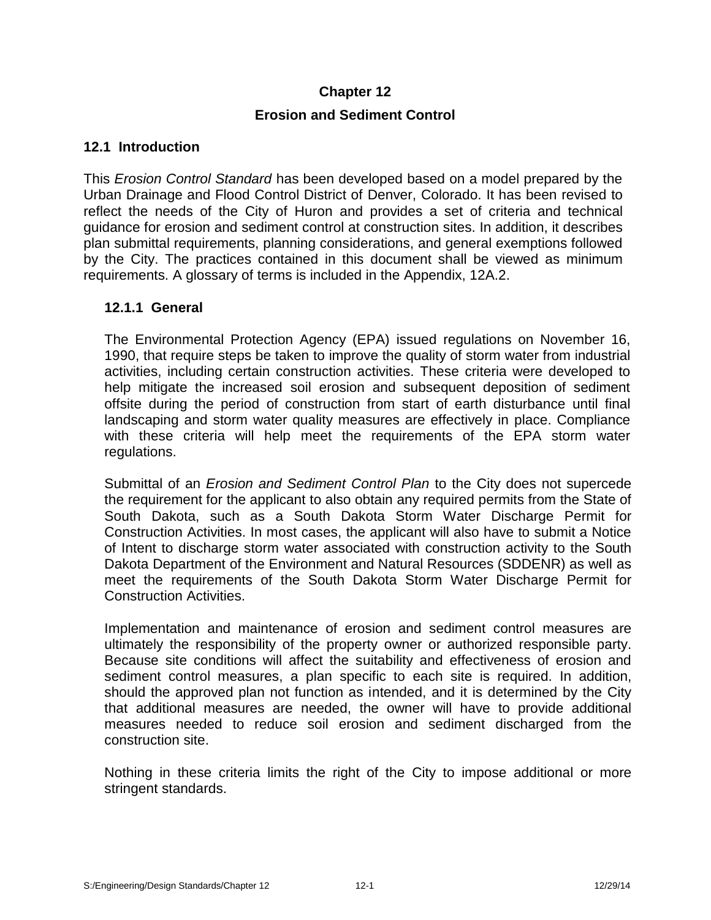# Chapter 12

# Erosion and Sediment Control

## 12.1 Introduction

This *Erosion Control Standard* has been developed based on a model prepared by the Urban Drainage and Flood Control District of Denver, Colorado. It has been revised to reflect the needs of the City of Huron and provides a set of criteria and technical guidance for erosion and sediment control at construction sites. In addition, it describes plan submittal requirements, planning considerations, and general exemptions followed by the City. The practices contained in this document shall be viewed as minimum requirements. A glossary of terms is included in the Appendix, 12A.2.

### 12.1.1 General

The Environmental Protection Agency (EPA) issued regulations on November 16, 1990, that require steps be taken to improve the quality of storm water from industrial activities, including certain construction activities. These criteria were developed to help mitigate the increased soil erosion and subsequent deposition of sediment offsite during the period of construction from start of earth disturbance until final landscaping and storm water quality measures are effectively in place. Compliance with these criteria will help meet the requirements of the EPA storm water regulations.

Submittal of an *Erosion and Sediment Control Plan* to the City does not supercede the requirement for the applicant to also obtain any required permits from the State of South Dakota, such as a South Dakota Storm Water Discharge Permit for Construction Activities. In most cases, the applicant will also have to submit a Notice of Intent to discharge storm water associated with construction activity to the South Dakota Department of the Environment and Natural Resources (SDDENR) as well as meet the requirements of the South Dakota Storm Water Discharge Permit for Construction Activities.

Implementation and maintenance of erosion and sediment control measures are ultimately the responsibility of the property owner or authorized responsible party. Because site conditions will affect the suitability and effectiveness of erosion and sediment control measures, a plan specific to each site is required. In addition, should the approved plan not function as intended, and it is determined by the City that additional measures are needed, the owner will have to provide additional measures needed to reduce soil erosion and sediment discharged from the construction site.

Nothing in these criteria limits the right of the City to impose additional or more stringent standards.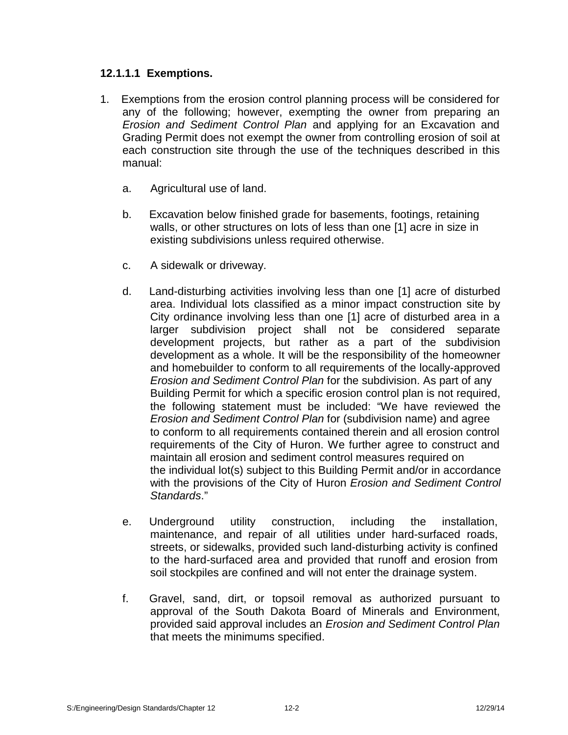#### 12.1.1.1 Exemptions.

1. Exemptions from the erosion control planning process will be considered for any of the following; however, exempting the owner from preparing an *Erosion and Sediment Control Plan* and applying for an Excavation and Grading Permit does not exempt the owner from controlling erosion of soil at each construction site through the use of the techniques described in this manual:

   a. Agricultural use of land.

   b. Excavation below finished grade for basements, footings, retaining walls, or other structures on lots of less than one [1] acre in size in existing subdivisions unless required otherwise.

   c. A sidewalk or driveway.

   d. Land-disturbing activities involving less than one [1] acre of disturbed area. Individual lots classified as a minor impact construction site by City ordinance involving less than one [1] acre of disturbed area in a larger subdivision project shall not be considered separate development projects, but rather as a part of the subdivision development as a whole. It will be the responsibility of the homeowner and homebuilder to conform to all requirements of the locally-approved *Erosion and Sediment Control Plan* for the subdivision. As part of any Building Permit for which a specific erosion control plan is not required, the following statement must be included: "We have reviewed the *Erosion and Sediment Control Plan* for (subdivision name) and agree to conform to all requirements contained therein and all erosion control requirements of the City of Huron. We further agree to construct and maintain all erosion and sediment control measures required on the individual lot(s) subject to this Building Permit and/or in accordance with the provisions of the City of Huron *Erosion and Sediment Control Standards*."

   e. Underground utility construction, including the installation, maintenance, and repair of all utilities under hard-surfaced roads, streets, or sidewalks, provided such land-disturbing activity is confined to the hard-surfaced area and provided that runoff and erosion from soil stockpiles are confined and will not enter the drainage system.

   f. Gravel, sand, dirt, or topsoil removal as authorized pursuant to approval of the South Dakota Board of Minerals and Environment, provided said approval includes an *Erosion and Sediment Control Plan* that meets the minimums specified.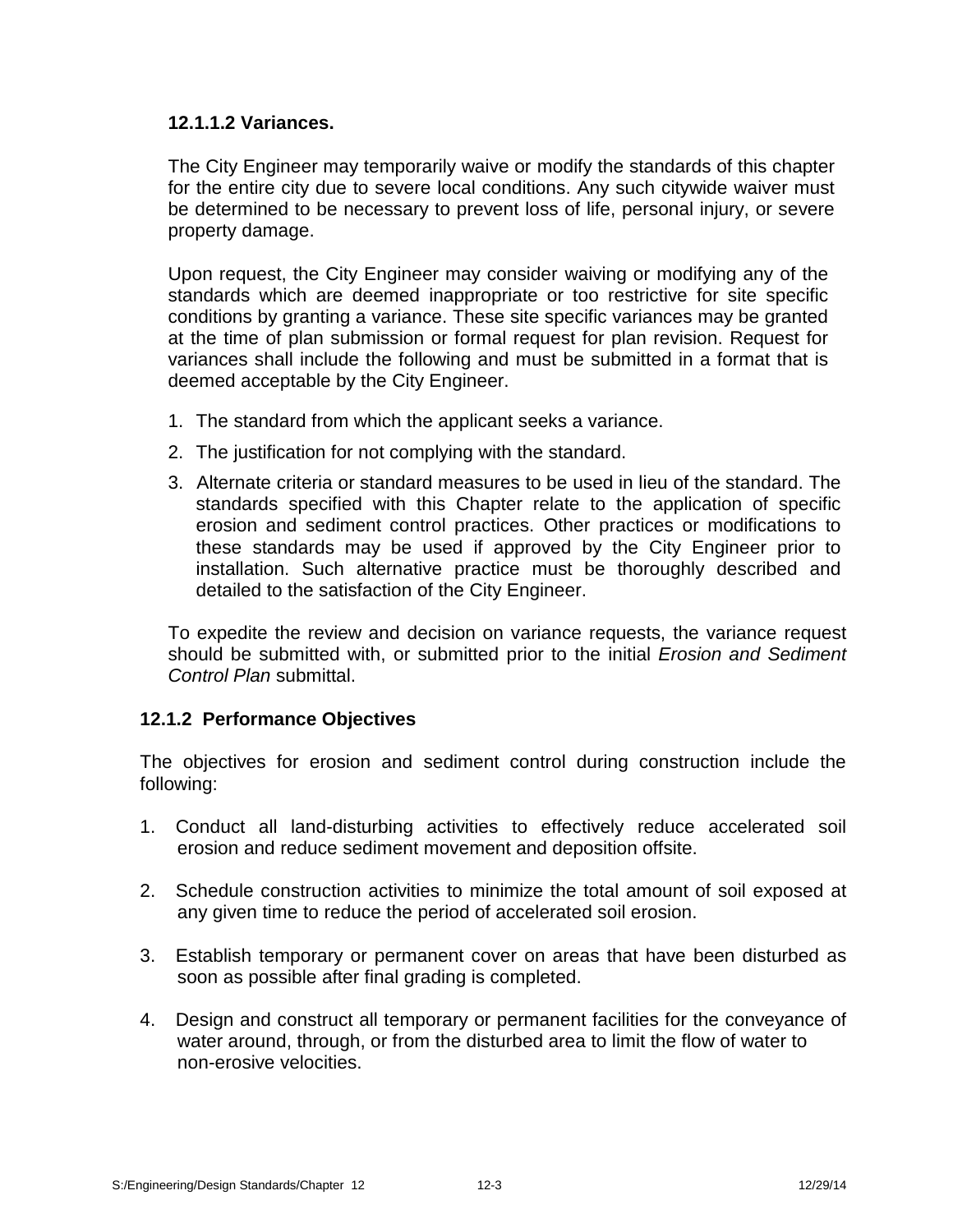#### 12.1.1.2 Variances.

The City Engineer may temporarily waive or modify the standards of this chapter for the entire city due to severe local conditions. Any such citywide waiver must be determined to be necessary to prevent loss of life, personal injury, or severe property damage.

Upon request, the City Engineer may consider waiving or modifying any of the standards which are deemed inappropriate or too restrictive for site specific conditions by granting a variance. These site specific variances may be granted at the time of plan submission or formal request for plan revision. Request for variances shall include the following and must be submitted in a format that is deemed acceptable by the City Engineer.

1. The standard from which the applicant seeks a variance.
2. The justification for not complying with the standard.
3. Alternate criteria or standard measures to be used in lieu of the standard. The standards specified with this Chapter relate to the application of specific erosion and sediment control practices. Other practices or modifications to these standards may be used if approved by the City Engineer prior to installation. Such alternative practice must be thoroughly described and detailed to the satisfaction of the City Engineer.

To expedite the review and decision on variance requests, the variance request should be submitted with, or submitted prior to the initial *Erosion and Sediment Control Plan* submittal.

### 12.1.2 Performance Objectives

The objectives for erosion and sediment control during construction include the following:

1. Conduct all land-disturbing activities to effectively reduce accelerated soil erosion and reduce sediment movement and deposition offsite.

2. Schedule construction activities to minimize the total amount of soil exposed at any given time to reduce the period of accelerated soil erosion.

3. Establish temporary or permanent cover on areas that have been disturbed as soon as possible after final grading is completed.

4. Design and construct all temporary or permanent facilities for the conveyance of water around, through, or from the disturbed area to limit the flow of water to non-erosive velocities.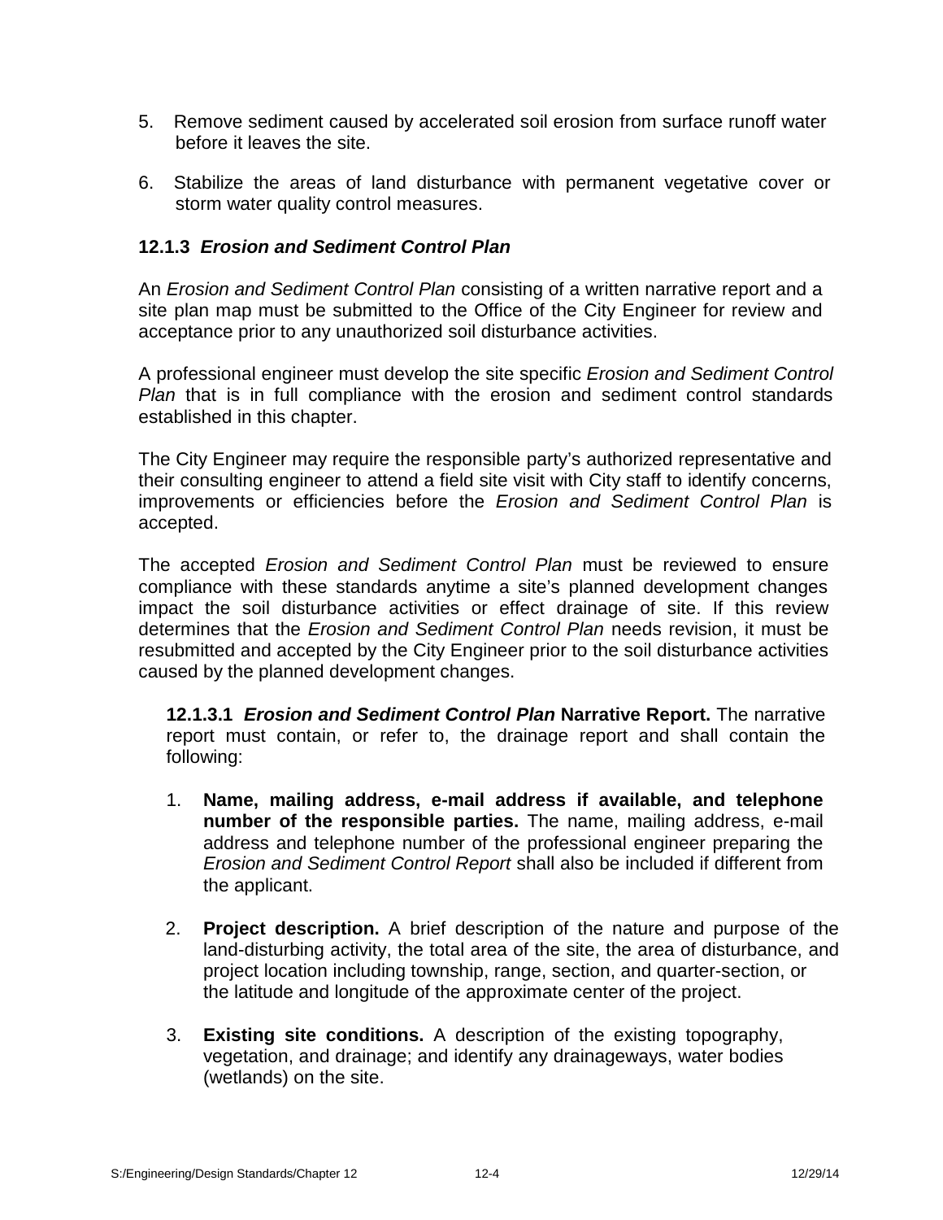5. Remove sediment caused by accelerated soil erosion from surface runoff water before it leaves the site.

6. Stabilize the areas of land disturbance with permanent vegetative cover or storm water quality control measures.

### 12.1.3 *Erosion and Sediment Control Plan*

An *Erosion and Sediment Control Plan* consisting of a written narrative report and a site plan map must be submitted to the Office of the City Engineer for review and acceptance prior to any unauthorized soil disturbance activities.

A professional engineer must develop the site specific *Erosion and Sediment Control Plan* that is in full compliance with the erosion and sediment control standards established in this chapter.

The City Engineer may require the responsible party's authorized representative and their consulting engineer to attend a field site visit with City staff to identify concerns, improvements or efficiencies before the *Erosion and Sediment Control Plan* is accepted.

The accepted *Erosion and Sediment Control Plan* must be reviewed to ensure compliance with these standards anytime a site's planned development changes impact the soil disturbance activities or effect drainage of site. If this review determines that the *Erosion and Sediment Control Plan* needs revision, it must be resubmitted and accepted by the City Engineer prior to the soil disturbance activities caused by the planned development changes.

**12.1.3.1 *Erosion and Sediment Control Plan* Narrative Report.** The narrative report must contain, or refer to, the drainage report and shall contain the following:

1. **Name, mailing address, e-mail address if available, and telephone number of the responsible parties.** The name, mailing address, e-mail address and telephone number of the professional engineer preparing the *Erosion and Sediment Control Report* shall also be included if different from the applicant.

2. **Project description.** A brief description of the nature and purpose of the land-disturbing activity, the total area of the site, the area of disturbance, and project location including township, range, section, and quarter-section, or the latitude and longitude of the approximate center of the project.

3. **Existing site conditions.** A description of the existing topography, vegetation, and drainage; and identify any drainageways, water bodies (wetlands) on the site.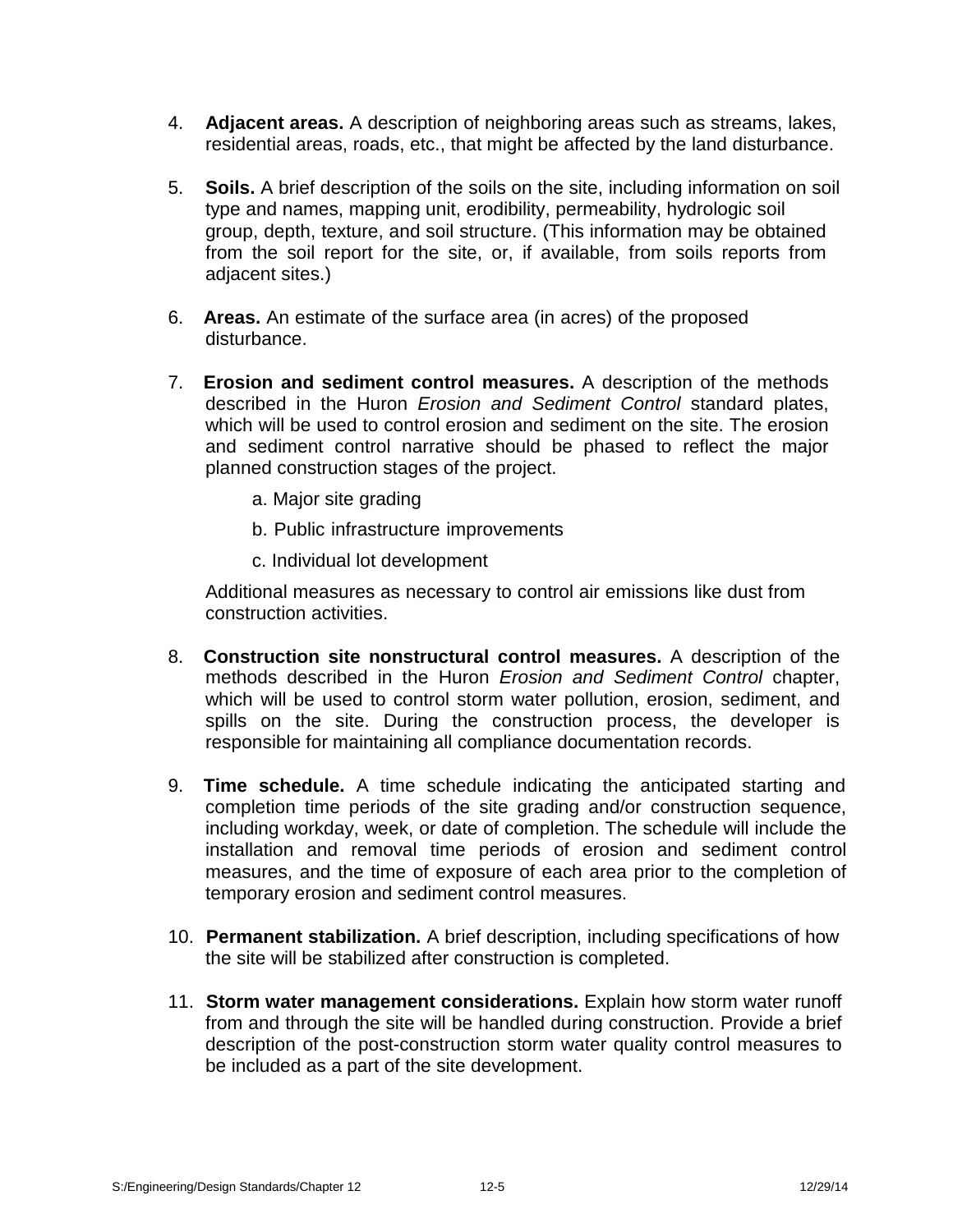4. **Adjacent areas.** A description of neighboring areas such as streams, lakes, residential areas, roads, etc., that might be affected by the land disturbance.

5. **Soils.** A brief description of the soils on the site, including information on soil type and names, mapping unit, erodibility, permeability, hydrologic soil group, depth, texture, and soil structure. (This information may be obtained from the soil report for the site, or, if available, from soils reports from adjacent sites.)

6. **Areas.** An estimate of the surface area (in acres) of the proposed disturbance.

7. **Erosion and sediment control measures.** A description of the methods described in the Huron *Erosion and Sediment Control* standard plates, which will be used to control erosion and sediment on the site. The erosion and sediment control narrative should be phased to reflect the major planned construction stages of the project.

   a. Major site grading

   b. Public infrastructure improvements

   c. Individual lot development

   Additional measures as necessary to control air emissions like dust from construction activities.

8. **Construction site nonstructural control measures.** A description of the methods described in the Huron *Erosion and Sediment Control* chapter, which will be used to control storm water pollution, erosion, sediment, and spills on the site. During the construction process, the developer is responsible for maintaining all compliance documentation records.

9. **Time schedule.** A time schedule indicating the anticipated starting and completion time periods of the site grading and/or construction sequence, including workday, week, or date of completion. The schedule will include the installation and removal time periods of erosion and sediment control measures, and the time of exposure of each area prior to the completion of temporary erosion and sediment control measures.

10. **Permanent stabilization.** A brief description, including specifications of how the site will be stabilized after construction is completed.

11. **Storm water management considerations.** Explain how storm water runoff from and through the site will be handled during construction. Provide a brief description of the post-construction storm water quality control measures to be included as a part of the site development.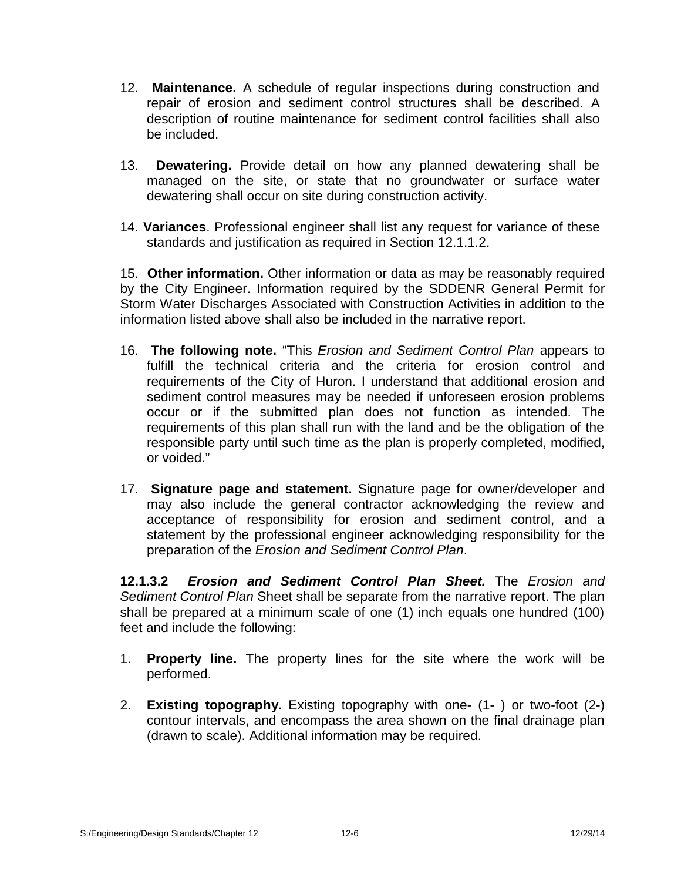12. **Maintenance.** A schedule of regular inspections during construction and repair of erosion and sediment control structures shall be described. A description of routine maintenance for sediment control facilities shall also be included.

13. **Dewatering.** Provide detail on how any planned dewatering shall be managed on the site, or state that no groundwater or surface water dewatering shall occur on site during construction activity.

14. **Variances**. Professional engineer shall list any request for variance of these standards and justification as required in Section 12.1.1.2.

15. **Other information.** Other information or data as may be reasonably required by the City Engineer. Information required by the SDDENR General Permit for Storm Water Discharges Associated with Construction Activities in addition to the information listed above shall also be included in the narrative report.

16. **The following note.** "This *Erosion and Sediment Control Plan* appears to fulfill the technical criteria and the criteria for erosion control and requirements of the City of Huron. I understand that additional erosion and sediment control measures may be needed if unforeseen erosion problems occur or if the submitted plan does not function as intended. The requirements of this plan shall run with the land and be the obligation of the responsible party until such time as the plan is properly completed, modified, or voided."

17. **Signature page and statement.** Signature page for owner/developer and may also include the general contractor acknowledging the review and acceptance of responsibility for erosion and sediment control, and a statement by the professional engineer acknowledging responsibility for the preparation of the *Erosion and Sediment Control Plan*.

**12.1.3.2** ***Erosion and Sediment Control Plan Sheet.*** The *Erosion and Sediment Control Plan* Sheet shall be separate from the narrative report. The plan shall be prepared at a minimum scale of one (1) inch equals one hundred (100) feet and include the following:

1. **Property line.** The property lines for the site where the work will be performed.

2. **Existing topography.** Existing topography with one- (1- ) or two-foot (2-) contour intervals, and encompass the area shown on the final drainage plan (drawn to scale). Additional information may be required.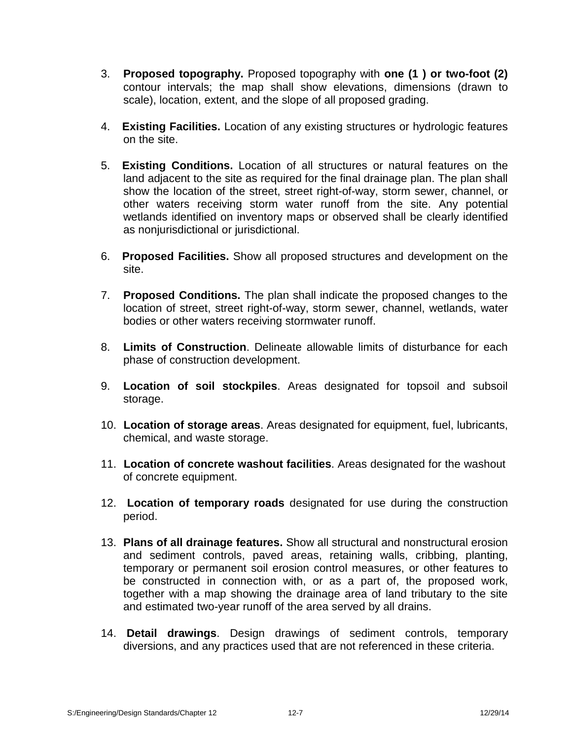3. **Proposed topography.** Proposed topography with **one (1 ) or two-foot (2)** contour intervals; the map shall show elevations, dimensions (drawn to scale), location, extent, and the slope of all proposed grading.

4. **Existing Facilities.** Location of any existing structures or hydrologic features on the site.

5. **Existing Conditions.** Location of all structures or natural features on the land adjacent to the site as required for the final drainage plan. The plan shall show the location of the street, street right-of-way, storm sewer, channel, or other waters receiving storm water runoff from the site. Any potential wetlands identified on inventory maps or observed shall be clearly identified as nonjurisdictional or jurisdictional.

6. **Proposed Facilities.** Show all proposed structures and development on the site.

7. **Proposed Conditions.** The plan shall indicate the proposed changes to the location of street, street right-of-way, storm sewer, channel, wetlands, water bodies or other waters receiving stormwater runoff.

8. **Limits of Construction**. Delineate allowable limits of disturbance for each phase of construction development.

9. **Location of soil stockpiles**. Areas designated for topsoil and subsoil storage.

10. **Location of storage areas**. Areas designated for equipment, fuel, lubricants, chemical, and waste storage.

11. **Location of concrete washout facilities**. Areas designated for the washout of concrete equipment.

12. **Location of temporary roads** designated for use during the construction period.

13. **Plans of all drainage features.** Show all structural and nonstructural erosion and sediment controls, paved areas, retaining walls, cribbing, planting, temporary or permanent soil erosion control measures, or other features to be constructed in connection with, or as a part of, the proposed work, together with a map showing the drainage area of land tributary to the site and estimated two-year runoff of the area served by all drains.

14. **Detail drawings**. Design drawings of sediment controls, temporary diversions, and any practices used that are not referenced in these criteria.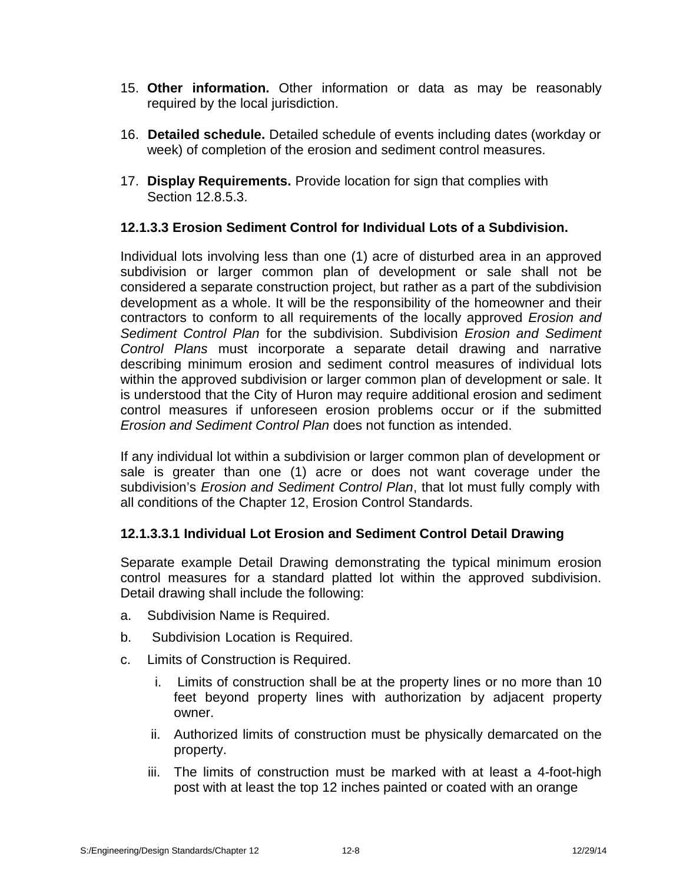15. **Other information.** Other information or data as may be reasonably required by the local jurisdiction.

16. **Detailed schedule.** Detailed schedule of events including dates (workday or week) of completion of the erosion and sediment control measures.

17. **Display Requirements.** Provide location for sign that complies with Section 12.8.5.3.

### 12.1.3.3 Erosion Sediment Control for Individual Lots of a Subdivision.

Individual lots involving less than one (1) acre of disturbed area in an approved subdivision or larger common plan of development or sale shall not be considered a separate construction project, but rather as a part of the subdivision development as a whole. It will be the responsibility of the homeowner and their contractors to conform to all requirements of the locally approved *Erosion and Sediment Control Plan* for the subdivision. Subdivision *Erosion and Sediment Control Plans* must incorporate a separate detail drawing and narrative describing minimum erosion and sediment control measures of individual lots within the approved subdivision or larger common plan of development or sale. It is understood that the City of Huron may require additional erosion and sediment control measures if unforeseen erosion problems occur or if the submitted *Erosion and Sediment Control Plan* does not function as intended.

If any individual lot within a subdivision or larger common plan of development or sale is greater than one (1) acre or does not want coverage under the subdivision's *Erosion and Sediment Control Plan*, that lot must fully comply with all conditions of the Chapter 12, Erosion Control Standards.

#### 12.1.3.3.1 Individual Lot Erosion and Sediment Control Detail Drawing

Separate example Detail Drawing demonstrating the typical minimum erosion control measures for a standard platted lot within the approved subdivision. Detail drawing shall include the following:

a. Subdivision Name is Required.

b. Subdivision Location is Required.

c. Limits of Construction is Required.

   i. Limits of construction shall be at the property lines or no more than 10 feet beyond property lines with authorization by adjacent property owner.

   ii. Authorized limits of construction must be physically demarcated on the property.

   iii. The limits of construction must be marked with at least a 4-foot-high post with at least the top 12 inches painted or coated with an orange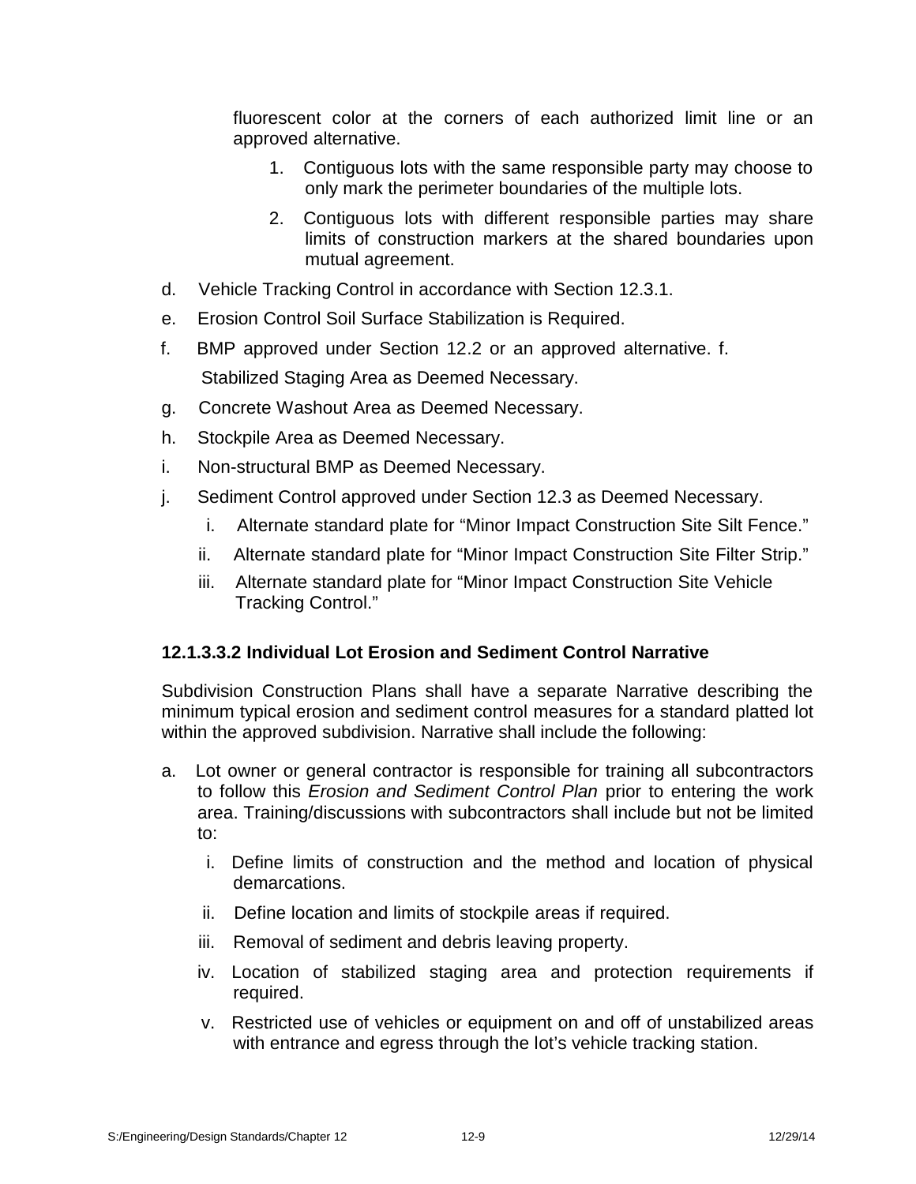fluorescent color at the corners of each authorized limit line or an approved alternative.

1. Contiguous lots with the same responsible party may choose to only mark the perimeter boundaries of the multiple lots.
2. Contiguous lots with different responsible parties may share limits of construction markers at the shared boundaries upon mutual agreement.

d. Vehicle Tracking Control in accordance with Section 12.3.1.

e. Erosion Control Soil Surface Stabilization is Required.

f. BMP approved under Section 12.2 or an approved alternative. f. Stabilized Staging Area as Deemed Necessary.

g. Concrete Washout Area as Deemed Necessary.

h. Stockpile Area as Deemed Necessary.

i. Non-structural BMP as Deemed Necessary.

j. Sediment Control approved under Section 12.3 as Deemed Necessary.

   i. Alternate standard plate for "Minor Impact Construction Site Silt Fence."
   ii. Alternate standard plate for "Minor Impact Construction Site Filter Strip."
   iii. Alternate standard plate for "Minor Impact Construction Site Vehicle Tracking Control."

#### 12.1.3.3.2 Individual Lot Erosion and Sediment Control Narrative

Subdivision Construction Plans shall have a separate Narrative describing the minimum typical erosion and sediment control measures for a standard platted lot within the approved subdivision. Narrative shall include the following:

a. Lot owner or general contractor is responsible for training all subcontractors to follow this *Erosion and Sediment Control Plan* prior to entering the work area. Training/discussions with subcontractors shall include but not be limited to:

   i. Define limits of construction and the method and location of physical demarcations.
   ii. Define location and limits of stockpile areas if required.
   iii. Removal of sediment and debris leaving property.
   iv. Location of stabilized staging area and protection requirements if required.
   v. Restricted use of vehicles or equipment on and off of unstabilized areas with entrance and egress through the lot's vehicle tracking station.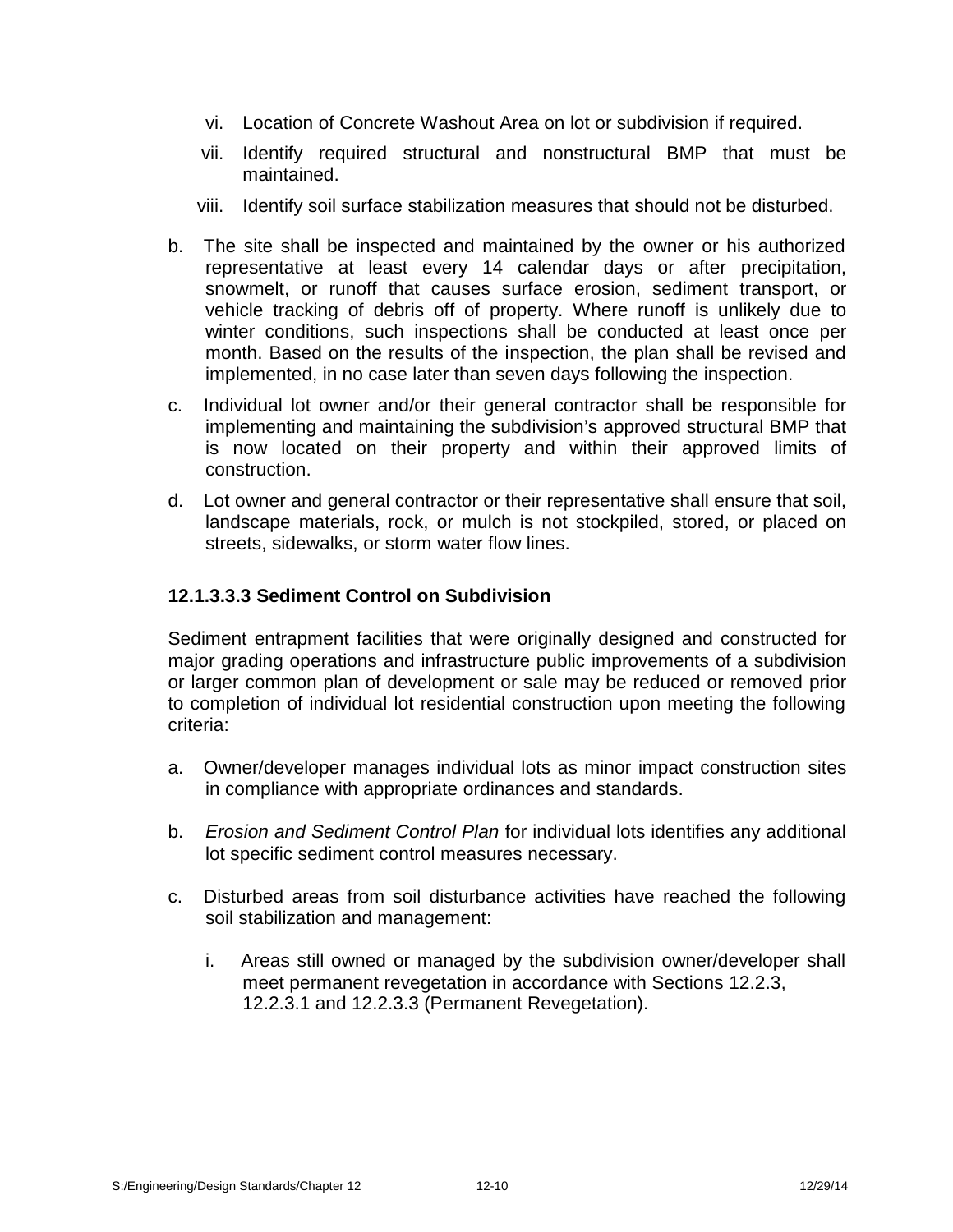vi. Location of Concrete Washout Area on lot or subdivision if required.

vii. Identify required structural and nonstructural BMP that must be maintained.

viii. Identify soil surface stabilization measures that should not be disturbed.

b. The site shall be inspected and maintained by the owner or his authorized representative at least every 14 calendar days or after precipitation, snowmelt, or runoff that causes surface erosion, sediment transport, or vehicle tracking of debris off of property. Where runoff is unlikely due to winter conditions, such inspections shall be conducted at least once per month. Based on the results of the inspection, the plan shall be revised and implemented, in no case later than seven days following the inspection.

c. Individual lot owner and/or their general contractor shall be responsible for implementing and maintaining the subdivision's approved structural BMP that is now located on their property and within their approved limits of construction.

d. Lot owner and general contractor or their representative shall ensure that soil, landscape materials, rock, or mulch is not stockpiled, stored, or placed on streets, sidewalks, or storm water flow lines.

#### 12.1.3.3.3 Sediment Control on Subdivision

Sediment entrapment facilities that were originally designed and constructed for major grading operations and infrastructure public improvements of a subdivision or larger common plan of development or sale may be reduced or removed prior to completion of individual lot residential construction upon meeting the following criteria:

a. Owner/developer manages individual lots as minor impact construction sites in compliance with appropriate ordinances and standards.

b. *Erosion and Sediment Control Plan* for individual lots identifies any additional lot specific sediment control measures necessary.

c. Disturbed areas from soil disturbance activities have reached the following soil stabilization and management:

i. Areas still owned or managed by the subdivision owner/developer shall meet permanent revegetation in accordance with Sections 12.2.3, 12.2.3.1 and 12.2.3.3 (Permanent Revegetation).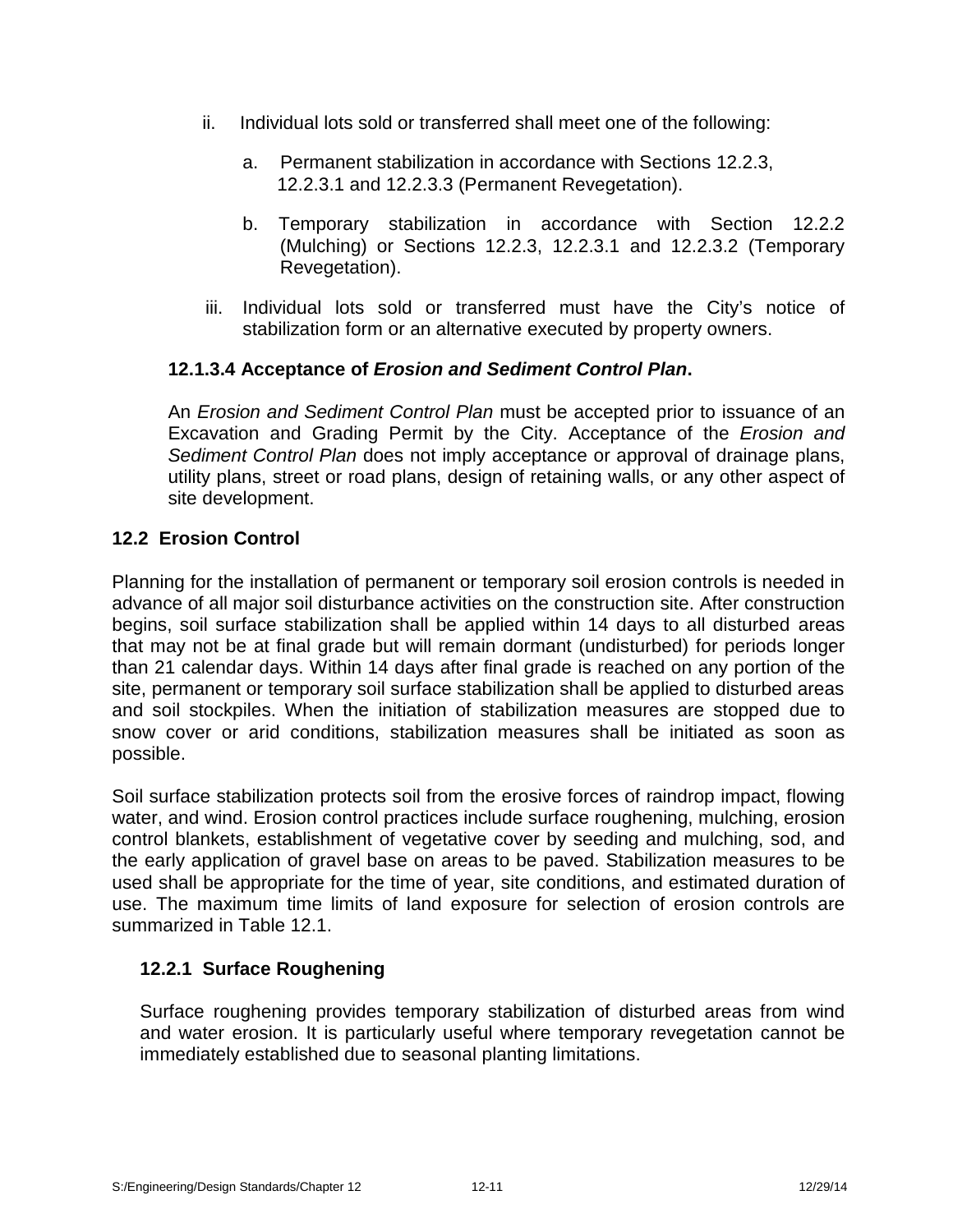ii. Individual lots sold or transferred shall meet one of the following:

   a. Permanent stabilization in accordance with Sections 12.2.3, 12.2.3.1 and 12.2.3.3 (Permanent Revegetation).

   b. Temporary stabilization in accordance with Section 12.2.2 (Mulching) or Sections 12.2.3, 12.2.3.1 and 12.2.3.2 (Temporary Revegetation).

iii. Individual lots sold or transferred must have the City's notice of stabilization form or an alternative executed by property owners.

#### 12.1.3.4 Acceptance of *Erosion and Sediment Control Plan*.

An *Erosion and Sediment Control Plan* must be accepted prior to issuance of an Excavation and Grading Permit by the City. Acceptance of the *Erosion and Sediment Control Plan* does not imply acceptance or approval of drainage plans, utility plans, street or road plans, design of retaining walls, or any other aspect of site development.

## 12.2 Erosion Control

Planning for the installation of permanent or temporary soil erosion controls is needed in advance of all major soil disturbance activities on the construction site. After construction begins, soil surface stabilization shall be applied within 14 days to all disturbed areas that may not be at final grade but will remain dormant (undisturbed) for periods longer than 21 calendar days. Within 14 days after final grade is reached on any portion of the site, permanent or temporary soil surface stabilization shall be applied to disturbed areas and soil stockpiles. When the initiation of stabilization measures are stopped due to snow cover or arid conditions, stabilization measures shall be initiated as soon as possible.

Soil surface stabilization protects soil from the erosive forces of raindrop impact, flowing water, and wind. Erosion control practices include surface roughening, mulching, erosion control blankets, establishment of vegetative cover by seeding and mulching, sod, and the early application of gravel base on areas to be paved. Stabilization measures to be used shall be appropriate for the time of year, site conditions, and estimated duration of use. The maximum time limits of land exposure for selection of erosion controls are summarized in Table 12.1.

### 12.2.1 Surface Roughening

Surface roughening provides temporary stabilization of disturbed areas from wind and water erosion. It is particularly useful where temporary revegetation cannot be immediately established due to seasonal planting limitations.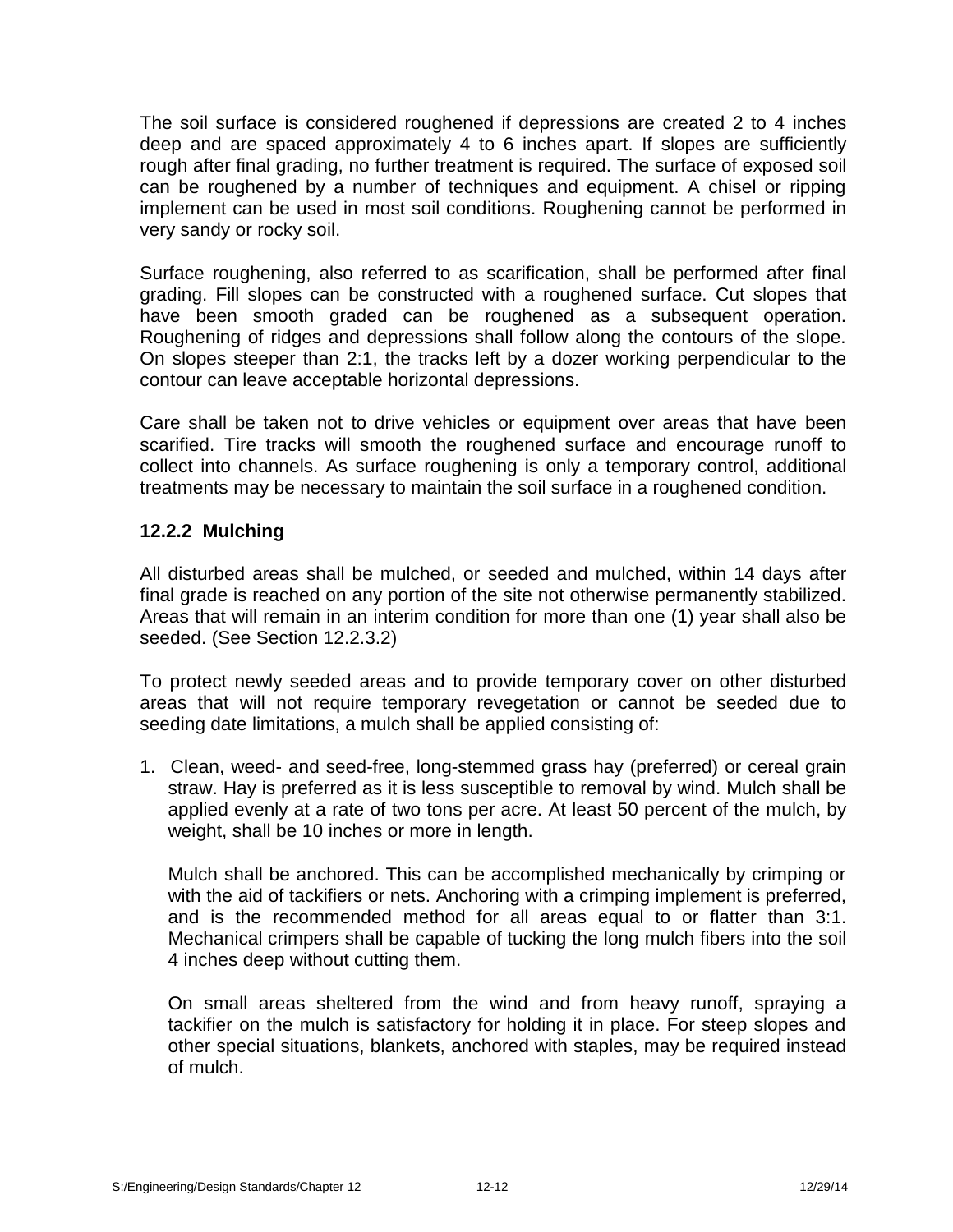The soil surface is considered roughened if depressions are created 2 to 4 inches deep and are spaced approximately 4 to 6 inches apart. If slopes are sufficiently rough after final grading, no further treatment is required. The surface of exposed soil can be roughened by a number of techniques and equipment. A chisel or ripping implement can be used in most soil conditions. Roughening cannot be performed in very sandy or rocky soil.

Surface roughening, also referred to as scarification, shall be performed after final grading. Fill slopes can be constructed with a roughened surface. Cut slopes that have been smooth graded can be roughened as a subsequent operation. Roughening of ridges and depressions shall follow along the contours of the slope. On slopes steeper than 2:1, the tracks left by a dozer working perpendicular to the contour can leave acceptable horizontal depressions.

Care shall be taken not to drive vehicles or equipment over areas that have been scarified. Tire tracks will smooth the roughened surface and encourage runoff to collect into channels. As surface roughening is only a temporary control, additional treatments may be necessary to maintain the soil surface in a roughened condition.

### 12.2.2 Mulching

All disturbed areas shall be mulched, or seeded and mulched, within 14 days after final grade is reached on any portion of the site not otherwise permanently stabilized. Areas that will remain in an interim condition for more than one (1) year shall also be seeded. (See Section 12.2.3.2)

To protect newly seeded areas and to provide temporary cover on other disturbed areas that will not require temporary revegetation or cannot be seeded due to seeding date limitations, a mulch shall be applied consisting of:

1. Clean, weed- and seed-free, long-stemmed grass hay (preferred) or cereal grain straw. Hay is preferred as it is less susceptible to removal by wind. Mulch shall be applied evenly at a rate of two tons per acre. At least 50 percent of the mulch, by weight, shall be 10 inches or more in length.

   Mulch shall be anchored. This can be accomplished mechanically by crimping or with the aid of tackifiers or nets. Anchoring with a crimping implement is preferred, and is the recommended method for all areas equal to or flatter than 3:1. Mechanical crimpers shall be capable of tucking the long mulch fibers into the soil 4 inches deep without cutting them.

   On small areas sheltered from the wind and from heavy runoff, spraying a tackifier on the mulch is satisfactory for holding it in place. For steep slopes and other special situations, blankets, anchored with staples, may be required instead of mulch.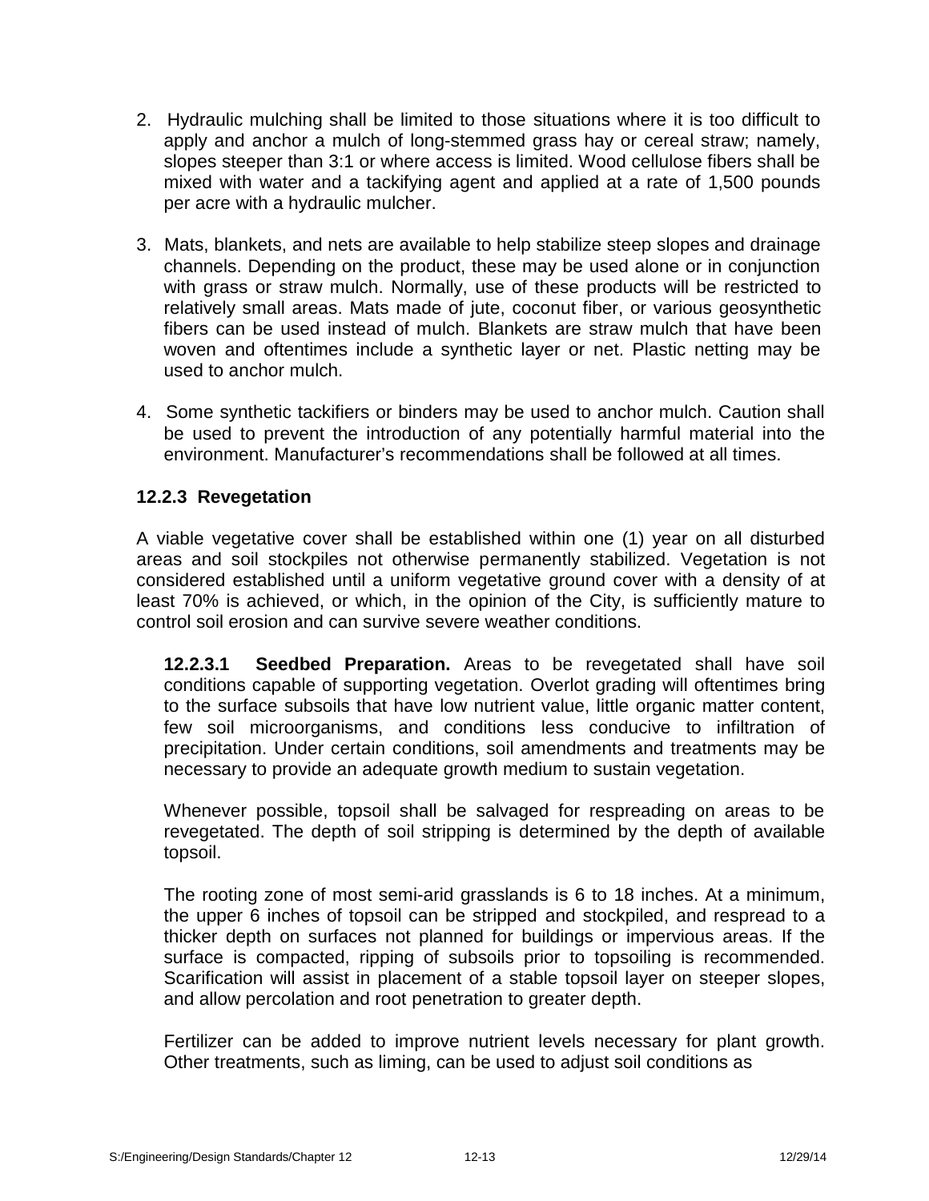2. Hydraulic mulching shall be limited to those situations where it is too difficult to apply and anchor a mulch of long-stemmed grass hay or cereal straw; namely, slopes steeper than 3:1 or where access is limited. Wood cellulose fibers shall be mixed with water and a tackifying agent and applied at a rate of 1,500 pounds per acre with a hydraulic mulcher.

3. Mats, blankets, and nets are available to help stabilize steep slopes and drainage channels. Depending on the product, these may be used alone or in conjunction with grass or straw mulch. Normally, use of these products will be restricted to relatively small areas. Mats made of jute, coconut fiber, or various geosynthetic fibers can be used instead of mulch. Blankets are straw mulch that have been woven and oftentimes include a synthetic layer or net. Plastic netting may be used to anchor mulch.

4. Some synthetic tackifiers or binders may be used to anchor mulch. Caution shall be used to prevent the introduction of any potentially harmful material into the environment. Manufacturer's recommendations shall be followed at all times.

### 12.2.3 Revegetation

A viable vegetative cover shall be established within one (1) year on all disturbed areas and soil stockpiles not otherwise permanently stabilized. Vegetation is not considered established until a uniform vegetative ground cover with a density of at least 70% is achieved, or which, in the opinion of the City, is sufficiently mature to control soil erosion and can survive severe weather conditions.

**12.2.3.1 Seedbed Preparation.** Areas to be revegetated shall have soil conditions capable of supporting vegetation. Overlot grading will oftentimes bring to the surface subsoils that have low nutrient value, little organic matter content, few soil microorganisms, and conditions less conducive to infiltration of precipitation. Under certain conditions, soil amendments and treatments may be necessary to provide an adequate growth medium to sustain vegetation.

Whenever possible, topsoil shall be salvaged for respreading on areas to be revegetated. The depth of soil stripping is determined by the depth of available topsoil.

The rooting zone of most semi-arid grasslands is 6 to 18 inches. At a minimum, the upper 6 inches of topsoil can be stripped and stockpiled, and respread to a thicker depth on surfaces not planned for buildings or impervious areas. If the surface is compacted, ripping of subsoils prior to topsoiling is recommended. Scarification will assist in placement of a stable topsoil layer on steeper slopes, and allow percolation and root penetration to greater depth.

Fertilizer can be added to improve nutrient levels necessary for plant growth. Other treatments, such as liming, can be used to adjust soil conditions as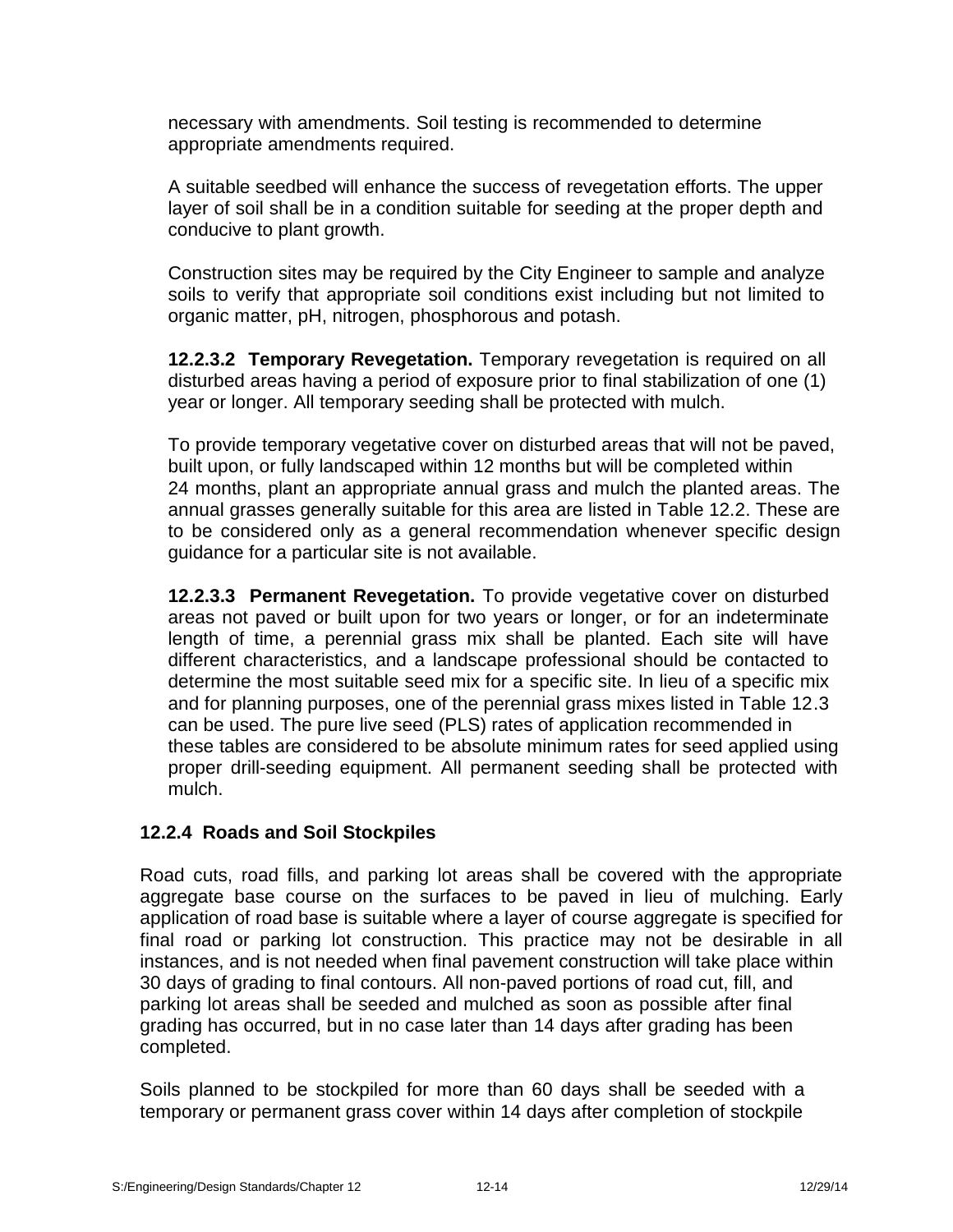necessary with amendments. Soil testing is recommended to determine appropriate amendments required.

A suitable seedbed will enhance the success of revegetation efforts. The upper layer of soil shall be in a condition suitable for seeding at the proper depth and conducive to plant growth.

Construction sites may be required by the City Engineer to sample and analyze soils to verify that appropriate soil conditions exist including but not limited to organic matter, pH, nitrogen, phosphorous and potash.

**12.2.3.2 Temporary Revegetation.** Temporary revegetation is required on all disturbed areas having a period of exposure prior to final stabilization of one (1) year or longer. All temporary seeding shall be protected with mulch.

To provide temporary vegetative cover on disturbed areas that will not be paved, built upon, or fully landscaped within 12 months but will be completed within 24 months, plant an appropriate annual grass and mulch the planted areas. The annual grasses generally suitable for this area are listed in Table 12.2. These are to be considered only as a general recommendation whenever specific design guidance for a particular site is not available.

**12.2.3.3 Permanent Revegetation.** To provide vegetative cover on disturbed areas not paved or built upon for two years or longer, or for an indeterminate length of time, a perennial grass mix shall be planted. Each site will have different characteristics, and a landscape professional should be contacted to determine the most suitable seed mix for a specific site. In lieu of a specific mix and for planning purposes, one of the perennial grass mixes listed in Table 12.3 can be used. The pure live seed (PLS) rates of application recommended in these tables are considered to be absolute minimum rates for seed applied using proper drill-seeding equipment. All permanent seeding shall be protected with mulch.

### 12.2.4 Roads and Soil Stockpiles

Road cuts, road fills, and parking lot areas shall be covered with the appropriate aggregate base course on the surfaces to be paved in lieu of mulching. Early application of road base is suitable where a layer of course aggregate is specified for final road or parking lot construction. This practice may not be desirable in all instances, and is not needed when final pavement construction will take place within 30 days of grading to final contours. All non-paved portions of road cut, fill, and parking lot areas shall be seeded and mulched as soon as possible after final grading has occurred, but in no case later than 14 days after grading has been completed.

Soils planned to be stockpiled for more than 60 days shall be seeded with a temporary or permanent grass cover within 14 days after completion of stockpile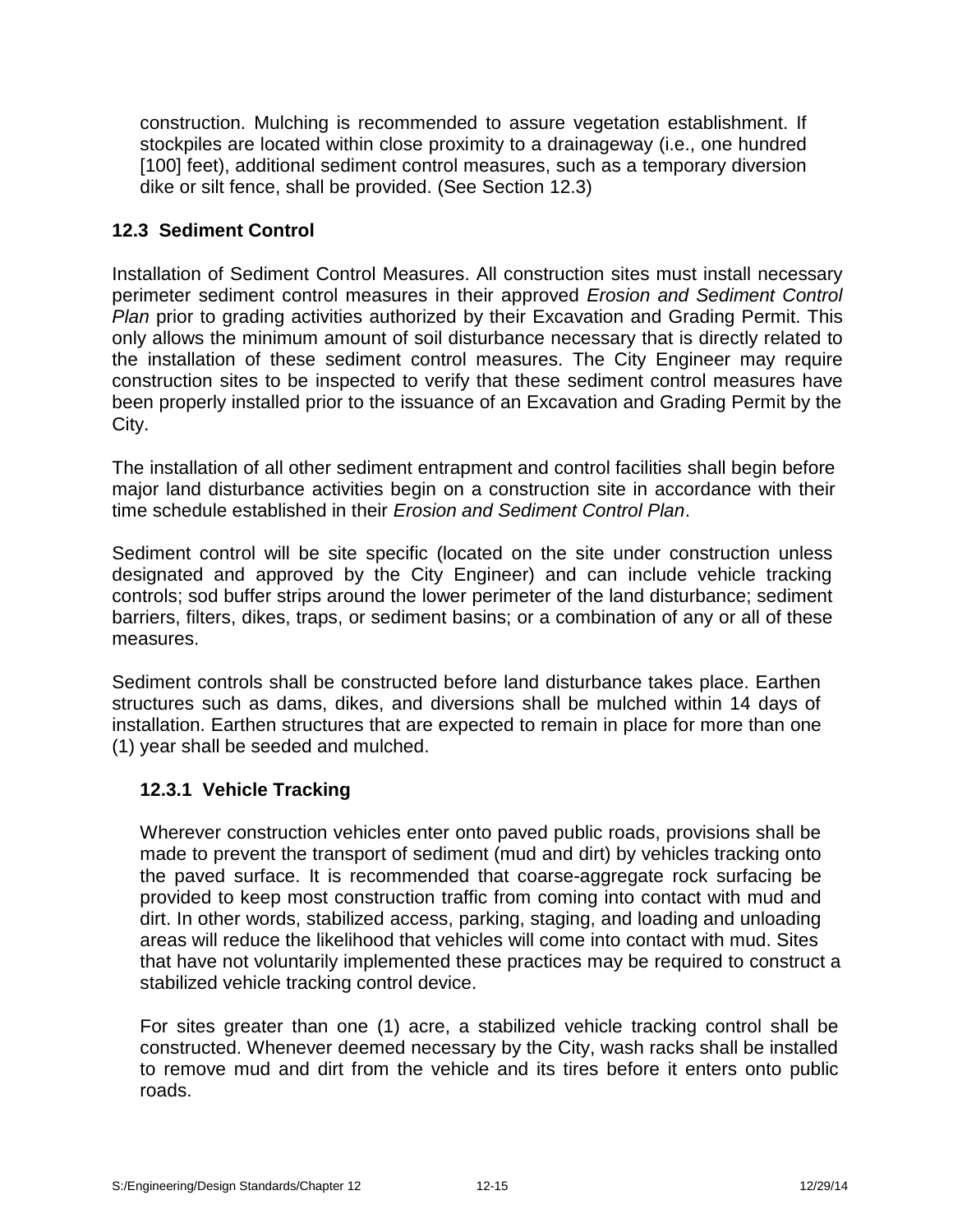construction. Mulching is recommended to assure vegetation establishment. If stockpiles are located within close proximity to a drainageway (i.e., one hundred [100] feet), additional sediment control measures, such as a temporary diversion dike or silt fence, shall be provided. (See Section 12.3)

## 12.3 Sediment Control

Installation of Sediment Control Measures. All construction sites must install necessary perimeter sediment control measures in their approved *Erosion and Sediment Control Plan* prior to grading activities authorized by their Excavation and Grading Permit. This only allows the minimum amount of soil disturbance necessary that is directly related to the installation of these sediment control measures. The City Engineer may require construction sites to be inspected to verify that these sediment control measures have been properly installed prior to the issuance of an Excavation and Grading Permit by the City.

The installation of all other sediment entrapment and control facilities shall begin before major land disturbance activities begin on a construction site in accordance with their time schedule established in their *Erosion and Sediment Control Plan*.

Sediment control will be site specific (located on the site under construction unless designated and approved by the City Engineer) and can include vehicle tracking controls; sod buffer strips around the lower perimeter of the land disturbance; sediment barriers, filters, dikes, traps, or sediment basins; or a combination of any or all of these measures.

Sediment controls shall be constructed before land disturbance takes place. Earthen structures such as dams, dikes, and diversions shall be mulched within 14 days of installation. Earthen structures that are expected to remain in place for more than one (1) year shall be seeded and mulched.

### 12.3.1 Vehicle Tracking

Wherever construction vehicles enter onto paved public roads, provisions shall be made to prevent the transport of sediment (mud and dirt) by vehicles tracking onto the paved surface. It is recommended that coarse-aggregate rock surfacing be provided to keep most construction traffic from coming into contact with mud and dirt. In other words, stabilized access, parking, staging, and loading and unloading areas will reduce the likelihood that vehicles will come into contact with mud. Sites that have not voluntarily implemented these practices may be required to construct a stabilized vehicle tracking control device.

For sites greater than one (1) acre, a stabilized vehicle tracking control shall be constructed. Whenever deemed necessary by the City, wash racks shall be installed to remove mud and dirt from the vehicle and its tires before it enters onto public roads.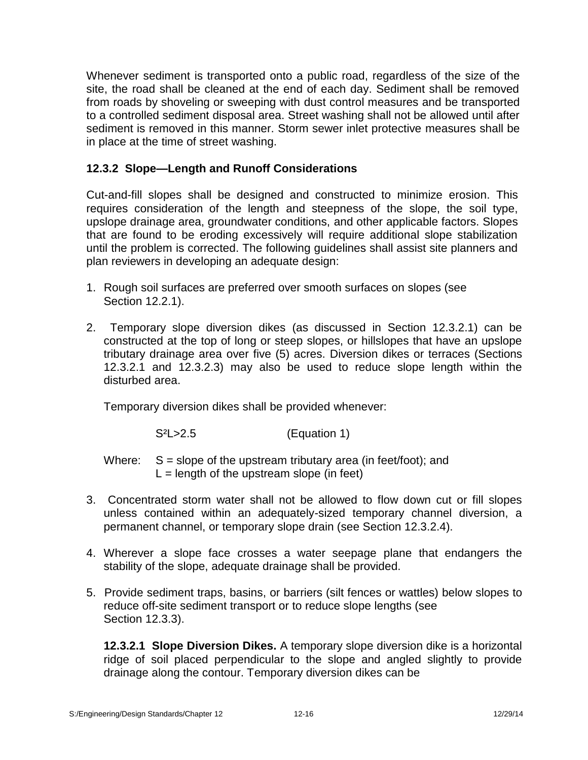Whenever sediment is transported onto a public road, regardless of the size of the site, the road shall be cleaned at the end of each day. Sediment shall be removed from roads by shoveling or sweeping with dust control measures and be transported to a controlled sediment disposal area. Street washing shall not be allowed until after sediment is removed in this manner. Storm sewer inlet protective measures shall be in place at the time of street washing.

### 12.3.2 Slope—Length and Runoff Considerations

Cut-and-fill slopes shall be designed and constructed to minimize erosion. This requires consideration of the length and steepness of the slope, the soil type, upslope drainage area, groundwater conditions, and other applicable factors. Slopes that are found to be eroding excessively will require additional slope stabilization until the problem is corrected. The following guidelines shall assist site planners and plan reviewers in developing an adequate design:

1. Rough soil surfaces are preferred over smooth surfaces on slopes (see Section 12.2.1).

2. Temporary slope diversion dikes (as discussed in Section 12.3.2.1) can be constructed at the top of long or steep slopes, or hillslopes that have an upslope tributary drainage area over five (5) acres. Diversion dikes or terraces (Sections 12.3.2.1 and 12.3.2.3) may also be used to reduce slope length within the disturbed area.

   Temporary diversion dikes shall be provided whenever:

   $$S^2L > 2.5 \qquad \text{(Equation 1)}$$

   Where: $S$ = slope of the upstream tributary area (in feet/foot); and
   $L$ = length of the upstream slope (in feet)

3. Concentrated storm water shall not be allowed to flow down cut or fill slopes unless contained within an adequately-sized temporary channel diversion, a permanent channel, or temporary slope drain (see Section 12.3.2.4).

4. Wherever a slope face crosses a water seepage plane that endangers the stability of the slope, adequate drainage shall be provided.

5. Provide sediment traps, basins, or barriers (silt fences or wattles) below slopes to reduce off-site sediment transport or to reduce slope lengths (see Section 12.3.3).

   **12.3.2.1 Slope Diversion Dikes.** A temporary slope diversion dike is a horizontal ridge of soil placed perpendicular to the slope and angled slightly to provide drainage along the contour. Temporary diversion dikes can be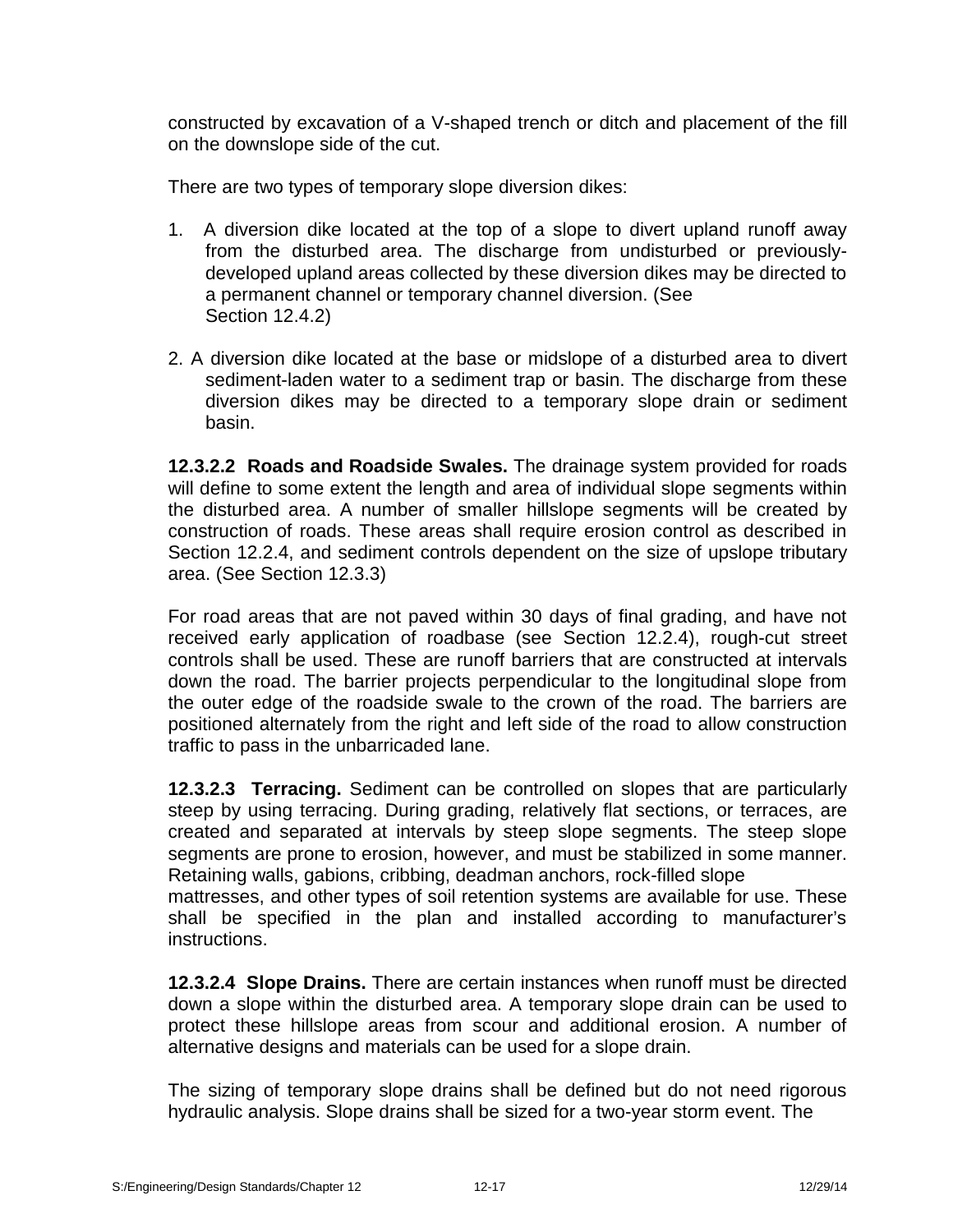constructed by excavation of a V-shaped trench or ditch and placement of the fill on the downslope side of the cut.

There are two types of temporary slope diversion dikes:

1. A diversion dike located at the top of a slope to divert upland runoff away from the disturbed area. The discharge from undisturbed or previously-developed upland areas collected by these diversion dikes may be directed to a permanent channel or temporary channel diversion. (See Section 12.4.2)

2. A diversion dike located at the base or midslope of a disturbed area to divert sediment-laden water to a sediment trap or basin. The discharge from these diversion dikes may be directed to a temporary slope drain or sediment basin.

**12.3.2.2 Roads and Roadside Swales.** The drainage system provided for roads will define to some extent the length and area of individual slope segments within the disturbed area. A number of smaller hillslope segments will be created by construction of roads. These areas shall require erosion control as described in Section 12.2.4, and sediment controls dependent on the size of upslope tributary area. (See Section 12.3.3)

For road areas that are not paved within 30 days of final grading, and have not received early application of roadbase (see Section 12.2.4), rough-cut street controls shall be used. These are runoff barriers that are constructed at intervals down the road. The barrier projects perpendicular to the longitudinal slope from the outer edge of the roadside swale to the crown of the road. The barriers are positioned alternately from the right and left side of the road to allow construction traffic to pass in the unbarricaded lane.

**12.3.2.3 Terracing.** Sediment can be controlled on slopes that are particularly steep by using terracing. During grading, relatively flat sections, or terraces, are created and separated at intervals by steep slope segments. The steep slope segments are prone to erosion, however, and must be stabilized in some manner. Retaining walls, gabions, cribbing, deadman anchors, rock-filled slope mattresses, and other types of soil retention systems are available for use. These shall be specified in the plan and installed according to manufacturer's instructions.

**12.3.2.4 Slope Drains.** There are certain instances when runoff must be directed down a slope within the disturbed area. A temporary slope drain can be used to protect these hillslope areas from scour and additional erosion. A number of alternative designs and materials can be used for a slope drain.

The sizing of temporary slope drains shall be defined but do not need rigorous hydraulic analysis. Slope drains shall be sized for a two-year storm event. The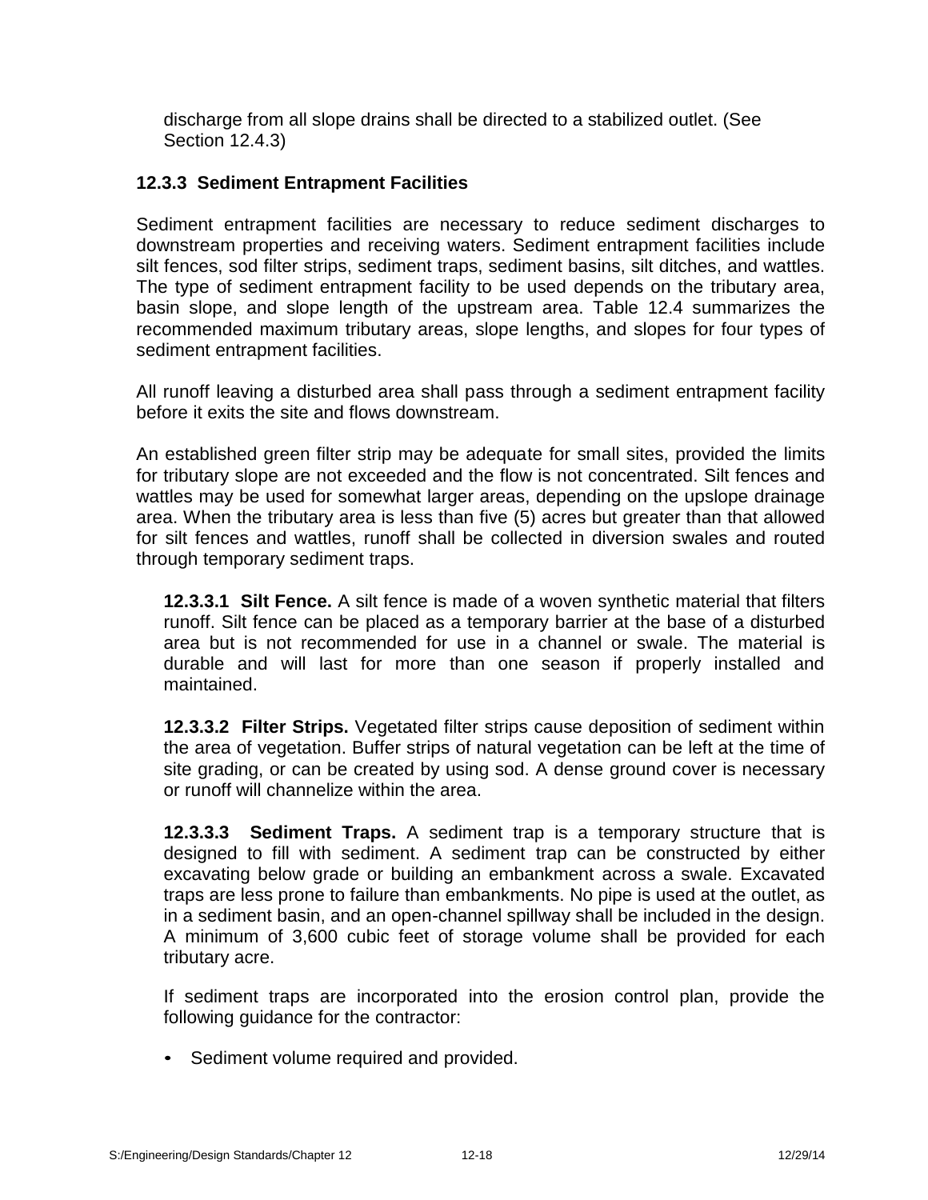discharge from all slope drains shall be directed to a stabilized outlet. (See Section 12.4.3)

### 12.3.3 Sediment Entrapment Facilities

Sediment entrapment facilities are necessary to reduce sediment discharges to downstream properties and receiving waters. Sediment entrapment facilities include silt fences, sod filter strips, sediment traps, sediment basins, silt ditches, and wattles. The type of sediment entrapment facility to be used depends on the tributary area, basin slope, and slope length of the upstream area. Table 12.4 summarizes the recommended maximum tributary areas, slope lengths, and slopes for four types of sediment entrapment facilities.

All runoff leaving a disturbed area shall pass through a sediment entrapment facility before it exits the site and flows downstream.

An established green filter strip may be adequate for small sites, provided the limits for tributary slope are not exceeded and the flow is not concentrated. Silt fences and wattles may be used for somewhat larger areas, depending on the upslope drainage area. When the tributary area is less than five (5) acres but greater than that allowed for silt fences and wattles, runoff shall be collected in diversion swales and routed through temporary sediment traps.

**12.3.3.1 Silt Fence.** A silt fence is made of a woven synthetic material that filters runoff. Silt fence can be placed as a temporary barrier at the base of a disturbed area but is not recommended for use in a channel or swale. The material is durable and will last for more than one season if properly installed and maintained.

**12.3.3.2 Filter Strips.** Vegetated filter strips cause deposition of sediment within the area of vegetation. Buffer strips of natural vegetation can be left at the time of site grading, or can be created by using sod. A dense ground cover is necessary or runoff will channelize within the area.

**12.3.3.3 Sediment Traps.** A sediment trap is a temporary structure that is designed to fill with sediment. A sediment trap can be constructed by either excavating below grade or building an embankment across a swale. Excavated traps are less prone to failure than embankments. No pipe is used at the outlet, as in a sediment basin, and an open-channel spillway shall be included in the design. A minimum of 3,600 cubic feet of storage volume shall be provided for each tributary acre.

If sediment traps are incorporated into the erosion control plan, provide the following guidance for the contractor:

- Sediment volume required and provided.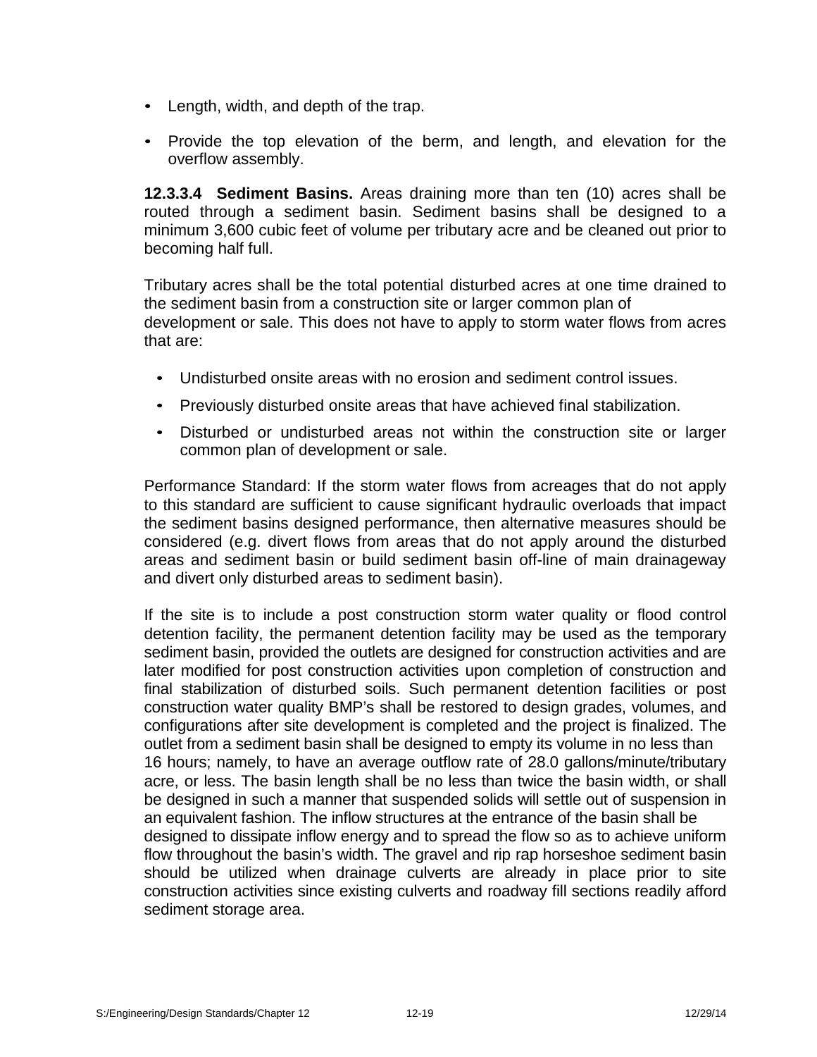- Length, width, and depth of the trap.
- Provide the top elevation of the berm, and length, and elevation for the overflow assembly.

**12.3.3.4 Sediment Basins.** Areas draining more than ten (10) acres shall be routed through a sediment basin. Sediment basins shall be designed to a minimum 3,600 cubic feet of volume per tributary acre and be cleaned out prior to becoming half full.

Tributary acres shall be the total potential disturbed acres at one time drained to the sediment basin from a construction site or larger common plan of development or sale. This does not have to apply to storm water flows from acres that are:

- Undisturbed onsite areas with no erosion and sediment control issues.
- Previously disturbed onsite areas that have achieved final stabilization.
- Disturbed or undisturbed areas not within the construction site or larger common plan of development or sale.

Performance Standard: If the storm water flows from acreages that do not apply to this standard are sufficient to cause significant hydraulic overloads that impact the sediment basins designed performance, then alternative measures should be considered (e.g. divert flows from areas that do not apply around the disturbed areas and sediment basin or build sediment basin off-line of main drainageway and divert only disturbed areas to sediment basin).

If the site is to include a post construction storm water quality or flood control detention facility, the permanent detention facility may be used as the temporary sediment basin, provided the outlets are designed for construction activities and are later modified for post construction activities upon completion of construction and final stabilization of disturbed soils. Such permanent detention facilities or post construction water quality BMP's shall be restored to design grades, volumes, and configurations after site development is completed and the project is finalized. The outlet from a sediment basin shall be designed to empty its volume in no less than 16 hours; namely, to have an average outflow rate of 28.0 gallons/minute/tributary acre, or less. The basin length shall be no less than twice the basin width, or shall be designed in such a manner that suspended solids will settle out of suspension in an equivalent fashion. The inflow structures at the entrance of the basin shall be designed to dissipate inflow energy and to spread the flow so as to achieve uniform flow throughout the basin's width. The gravel and rip rap horseshoe sediment basin should be utilized when drainage culverts are already in place prior to site construction activities since existing culverts and roadway fill sections readily afford sediment storage area.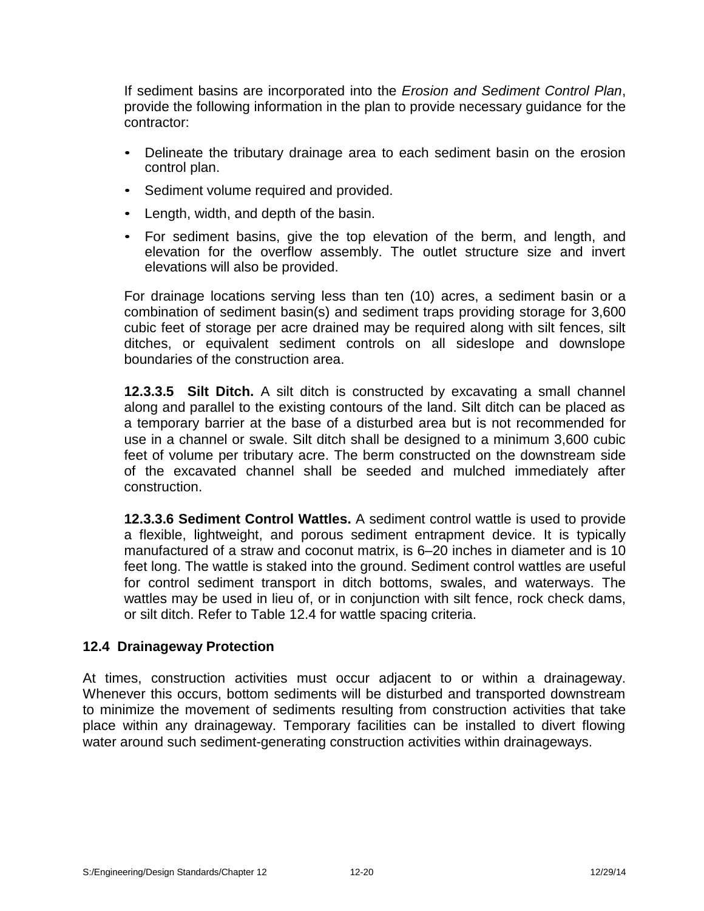If sediment basins are incorporated into the *Erosion and Sediment Control Plan*, provide the following information in the plan to provide necessary guidance for the contractor:

- Delineate the tributary drainage area to each sediment basin on the erosion control plan.
- Sediment volume required and provided.
- Length, width, and depth of the basin.
- For sediment basins, give the top elevation of the berm, and length, and elevation for the overflow assembly. The outlet structure size and invert elevations will also be provided.

For drainage locations serving less than ten (10) acres, a sediment basin or a combination of sediment basin(s) and sediment traps providing storage for 3,600 cubic feet of storage per acre drained may be required along with silt fences, silt ditches, or equivalent sediment controls on all sideslope and downslope boundaries of the construction area.

**12.3.3.5 Silt Ditch.** A silt ditch is constructed by excavating a small channel along and parallel to the existing contours of the land. Silt ditch can be placed as a temporary barrier at the base of a disturbed area but is not recommended for use in a channel or swale. Silt ditch shall be designed to a minimum 3,600 cubic feet of volume per tributary acre. The berm constructed on the downstream side of the excavated channel shall be seeded and mulched immediately after construction.

**12.3.3.6 Sediment Control Wattles.** A sediment control wattle is used to provide a flexible, lightweight, and porous sediment entrapment device. It is typically manufactured of a straw and coconut matrix, is 6–20 inches in diameter and is 10 feet long. The wattle is staked into the ground. Sediment control wattles are useful for control sediment transport in ditch bottoms, swales, and waterways. The wattles may be used in lieu of, or in conjunction with silt fence, rock check dams, or silt ditch. Refer to Table 12.4 for wattle spacing criteria.

## 12.4 Drainageway Protection

At times, construction activities must occur adjacent to or within a drainageway. Whenever this occurs, bottom sediments will be disturbed and transported downstream to minimize the movement of sediments resulting from construction activities that take place within any drainageway. Temporary facilities can be installed to divert flowing water around such sediment-generating construction activities within drainageways.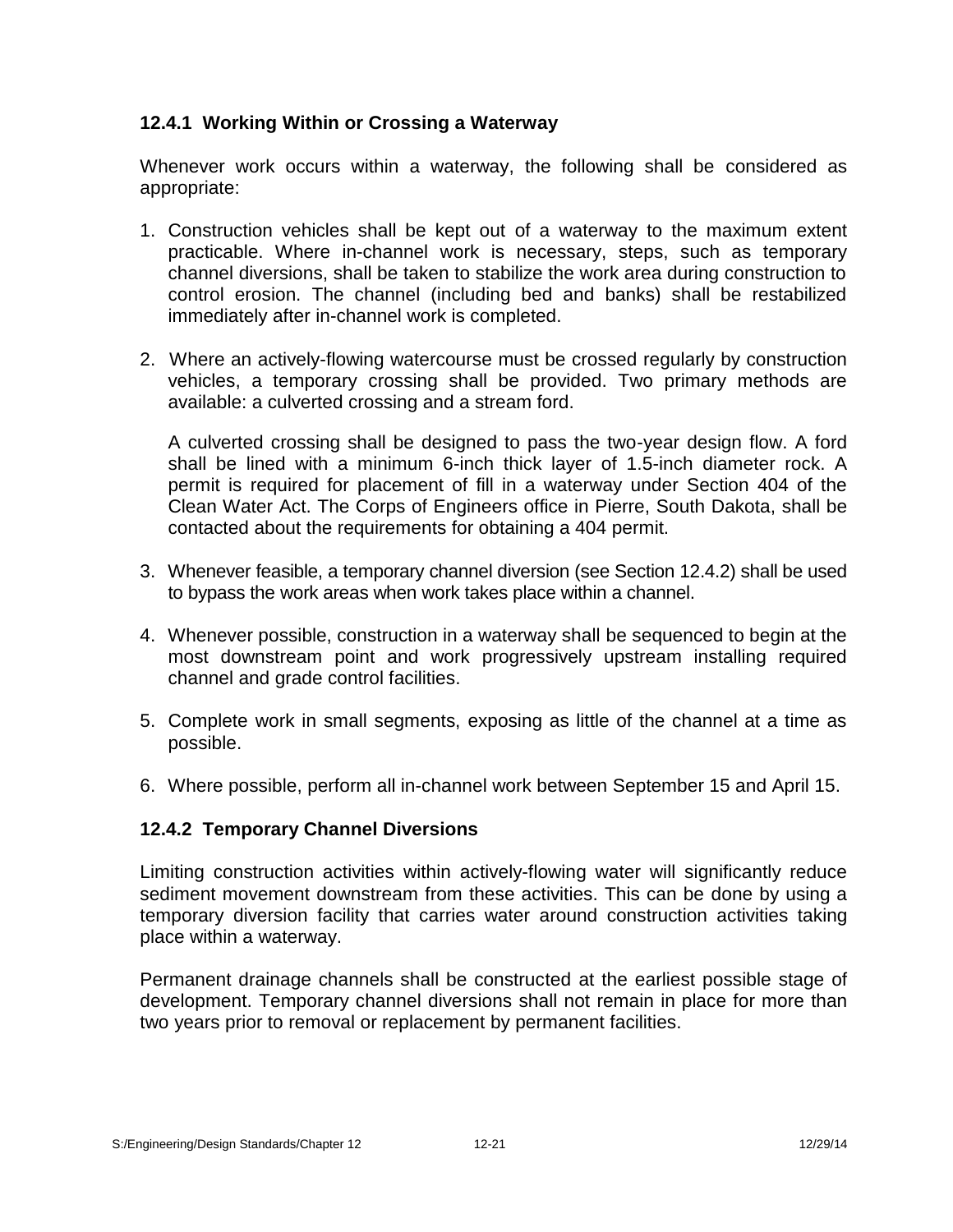### 12.4.1 Working Within or Crossing a Waterway

Whenever work occurs within a waterway, the following shall be considered as appropriate:

1. Construction vehicles shall be kept out of a waterway to the maximum extent practicable. Where in-channel work is necessary, steps, such as temporary channel diversions, shall be taken to stabilize the work area during construction to control erosion. The channel (including bed and banks) shall be restabilized immediately after in-channel work is completed.

2. Where an actively-flowing watercourse must be crossed regularly by construction vehicles, a temporary crossing shall be provided. Two primary methods are available: a culverted crossing and a stream ford.

   A culverted crossing shall be designed to pass the two-year design flow. A ford shall be lined with a minimum 6-inch thick layer of 1.5-inch diameter rock. A permit is required for placement of fill in a waterway under Section 404 of the Clean Water Act. The Corps of Engineers office in Pierre, South Dakota, shall be contacted about the requirements for obtaining a 404 permit.

3. Whenever feasible, a temporary channel diversion (see Section 12.4.2) shall be used to bypass the work areas when work takes place within a channel.

4. Whenever possible, construction in a waterway shall be sequenced to begin at the most downstream point and work progressively upstream installing required channel and grade control facilities.

5. Complete work in small segments, exposing as little of the channel at a time as possible.

6. Where possible, perform all in-channel work between September 15 and April 15.

### 12.4.2 Temporary Channel Diversions

Limiting construction activities within actively-flowing water will significantly reduce sediment movement downstream from these activities. This can be done by using a temporary diversion facility that carries water around construction activities taking place within a waterway.

Permanent drainage channels shall be constructed at the earliest possible stage of development. Temporary channel diversions shall not remain in place for more than two years prior to removal or replacement by permanent facilities.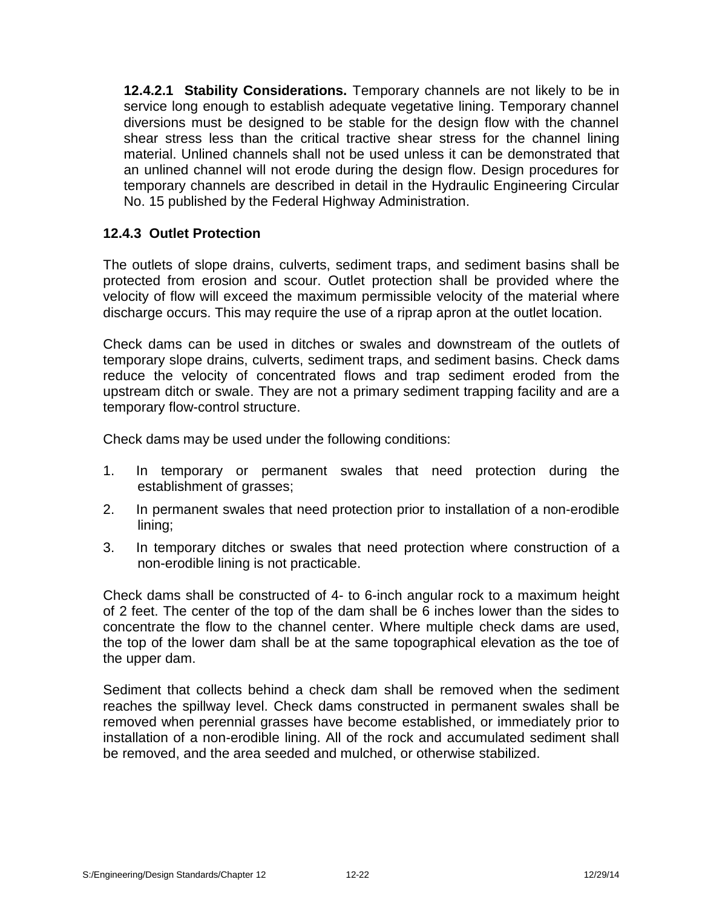**12.4.2.1 Stability Considerations.** Temporary channels are not likely to be in service long enough to establish adequate vegetative lining. Temporary channel diversions must be designed to be stable for the design flow with the channel shear stress less than the critical tractive shear stress for the channel lining material. Unlined channels shall not be used unless it can be demonstrated that an unlined channel will not erode during the design flow. Design procedures for temporary channels are described in detail in the Hydraulic Engineering Circular No. 15 published by the Federal Highway Administration.

### 12.4.3 Outlet Protection

The outlets of slope drains, culverts, sediment traps, and sediment basins shall be protected from erosion and scour. Outlet protection shall be provided where the velocity of flow will exceed the maximum permissible velocity of the material where discharge occurs. This may require the use of a riprap apron at the outlet location.

Check dams can be used in ditches or swales and downstream of the outlets of temporary slope drains, culverts, sediment traps, and sediment basins. Check dams reduce the velocity of concentrated flows and trap sediment eroded from the upstream ditch or swale. They are not a primary sediment trapping facility and are a temporary flow-control structure.

Check dams may be used under the following conditions:

1. In temporary or permanent swales that need protection during the establishment of grasses;
2. In permanent swales that need protection prior to installation of a non-erodible lining;
3. In temporary ditches or swales that need protection where construction of a non-erodible lining is not practicable.

Check dams shall be constructed of 4- to 6-inch angular rock to a maximum height of 2 feet. The center of the top of the dam shall be 6 inches lower than the sides to concentrate the flow to the channel center. Where multiple check dams are used, the top of the lower dam shall be at the same topographical elevation as the toe of the upper dam.

Sediment that collects behind a check dam shall be removed when the sediment reaches the spillway level. Check dams constructed in permanent swales shall be removed when perennial grasses have become established, or immediately prior to installation of a non-erodible lining. All of the rock and accumulated sediment shall be removed, and the area seeded and mulched, or otherwise stabilized.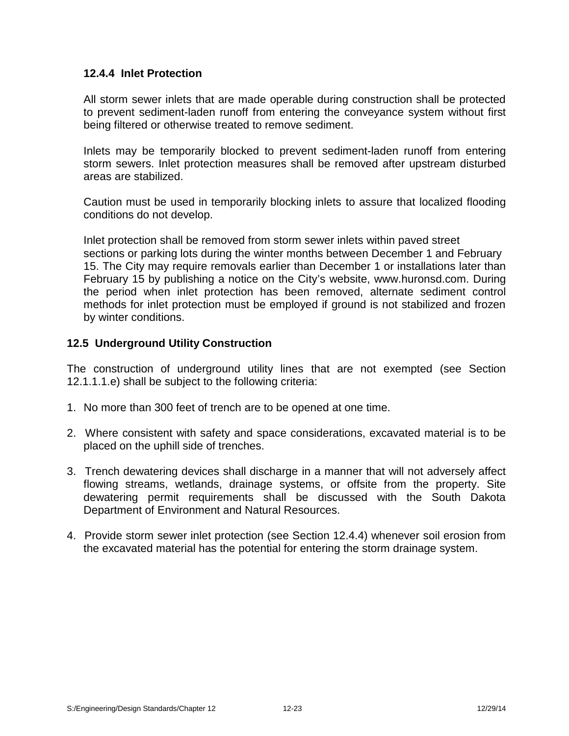#### 12.4.4 Inlet Protection

All storm sewer inlets that are made operable during construction shall be protected to prevent sediment-laden runoff from entering the conveyance system without first being filtered or otherwise treated to remove sediment.

Inlets may be temporarily blocked to prevent sediment-laden runoff from entering storm sewers. Inlet protection measures shall be removed after upstream disturbed areas are stabilized.

Caution must be used in temporarily blocking inlets to assure that localized flooding conditions do not develop.

Inlet protection shall be removed from storm sewer inlets within paved street sections or parking lots during the winter months between December 1 and February 15. The City may require removals earlier than December 1 or installations later than February 15 by publishing a notice on the City's website, www.huronsd.com. During the period when inlet protection has been removed, alternate sediment control methods for inlet protection must be employed if ground is not stabilized and frozen by winter conditions.

### 12.5 Underground Utility Construction

The construction of underground utility lines that are not exempted (see Section 12.1.1.1.e) shall be subject to the following criteria:

1. No more than 300 feet of trench are to be opened at one time.

2. Where consistent with safety and space considerations, excavated material is to be placed on the uphill side of trenches.

3. Trench dewatering devices shall discharge in a manner that will not adversely affect flowing streams, wetlands, drainage systems, or offsite from the property. Site dewatering permit requirements shall be discussed with the South Dakota Department of Environment and Natural Resources.

4. Provide storm sewer inlet protection (see Section 12.4.4) whenever soil erosion from the excavated material has the potential for entering the storm drainage system.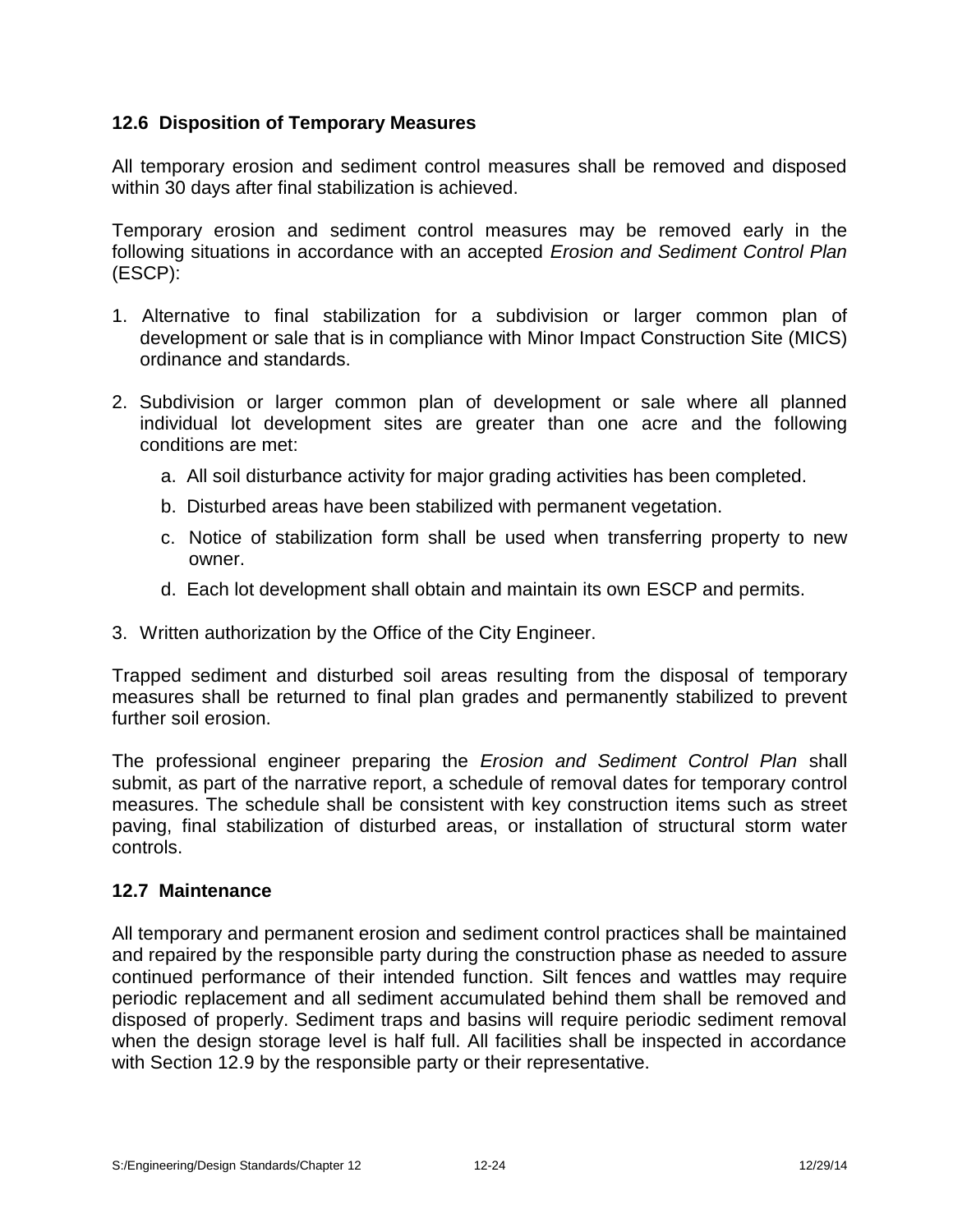## 12.6 Disposition of Temporary Measures

All temporary erosion and sediment control measures shall be removed and disposed within 30 days after final stabilization is achieved.

Temporary erosion and sediment control measures may be removed early in the following situations in accordance with an accepted *Erosion and Sediment Control Plan* (ESCP):

1. Alternative to final stabilization for a subdivision or larger common plan of development or sale that is in compliance with Minor Impact Construction Site (MICS) ordinance and standards.

2. Subdivision or larger common plan of development or sale where all planned individual lot development sites are greater than one acre and the following conditions are met:

   a. All soil disturbance activity for major grading activities has been completed.

   b. Disturbed areas have been stabilized with permanent vegetation.

   c. Notice of stabilization form shall be used when transferring property to new owner.

   d. Each lot development shall obtain and maintain its own ESCP and permits.

3. Written authorization by the Office of the City Engineer.

Trapped sediment and disturbed soil areas resulting from the disposal of temporary measures shall be returned to final plan grades and permanently stabilized to prevent further soil erosion.

The professional engineer preparing the *Erosion and Sediment Control Plan* shall submit, as part of the narrative report, a schedule of removal dates for temporary control measures. The schedule shall be consistent with key construction items such as street paving, final stabilization of disturbed areas, or installation of structural storm water controls.

## 12.7 Maintenance

All temporary and permanent erosion and sediment control practices shall be maintained and repaired by the responsible party during the construction phase as needed to assure continued performance of their intended function. Silt fences and wattles may require periodic replacement and all sediment accumulated behind them shall be removed and disposed of properly. Sediment traps and basins will require periodic sediment removal when the design storage level is half full. All facilities shall be inspected in accordance with Section 12.9 by the responsible party or their representative.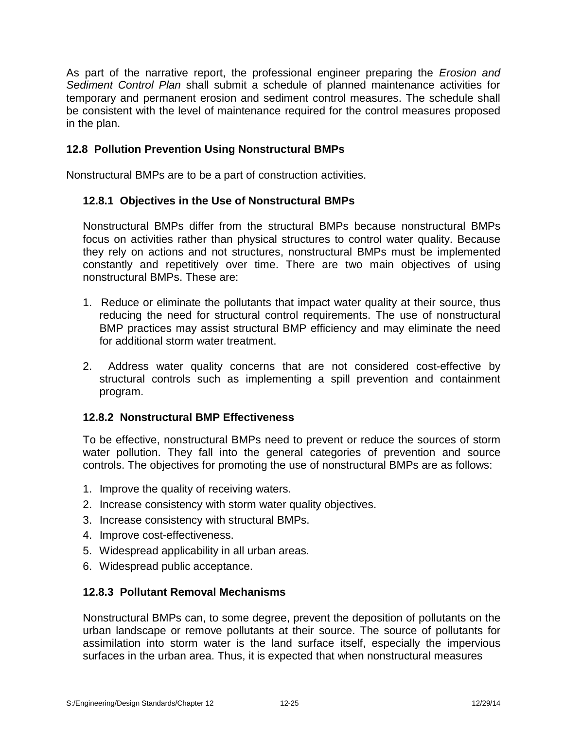As part of the narrative report, the professional engineer preparing the *Erosion and Sediment Control Plan* shall submit a schedule of planned maintenance activities for temporary and permanent erosion and sediment control measures. The schedule shall be consistent with the level of maintenance required for the control measures proposed in the plan.

## 12.8 Pollution Prevention Using Nonstructural BMPs

Nonstructural BMPs are to be a part of construction activities.

### 12.8.1 Objectives in the Use of Nonstructural BMPs

Nonstructural BMPs differ from the structural BMPs because nonstructural BMPs focus on activities rather than physical structures to control water quality. Because they rely on actions and not structures, nonstructural BMPs must be implemented constantly and repetitively over time. There are two main objectives of using nonstructural BMPs. These are:

1. Reduce or eliminate the pollutants that impact water quality at their source, thus reducing the need for structural control requirements. The use of nonstructural BMP practices may assist structural BMP efficiency and may eliminate the need for additional storm water treatment.

2. Address water quality concerns that are not considered cost-effective by structural controls such as implementing a spill prevention and containment program.

### 12.8.2 Nonstructural BMP Effectiveness

To be effective, nonstructural BMPs need to prevent or reduce the sources of storm water pollution. They fall into the general categories of prevention and source controls. The objectives for promoting the use of nonstructural BMPs are as follows:

1. Improve the quality of receiving waters.
2. Increase consistency with storm water quality objectives.
3. Increase consistency with structural BMPs.
4. Improve cost-effectiveness.
5. Widespread applicability in all urban areas.
6. Widespread public acceptance.

### 12.8.3 Pollutant Removal Mechanisms

Nonstructural BMPs can, to some degree, prevent the deposition of pollutants on the urban landscape or remove pollutants at their source. The source of pollutants for assimilation into storm water is the land surface itself, especially the impervious surfaces in the urban area. Thus, it is expected that when nonstructural measures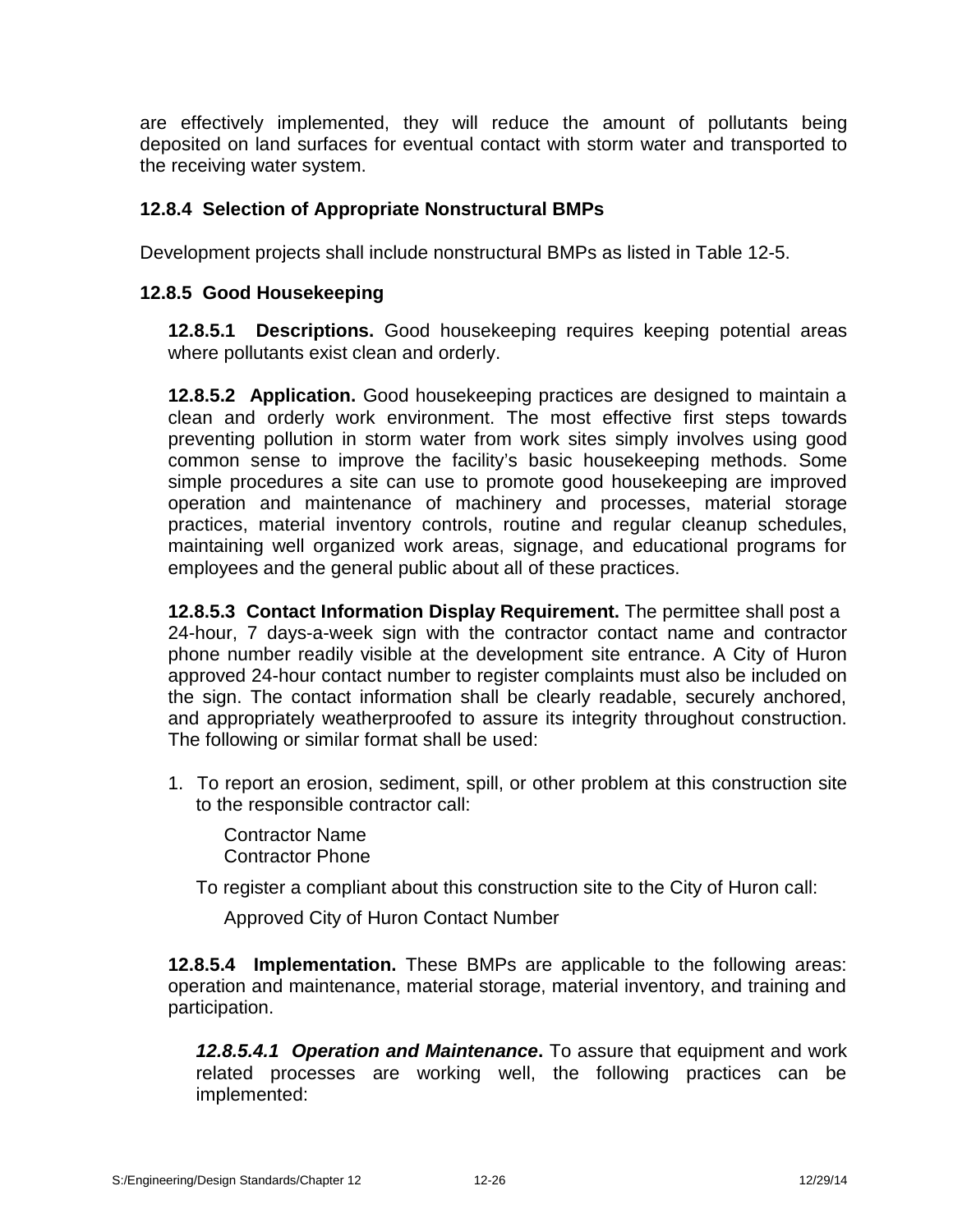are effectively implemented, they will reduce the amount of pollutants being deposited on land surfaces for eventual contact with storm water and transported to the receiving water system.

### 12.8.4 Selection of Appropriate Nonstructural BMPs

Development projects shall include nonstructural BMPs as listed in Table 12-5.

### 12.8.5 Good Housekeeping

**12.8.5.1 Descriptions.** Good housekeeping requires keeping potential areas where pollutants exist clean and orderly.

**12.8.5.2 Application.** Good housekeeping practices are designed to maintain a clean and orderly work environment. The most effective first steps towards preventing pollution in storm water from work sites simply involves using good common sense to improve the facility's basic housekeeping methods. Some simple procedures a site can use to promote good housekeeping are improved operation and maintenance of machinery and processes, material storage practices, material inventory controls, routine and regular cleanup schedules, maintaining well organized work areas, signage, and educational programs for employees and the general public about all of these practices.

**12.8.5.3 Contact Information Display Requirement.** The permittee shall post a 24-hour, 7 days-a-week sign with the contractor contact name and contractor phone number readily visible at the development site entrance. A City of Huron approved 24-hour contact number to register complaints must also be included on the sign. The contact information shall be clearly readable, securely anchored, and appropriately weatherproofed to assure its integrity throughout construction. The following or similar format shall be used:

1. To report an erosion, sediment, spill, or other problem at this construction site to the responsible contractor call:

   Contractor Name
   Contractor Phone

   To register a compliant about this construction site to the City of Huron call:

   Approved City of Huron Contact Number

**12.8.5.4 Implementation.** These BMPs are applicable to the following areas: operation and maintenance, material storage, material inventory, and training and participation.

***12.8.5.4.1 Operation and Maintenance*.** To assure that equipment and work related processes are working well, the following practices can be implemented: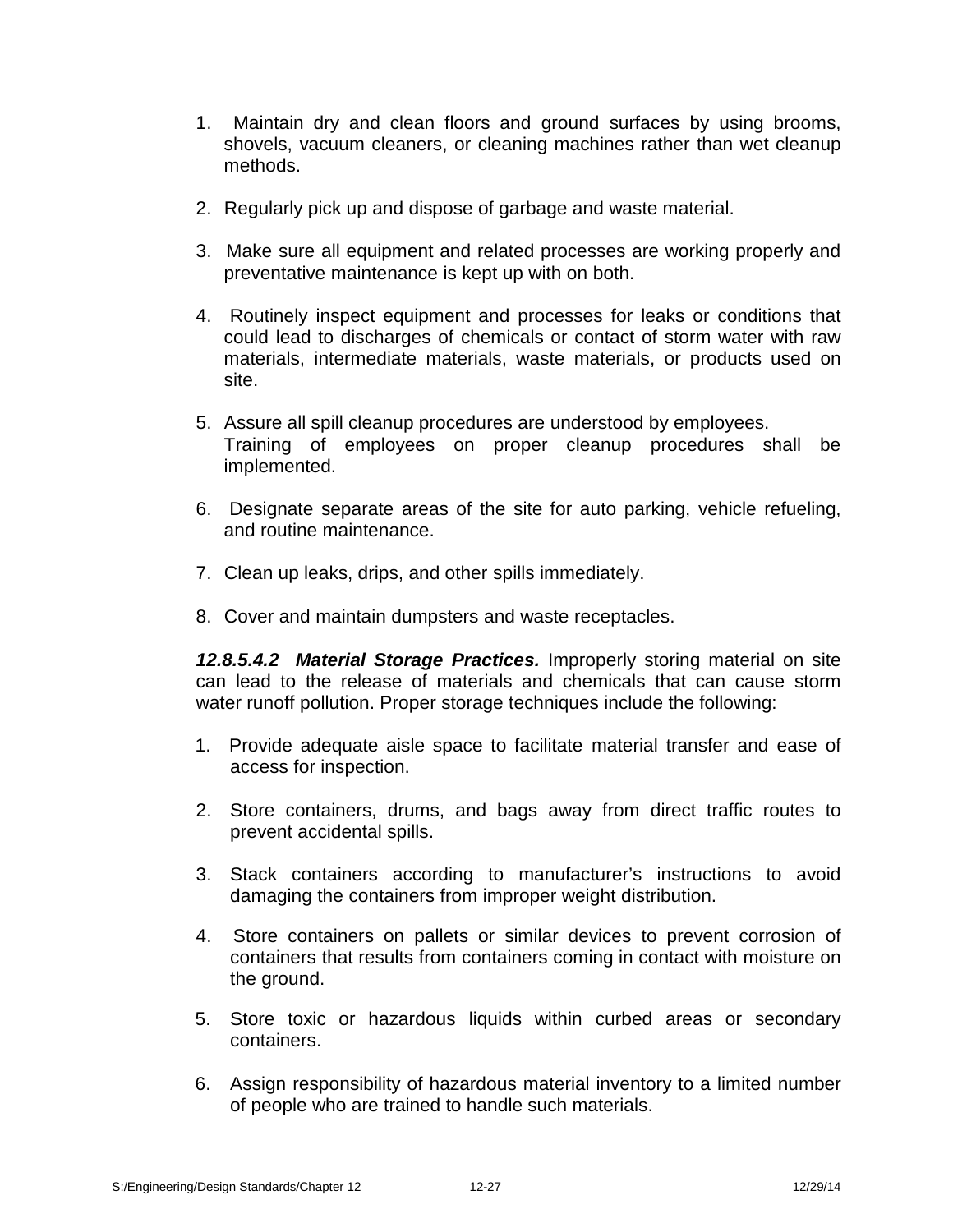1. Maintain dry and clean floors and ground surfaces by using brooms, shovels, vacuum cleaners, or cleaning machines rather than wet cleanup methods.

2. Regularly pick up and dispose of garbage and waste material.

3. Make sure all equipment and related processes are working properly and preventative maintenance is kept up with on both.

4. Routinely inspect equipment and processes for leaks or conditions that could lead to discharges of chemicals or contact of storm water with raw materials, intermediate materials, waste materials, or products used on site.

5. Assure all spill cleanup procedures are understood by employees. Training of employees on proper cleanup procedures shall be implemented.

6. Designate separate areas of the site for auto parking, vehicle refueling, and routine maintenance.

7. Clean up leaks, drips, and other spills immediately.

8. Cover and maintain dumpsters and waste receptacles.

***12.8.5.4.2 Material Storage Practices.*** Improperly storing material on site can lead to the release of materials and chemicals that can cause storm water runoff pollution. Proper storage techniques include the following:

1. Provide adequate aisle space to facilitate material transfer and ease of access for inspection.

2. Store containers, drums, and bags away from direct traffic routes to prevent accidental spills.

3. Stack containers according to manufacturer's instructions to avoid damaging the containers from improper weight distribution.

4. Store containers on pallets or similar devices to prevent corrosion of containers that results from containers coming in contact with moisture on the ground.

5. Store toxic or hazardous liquids within curbed areas or secondary containers.

6. Assign responsibility of hazardous material inventory to a limited number of people who are trained to handle such materials.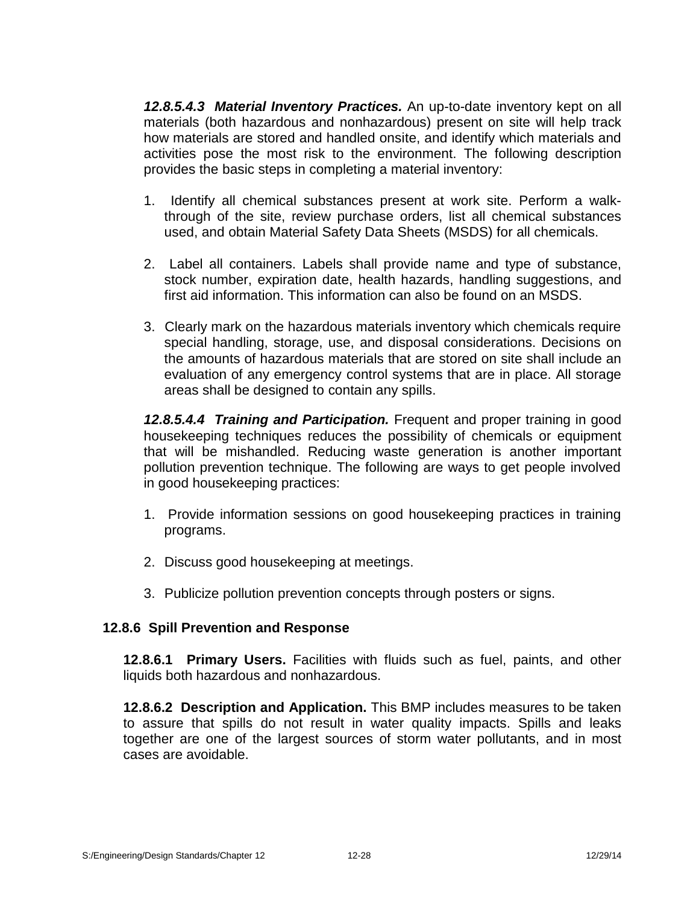***12.8.5.4.3 Material Inventory Practices.*** An up-to-date inventory kept on all materials (both hazardous and nonhazardous) present on site will help track how materials are stored and handled onsite, and identify which materials and activities pose the most risk to the environment. The following description provides the basic steps in completing a material inventory:

1. Identify all chemical substances present at work site. Perform a walk-through of the site, review purchase orders, list all chemical substances used, and obtain Material Safety Data Sheets (MSDS) for all chemicals.

2. Label all containers. Labels shall provide name and type of substance, stock number, expiration date, health hazards, handling suggestions, and first aid information. This information can also be found on an MSDS.

3. Clearly mark on the hazardous materials inventory which chemicals require special handling, storage, use, and disposal considerations. Decisions on the amounts of hazardous materials that are stored on site shall include an evaluation of any emergency control systems that are in place. All storage areas shall be designed to contain any spills.

***12.8.5.4.4 Training and Participation.*** Frequent and proper training in good housekeeping techniques reduces the possibility of chemicals or equipment that will be mishandled. Reducing waste generation is another important pollution prevention technique. The following are ways to get people involved in good housekeeping practices:

1. Provide information sessions on good housekeeping practices in training programs.

2. Discuss good housekeeping at meetings.

3. Publicize pollution prevention concepts through posters or signs.

### 12.8.6 Spill Prevention and Response

**12.8.6.1 Primary Users.** Facilities with fluids such as fuel, paints, and other liquids both hazardous and nonhazardous.

**12.8.6.2 Description and Application.** This BMP includes measures to be taken to assure that spills do not result in water quality impacts. Spills and leaks together are one of the largest sources of storm water pollutants, and in most cases are avoidable.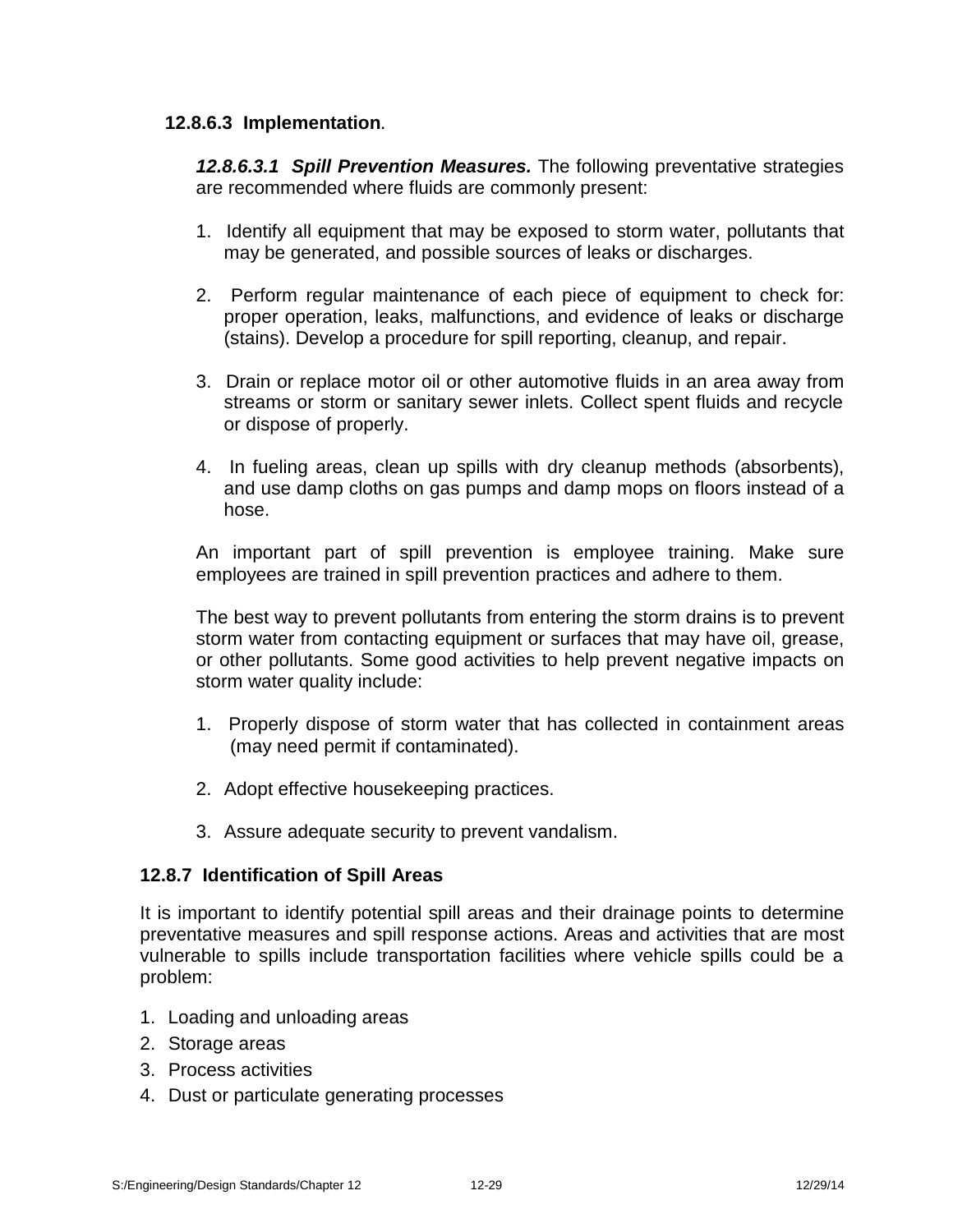### 12.8.6.3 Implementation.

***12.8.6.3.1 Spill Prevention Measures.*** The following preventative strategies are recommended where fluids are commonly present:

1. Identify all equipment that may be exposed to storm water, pollutants that may be generated, and possible sources of leaks or discharges.

2. Perform regular maintenance of each piece of equipment to check for: proper operation, leaks, malfunctions, and evidence of leaks or discharge (stains). Develop a procedure for spill reporting, cleanup, and repair.

3. Drain or replace motor oil or other automotive fluids in an area away from streams or storm or sanitary sewer inlets. Collect spent fluids and recycle or dispose of properly.

4. In fueling areas, clean up spills with dry cleanup methods (absorbents), and use damp cloths on gas pumps and damp mops on floors instead of a hose.

An important part of spill prevention is employee training. Make sure employees are trained in spill prevention practices and adhere to them.

The best way to prevent pollutants from entering the storm drains is to prevent storm water from contacting equipment or surfaces that may have oil, grease, or other pollutants. Some good activities to help prevent negative impacts on storm water quality include:

1. Properly dispose of storm water that has collected in containment areas (may need permit if contaminated).

2. Adopt effective housekeeping practices.

3. Assure adequate security to prevent vandalism.

## 12.8.7 Identification of Spill Areas

It is important to identify potential spill areas and their drainage points to determine preventative measures and spill response actions. Areas and activities that are most vulnerable to spills include transportation facilities where vehicle spills could be a problem:

1. Loading and unloading areas
2. Storage areas
3. Process activities
4. Dust or particulate generating processes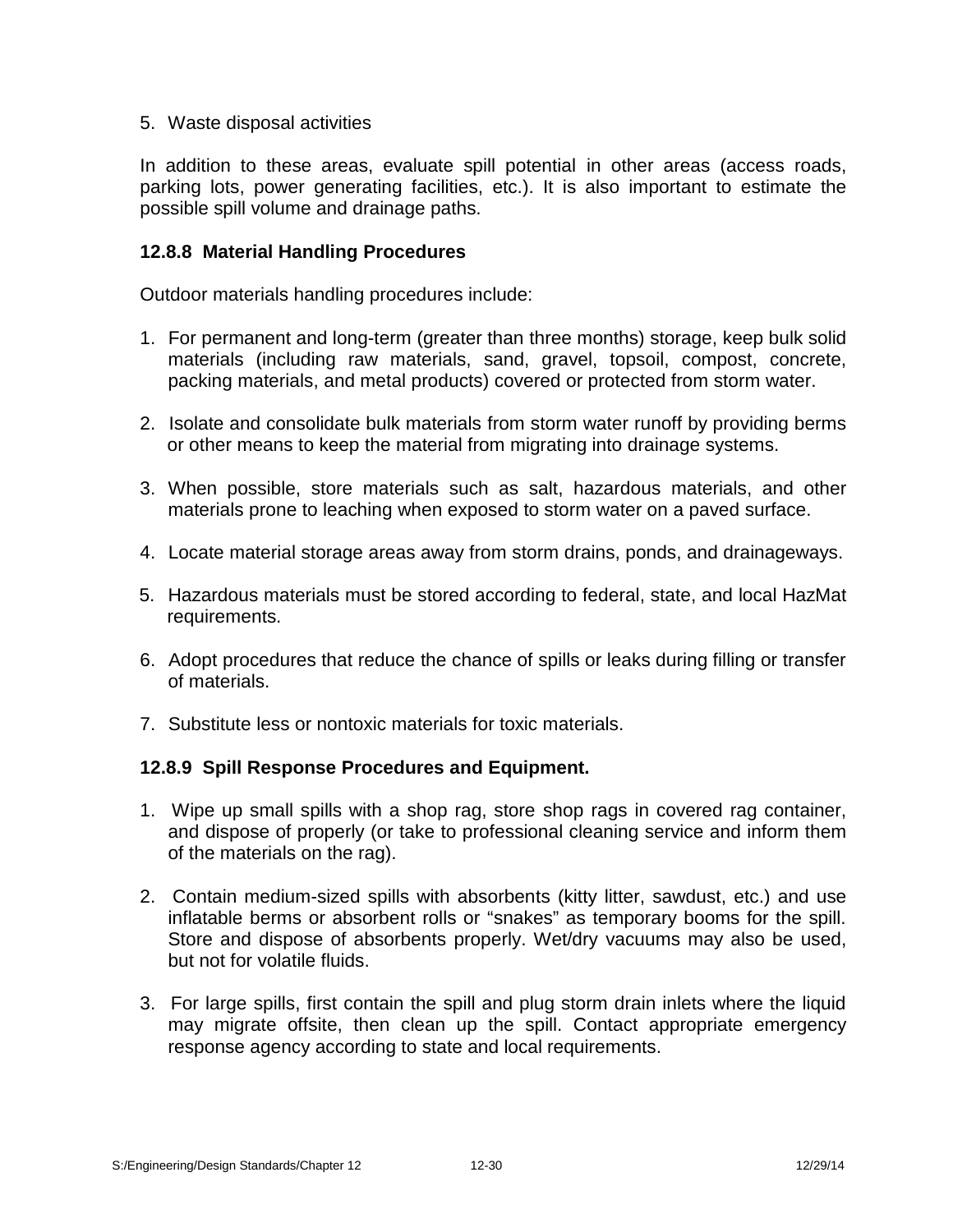5. Waste disposal activities

In addition to these areas, evaluate spill potential in other areas (access roads, parking lots, power generating facilities, etc.). It is also important to estimate the possible spill volume and drainage paths.

### 12.8.8 Material Handling Procedures

Outdoor materials handling procedures include:

1. For permanent and long-term (greater than three months) storage, keep bulk solid materials (including raw materials, sand, gravel, topsoil, compost, concrete, packing materials, and metal products) covered or protected from storm water.

2. Isolate and consolidate bulk materials from storm water runoff by providing berms or other means to keep the material from migrating into drainage systems.

3. When possible, store materials such as salt, hazardous materials, and other materials prone to leaching when exposed to storm water on a paved surface.

4. Locate material storage areas away from storm drains, ponds, and drainageways.

5. Hazardous materials must be stored according to federal, state, and local HazMat requirements.

6. Adopt procedures that reduce the chance of spills or leaks during filling or transfer of materials.

7. Substitute less or nontoxic materials for toxic materials.

### 12.8.9 Spill Response Procedures and Equipment.

1. Wipe up small spills with a shop rag, store shop rags in covered rag container, and dispose of properly (or take to professional cleaning service and inform them of the materials on the rag).

2. Contain medium-sized spills with absorbents (kitty litter, sawdust, etc.) and use inflatable berms or absorbent rolls or "snakes" as temporary booms for the spill. Store and dispose of absorbents properly. Wet/dry vacuums may also be used, but not for volatile fluids.

3. For large spills, first contain the spill and plug storm drain inlets where the liquid may migrate offsite, then clean up the spill. Contact appropriate emergency response agency according to state and local requirements.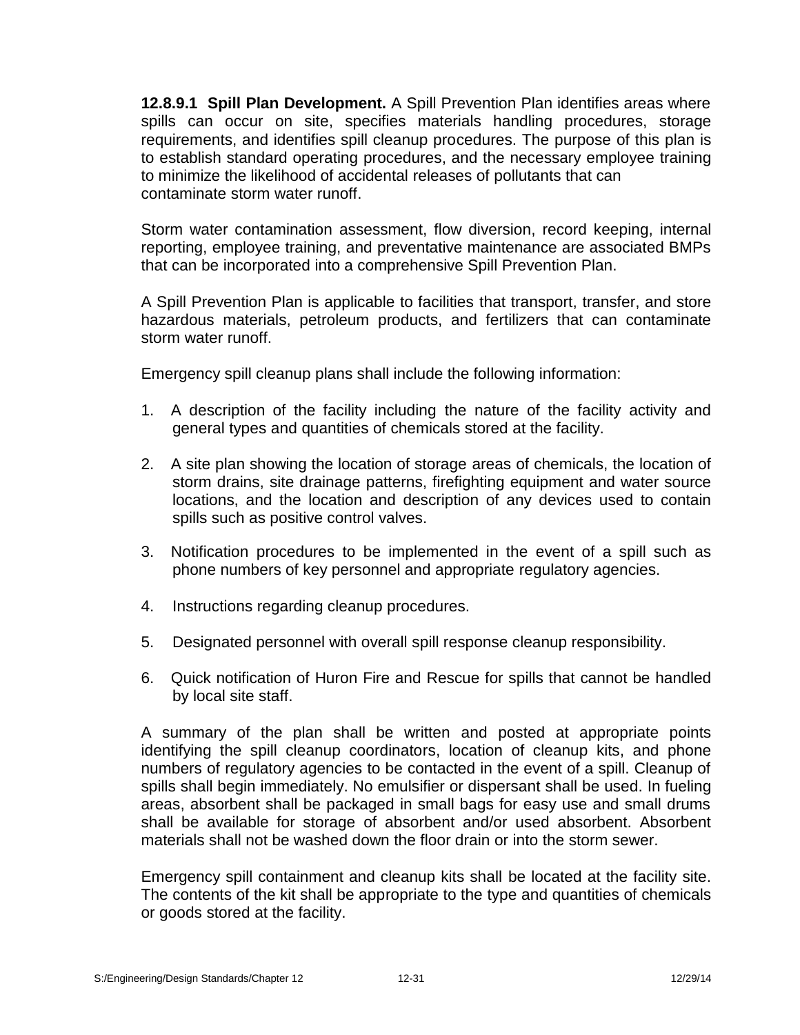**12.8.9.1 Spill Plan Development.** A Spill Prevention Plan identifies areas where spills can occur on site, specifies materials handling procedures, storage requirements, and identifies spill cleanup procedures. The purpose of this plan is to establish standard operating procedures, and the necessary employee training to minimize the likelihood of accidental releases of pollutants that can contaminate storm water runoff.

Storm water contamination assessment, flow diversion, record keeping, internal reporting, employee training, and preventative maintenance are associated BMPs that can be incorporated into a comprehensive Spill Prevention Plan.

A Spill Prevention Plan is applicable to facilities that transport, transfer, and store hazardous materials, petroleum products, and fertilizers that can contaminate storm water runoff.

Emergency spill cleanup plans shall include the following information:

1. A description of the facility including the nature of the facility activity and general types and quantities of chemicals stored at the facility.
2. A site plan showing the location of storage areas of chemicals, the location of storm drains, site drainage patterns, firefighting equipment and water source locations, and the location and description of any devices used to contain spills such as positive control valves.
3. Notification procedures to be implemented in the event of a spill such as phone numbers of key personnel and appropriate regulatory agencies.
4. Instructions regarding cleanup procedures.
5. Designated personnel with overall spill response cleanup responsibility.
6. Quick notification of Huron Fire and Rescue for spills that cannot be handled by local site staff.

A summary of the plan shall be written and posted at appropriate points identifying the spill cleanup coordinators, location of cleanup kits, and phone numbers of regulatory agencies to be contacted in the event of a spill. Cleanup of spills shall begin immediately. No emulsifier or dispersant shall be used. In fueling areas, absorbent shall be packaged in small bags for easy use and small drums shall be available for storage of absorbent and/or used absorbent. Absorbent materials shall not be washed down the floor drain or into the storm sewer.

Emergency spill containment and cleanup kits shall be located at the facility site. The contents of the kit shall be appropriate to the type and quantities of chemicals or goods stored at the facility.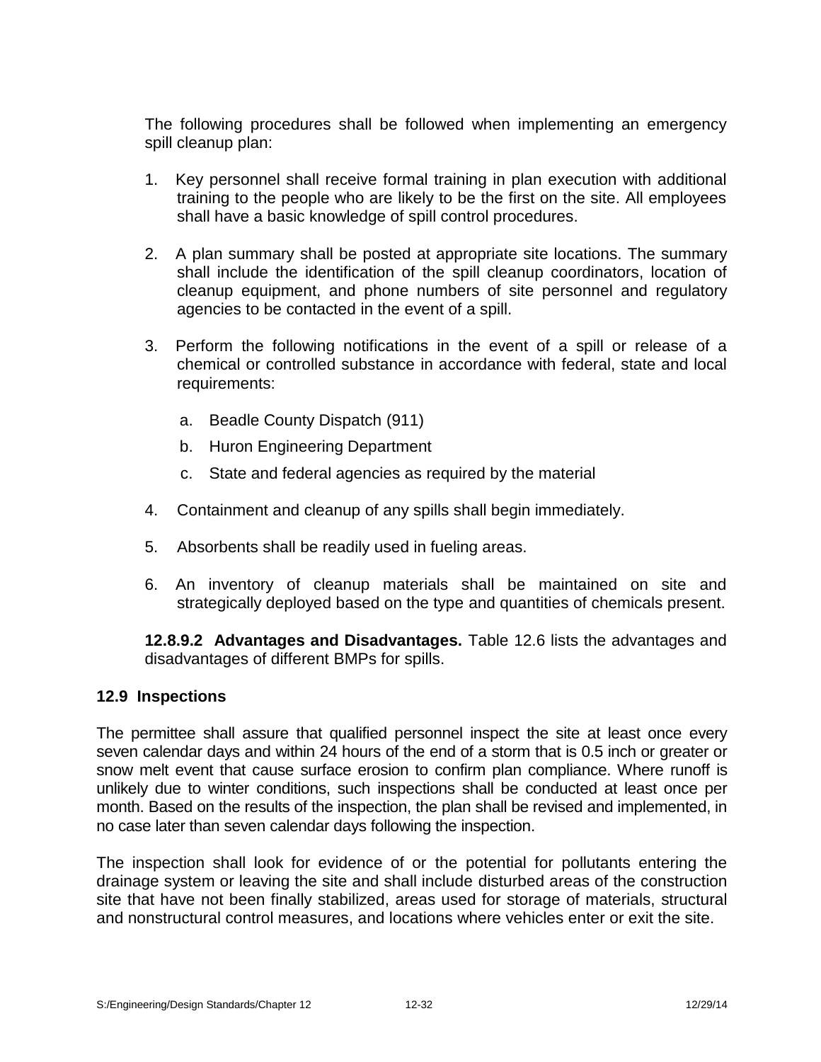The following procedures shall be followed when implementing an emergency spill cleanup plan:

1. Key personnel shall receive formal training in plan execution with additional training to the people who are likely to be the first on the site. All employees shall have a basic knowledge of spill control procedures.

2. A plan summary shall be posted at appropriate site locations. The summary shall include the identification of the spill cleanup coordinators, location of cleanup equipment, and phone numbers of site personnel and regulatory agencies to be contacted in the event of a spill.

3. Perform the following notifications in the event of a spill or release of a chemical or controlled substance in accordance with federal, state and local requirements:

   a. Beadle County Dispatch (911)

   b. Huron Engineering Department

   c. State and federal agencies as required by the material

4. Containment and cleanup of any spills shall begin immediately.

5. Absorbents shall be readily used in fueling areas.

6. An inventory of cleanup materials shall be maintained on site and strategically deployed based on the type and quantities of chemicals present.

**12.8.9.2 Advantages and Disadvantages.** Table 12.6 lists the advantages and disadvantages of different BMPs for spills.

## 12.9 Inspections

The permittee shall assure that qualified personnel inspect the site at least once every seven calendar days and within 24 hours of the end of a storm that is 0.5 inch or greater or snow melt event that cause surface erosion to confirm plan compliance. Where runoff is unlikely due to winter conditions, such inspections shall be conducted at least once per month. Based on the results of the inspection, the plan shall be revised and implemented, in no case later than seven calendar days following the inspection.

The inspection shall look for evidence of or the potential for pollutants entering the drainage system or leaving the site and shall include disturbed areas of the construction site that have not been finally stabilized, areas used for storage of materials, structural and nonstructural control measures, and locations where vehicles enter or exit the site.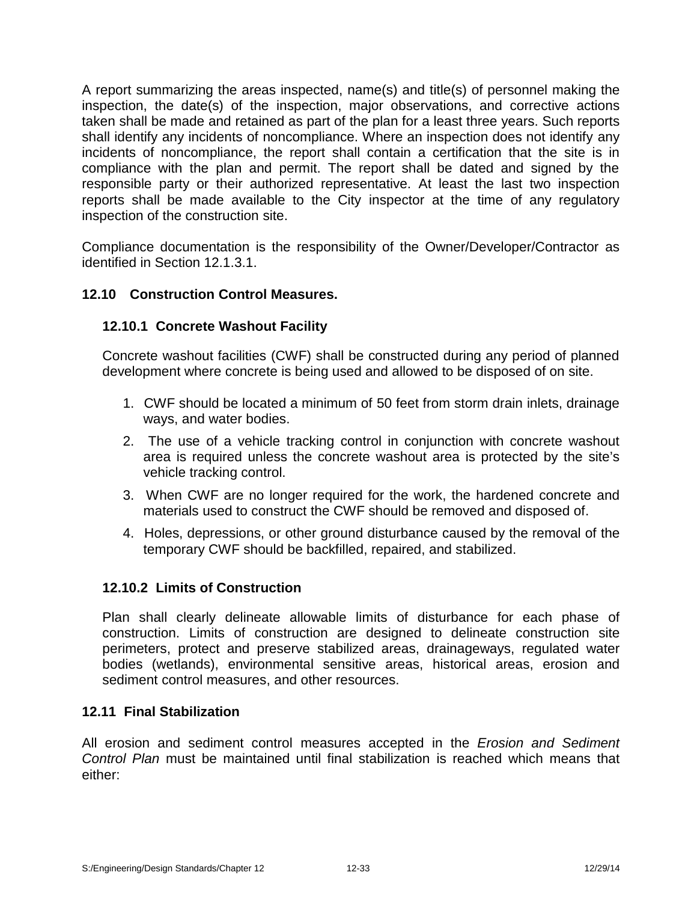A report summarizing the areas inspected, name(s) and title(s) of personnel making the inspection, the date(s) of the inspection, major observations, and corrective actions taken shall be made and retained as part of the plan for a least three years. Such reports shall identify any incidents of noncompliance. Where an inspection does not identify any incidents of noncompliance, the report shall contain a certification that the site is in compliance with the plan and permit. The report shall be dated and signed by the responsible party or their authorized representative. At least the last two inspection reports shall be made available to the City inspector at the time of any regulatory inspection of the construction site.

Compliance documentation is the responsibility of the Owner/Developer/Contractor as identified in Section 12.1.3.1.

## 12.10 Construction Control Measures.

### 12.10.1 Concrete Washout Facility

Concrete washout facilities (CWF) shall be constructed during any period of planned development where concrete is being used and allowed to be disposed of on site.

1. CWF should be located a minimum of 50 feet from storm drain inlets, drainage ways, and water bodies.
2. The use of a vehicle tracking control in conjunction with concrete washout area is required unless the concrete washout area is protected by the site's vehicle tracking control.
3. When CWF are no longer required for the work, the hardened concrete and materials used to construct the CWF should be removed and disposed of.
4. Holes, depressions, or other ground disturbance caused by the removal of the temporary CWF should be backfilled, repaired, and stabilized.

### 12.10.2 Limits of Construction

Plan shall clearly delineate allowable limits of disturbance for each phase of construction. Limits of construction are designed to delineate construction site perimeters, protect and preserve stabilized areas, drainageways, regulated water bodies (wetlands), environmental sensitive areas, historical areas, erosion and sediment control measures, and other resources.

## 12.11 Final Stabilization

All erosion and sediment control measures accepted in the *Erosion and Sediment Control Plan* must be maintained until final stabilization is reached which means that either: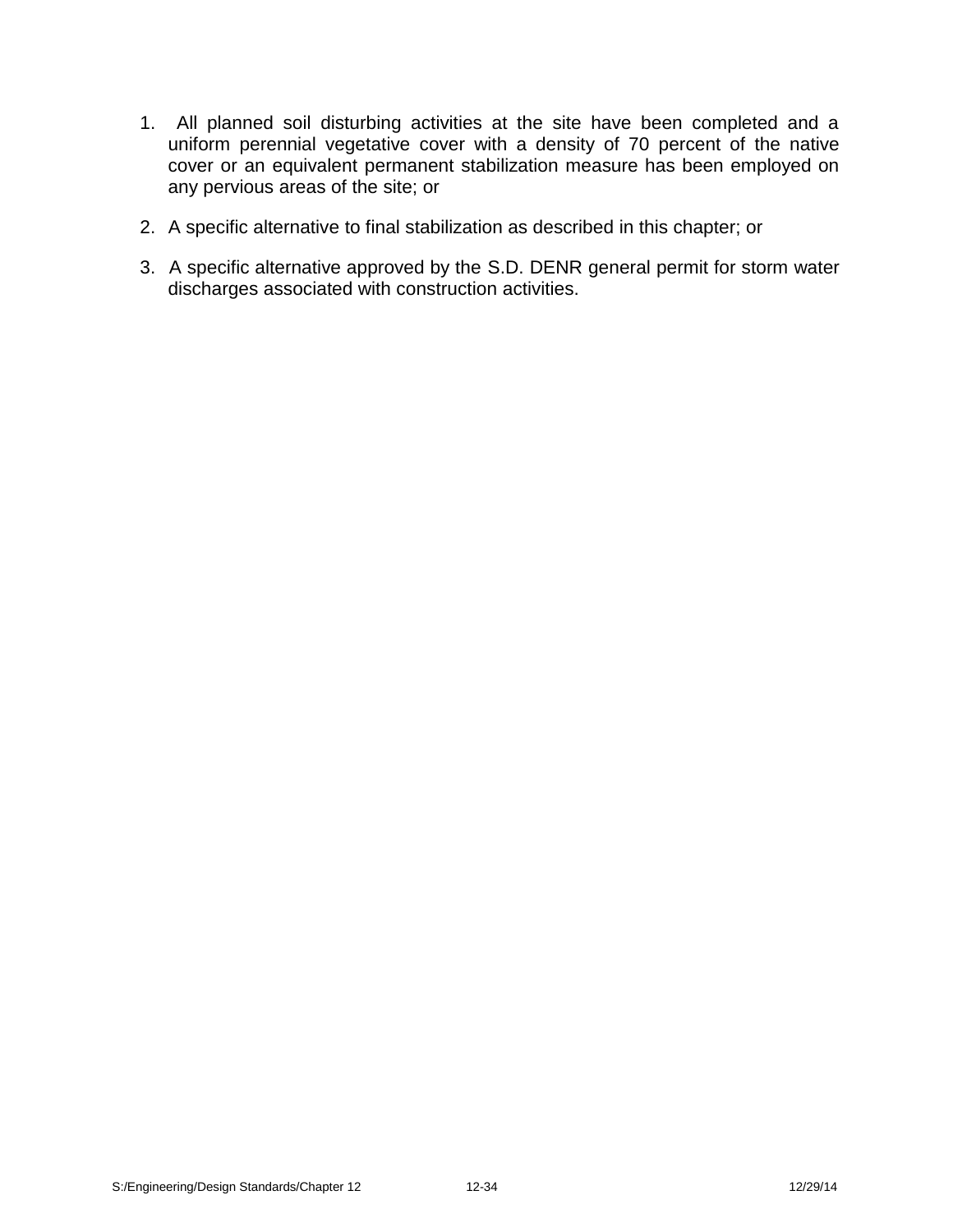1. All planned soil disturbing activities at the site have been completed and a uniform perennial vegetative cover with a density of 70 percent of the native cover or an equivalent permanent stabilization measure has been employed on any pervious areas of the site; or

2. A specific alternative to final stabilization as described in this chapter; or

3. A specific alternative approved by the S.D. DENR general permit for storm water discharges associated with construction activities.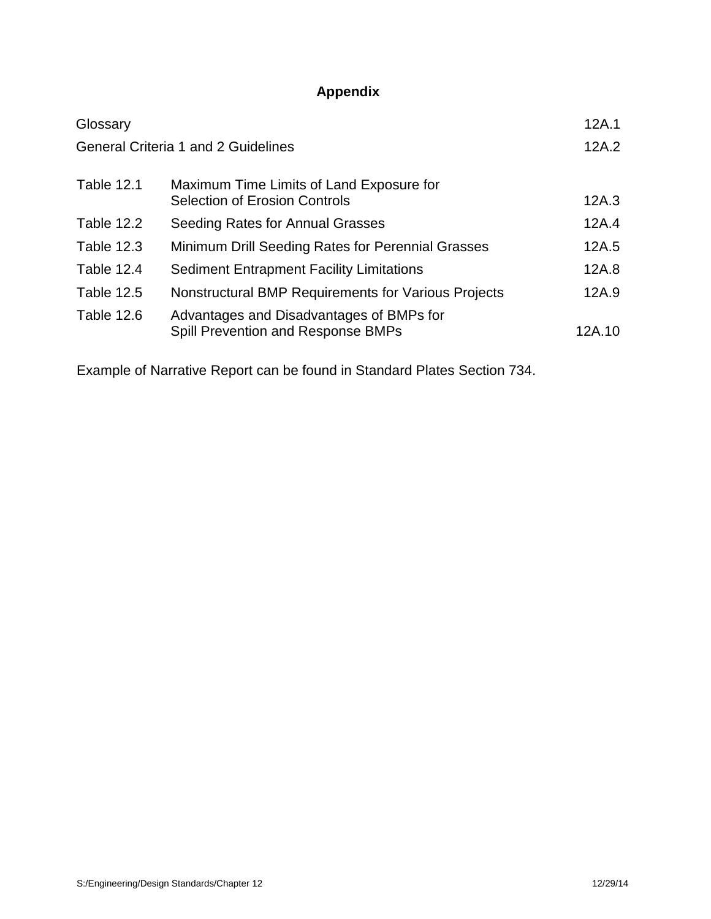# Appendix

| | | |
|---|---|---|
| Glossary | | 12A.1 |
| General Criteria 1 and 2 Guidelines | | 12A.2 |
| Table 12.1 | Maximum Time Limits of Land Exposure for Selection of Erosion Controls | 12A.3 |
| Table 12.2 | Seeding Rates for Annual Grasses | 12A.4 |
| Table 12.3 | Minimum Drill Seeding Rates for Perennial Grasses | 12A.5 |
| Table 12.4 | Sediment Entrapment Facility Limitations | 12A.8 |
| Table 12.5 | Nonstructural BMP Requirements for Various Projects | 12A.9 |
| Table 12.6 | Advantages and Disadvantages of BMPs for Spill Prevention and Response BMPs | 12A.10 |

Example of Narrative Report can be found in Standard Plates Section 734.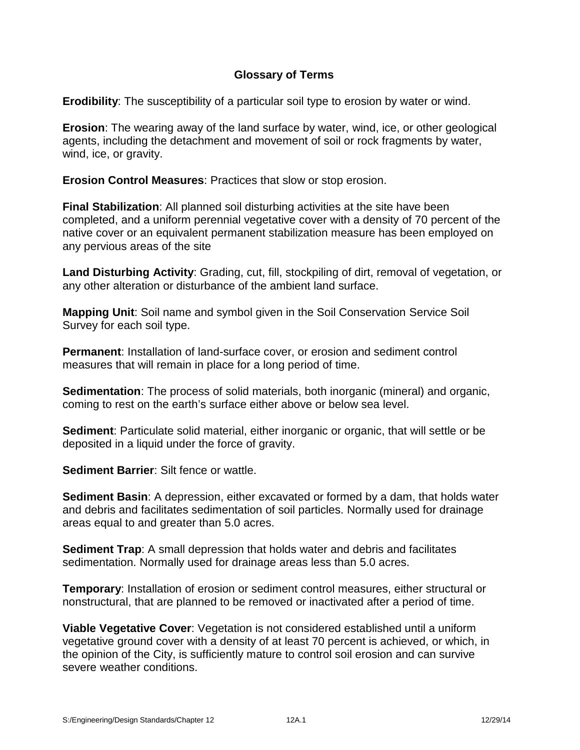## Glossary of Terms

**Erodibility**: The susceptibility of a particular soil type to erosion by water or wind.

**Erosion**: The wearing away of the land surface by water, wind, ice, or other geological agents, including the detachment and movement of soil or rock fragments by water, wind, ice, or gravity.

**Erosion Control Measures**: Practices that slow or stop erosion.

**Final Stabilization**: All planned soil disturbing activities at the site have been completed, and a uniform perennial vegetative cover with a density of 70 percent of the native cover or an equivalent permanent stabilization measure has been employed on any pervious areas of the site

**Land Disturbing Activity**: Grading, cut, fill, stockpiling of dirt, removal of vegetation, or any other alteration or disturbance of the ambient land surface.

**Mapping Unit**: Soil name and symbol given in the Soil Conservation Service Soil Survey for each soil type.

**Permanent**: Installation of land-surface cover, or erosion and sediment control measures that will remain in place for a long period of time.

**Sedimentation**: The process of solid materials, both inorganic (mineral) and organic, coming to rest on the earth's surface either above or below sea level.

**Sediment**: Particulate solid material, either inorganic or organic, that will settle or be deposited in a liquid under the force of gravity.

**Sediment Barrier**: Silt fence or wattle.

**Sediment Basin**: A depression, either excavated or formed by a dam, that holds water and debris and facilitates sedimentation of soil particles. Normally used for drainage areas equal to and greater than 5.0 acres.

**Sediment Trap**: A small depression that holds water and debris and facilitates sedimentation. Normally used for drainage areas less than 5.0 acres.

**Temporary**: Installation of erosion or sediment control measures, either structural or nonstructural, that are planned to be removed or inactivated after a period of time.

**Viable Vegetative Cover**: Vegetation is not considered established until a uniform vegetative ground cover with a density of at least 70 percent is achieved, or which, in the opinion of the City, is sufficiently mature to control soil erosion and can survive severe weather conditions.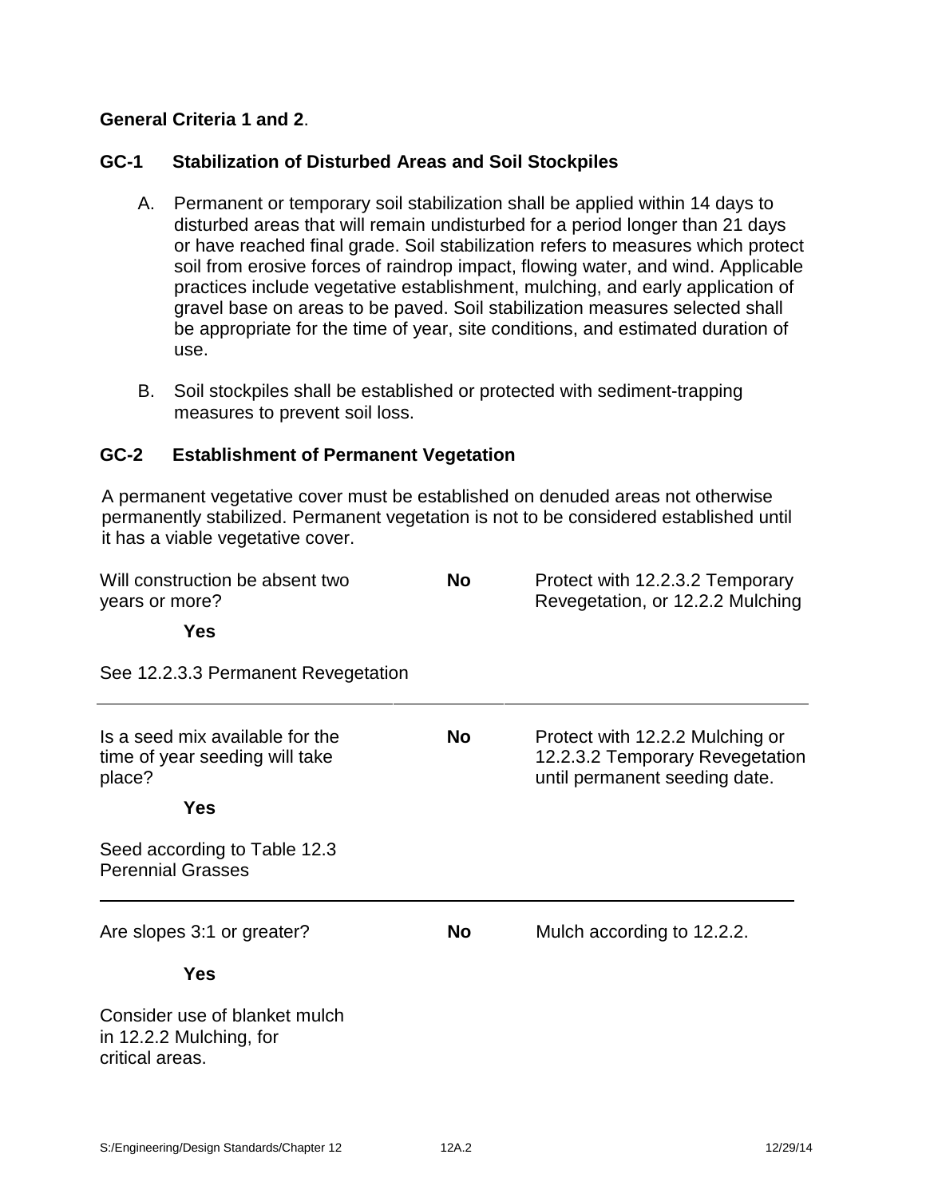**General Criteria 1 and 2**.

## GC-1 Stabilization of Disturbed Areas and Soil Stockpiles

A. Permanent or temporary soil stabilization shall be applied within 14 days to disturbed areas that will remain undisturbed for a period longer than 21 days or have reached final grade. Soil stabilization refers to measures which protect soil from erosive forces of raindrop impact, flowing water, and wind. Applicable practices include vegetative establishment, mulching, and early application of gravel base on areas to be paved. Soil stabilization measures selected shall be appropriate for the time of year, site conditions, and estimated duration of use.

B. Soil stockpiles shall be established or protected with sediment-trapping measures to prevent soil loss.

## GC-2 Establishment of Permanent Vegetation

A permanent vegetative cover must be established on denuded areas not otherwise permanently stabilized. Permanent vegetation is not to be considered established until it has a viable vegetative cover.

Will construction be absent two years or more? — **No** → Protect with 12.2.3.2 Temporary Revegetation, or 12.2.2 Mulching

**Yes** → See 12.2.3.3 Permanent Revegetation

---

Is a seed mix available for the time of year seeding will take place? — **No** → Protect with 12.2.2 Mulching or 12.2.3.2 Temporary Revegetation until permanent seeding date.

**Yes** → Seed according to Table 12.3 Perennial Grasses

---

Are slopes 3:1 or greater? — **No** → Mulch according to 12.2.2.

**Yes** → Consider use of blanket mulch in 12.2.2 Mulching, for critical areas.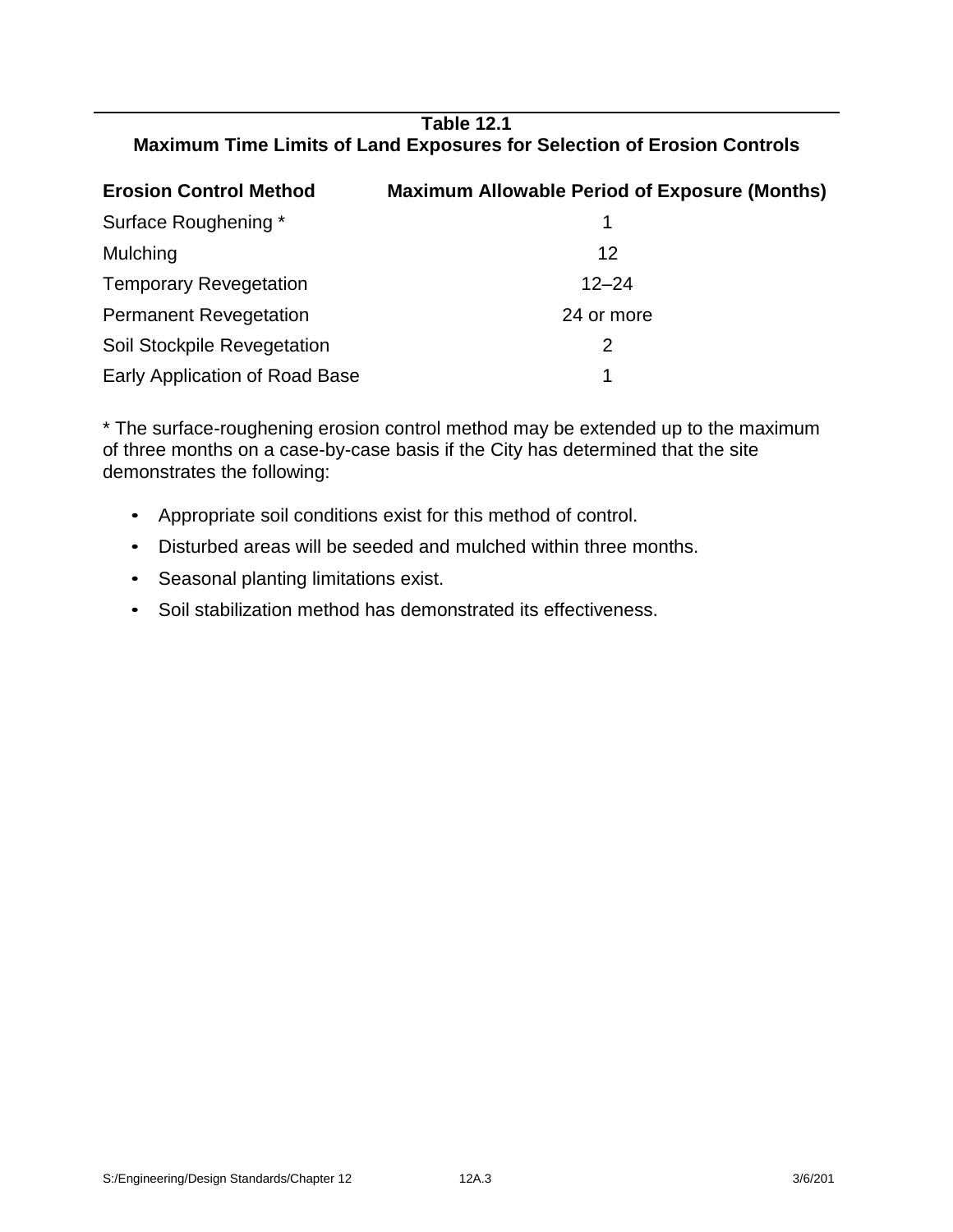**Table 12.1**
**Maximum Time Limits of Land Exposures for Selection of Erosion Controls**

| Erosion Control Method | Maximum Allowable Period of Exposure (Months) |
|---|---|
| Surface Roughening * | 1 |
| Mulching | 12 |
| Temporary Revegetation | 12–24 |
| Permanent Revegetation | 24 or more |
| Soil Stockpile Revegetation | 2 |
| Early Application of Road Base | 1 |

* The surface-roughening erosion control method may be extended up to the maximum of three months on a case-by-case basis if the City has determined that the site demonstrates the following:

- Appropriate soil conditions exist for this method of control.
- Disturbed areas will be seeded and mulched within three months.
- Seasonal planting limitations exist.
- Soil stabilization method has demonstrated its effectiveness.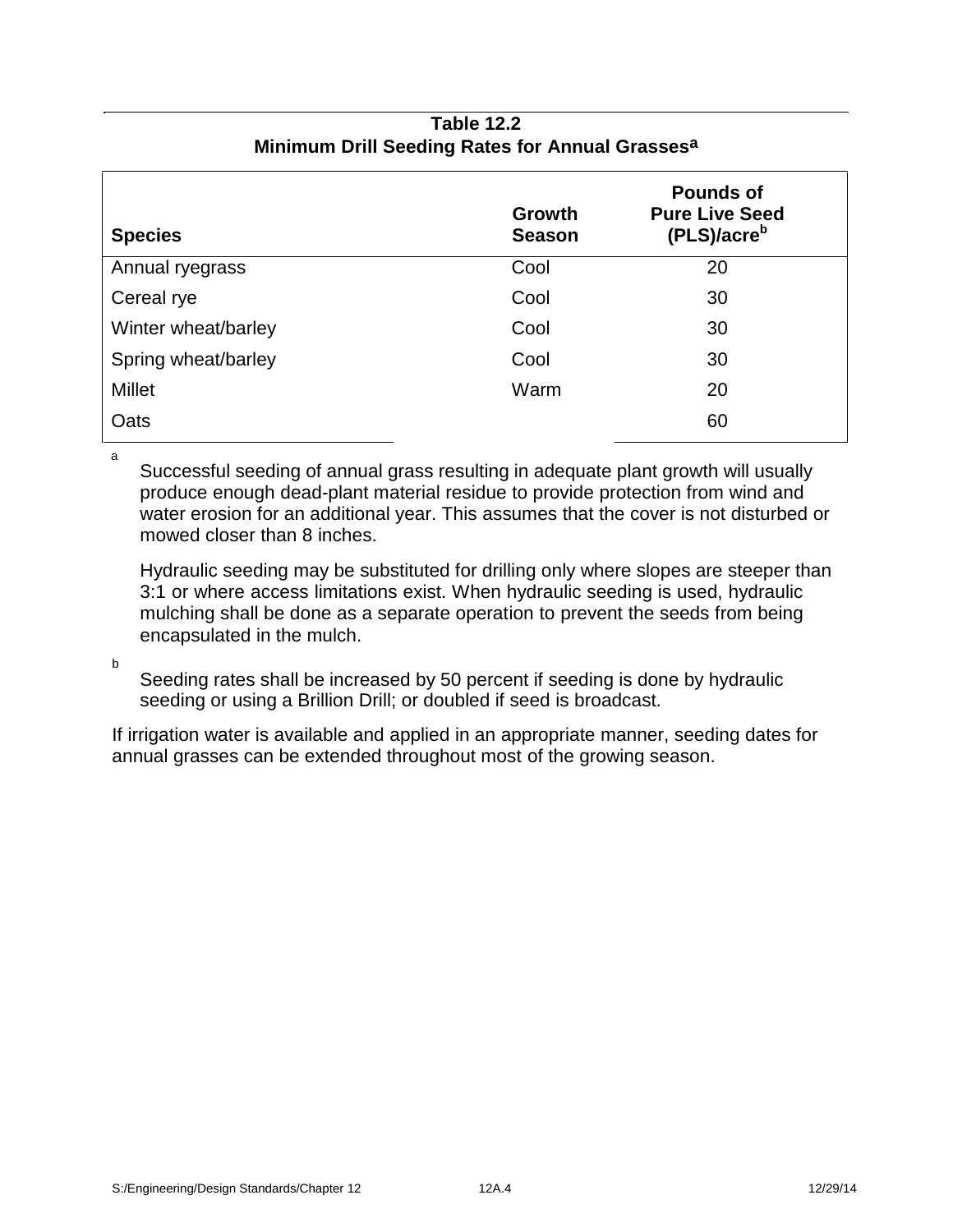**Table 12.2**
**Minimum Drill Seeding Rates for Annual Grasses[a]**

| Species | Growth Season | Pounds of Pure Live Seed (PLS)/acre[b] |
|---|---|---|
| Annual ryegrass | Cool | 20 |
| Cereal rye | Cool | 30 |
| Winter wheat/barley | Cool | 30 |
| Spring wheat/barley | Cool | 30 |
| Millet | Warm | 20 |
| Oats | | 60 |

[a] Successful seeding of annual grass resulting in adequate plant growth will usually produce enough dead-plant material residue to provide protection from wind and water erosion for an additional year. This assumes that the cover is not disturbed or mowed closer than 8 inches.

Hydraulic seeding may be substituted for drilling only where slopes are steeper than 3:1 or where access limitations exist. When hydraulic seeding is used, hydraulic mulching shall be done as a separate operation to prevent the seeds from being encapsulated in the mulch.

[b] Seeding rates shall be increased by 50 percent if seeding is done by hydraulic seeding or using a Brillion Drill; or doubled if seed is broadcast.

If irrigation water is available and applied in an appropriate manner, seeding dates for annual grasses can be extended throughout most of the growing season.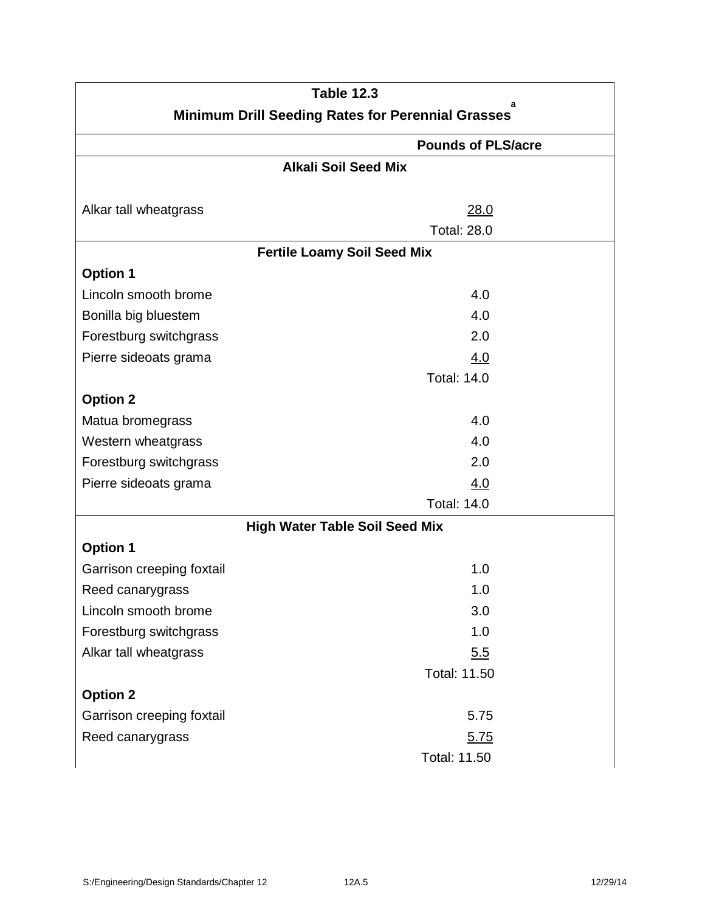**Table 12.3**
**Minimum Drill Seeding Rates for Perennial Grasses[a]**

| | Pounds of PLS/acre |
|---|---|
| **Alkali Soil Seed Mix** | |
| Alkar tall wheatgrass | 28.0 |
| | Total: 28.0 |
| **Fertile Loamy Soil Seed Mix** | |
| **Option 1** | |
| Lincoln smooth brome | 4.0 |
| Bonilla big bluestem | 4.0 |
| Forestburg switchgrass | 2.0 |
| Pierre sideoats grama | 4.0 |
| | Total: 14.0 |
| **Option 2** | |
| Matua bromegrass | 4.0 |
| Western wheatgrass | 4.0 |
| Forestburg switchgrass | 2.0 |
| Pierre sideoats grama | 4.0 |
| | Total: 14.0 |
| **High Water Table Soil Seed Mix** | |
| **Option 1** | |
| Garrison creeping foxtail | 1.0 |
| Reed canarygrass | 1.0 |
| Lincoln smooth brome | 3.0 |
| Forestburg switchgrass | 1.0 |
| Alkar tall wheatgrass | 5.5 |
| | Total: 11.50 |
| **Option 2** | |
| Garrison creeping foxtail | 5.75 |
| Reed canarygrass | 5.75 |
| | Total: 11.50 |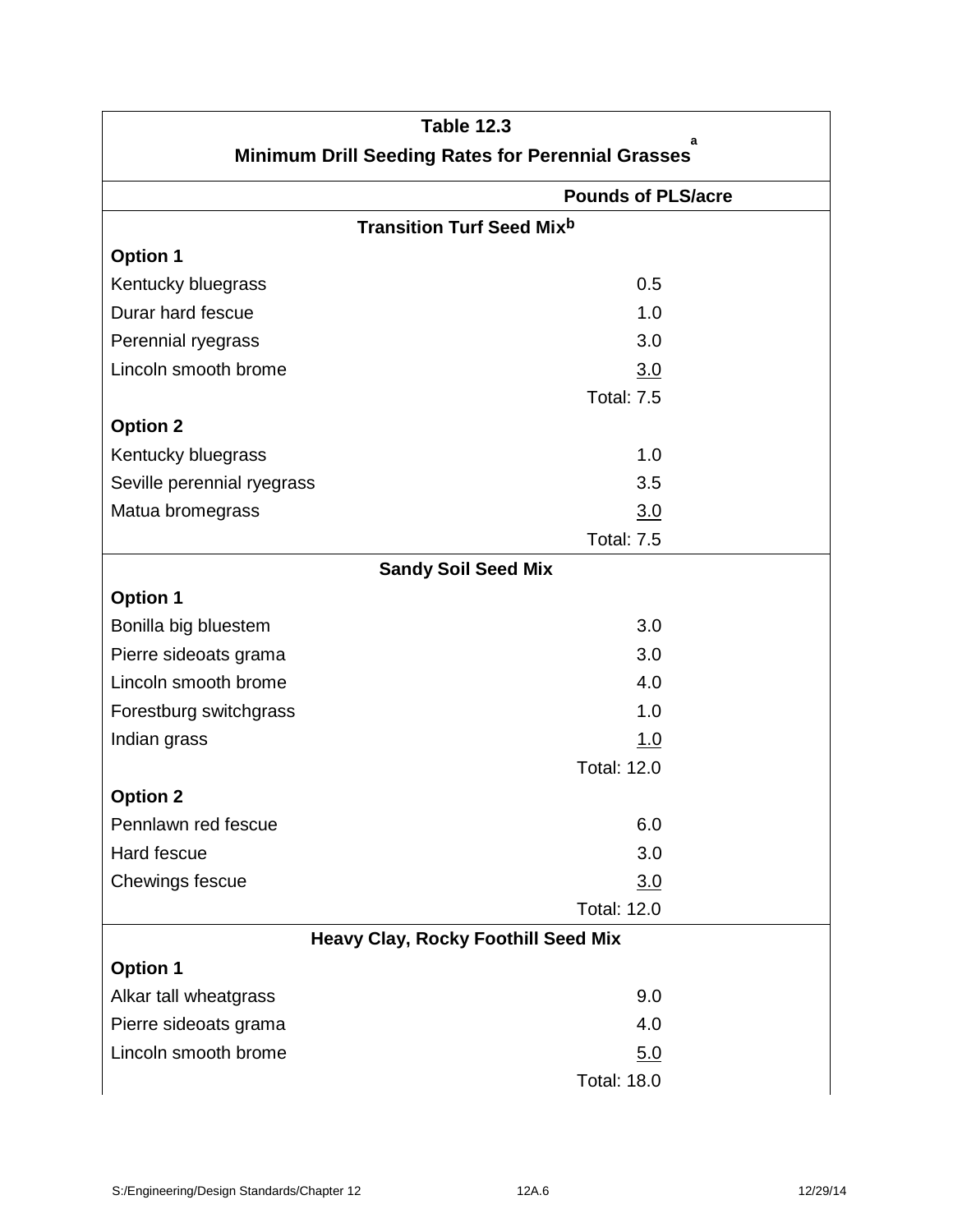**Table 12.3**
**Minimum Drill Seeding Rates for Perennial Grasses[a]**

| | Pounds of PLS/acre |
|---|---|
| **Transition Turf Seed Mix[b]** | |
| **Option 1** | |
| Kentucky bluegrass | 0.5 |
| Durar hard fescue | 1.0 |
| Perennial ryegrass | 3.0 |
| Lincoln smooth brome | 3.0 |
| | Total: 7.5 |
| **Option 2** | |
| Kentucky bluegrass | 1.0 |
| Seville perennial ryegrass | 3.5 |
| Matua bromegrass | 3.0 |
| | Total: 7.5 |
| **Sandy Soil Seed Mix** | |
| **Option 1** | |
| Bonilla big bluestem | 3.0 |
| Pierre sideoats grama | 3.0 |
| Lincoln smooth brome | 4.0 |
| Forestburg switchgrass | 1.0 |
| Indian grass | 1.0 |
| | Total: 12.0 |
| **Option 2** | |
| Pennlawn red fescue | 6.0 |
| Hard fescue | 3.0 |
| Chewings fescue | 3.0 |
| | Total: 12.0 |
| **Heavy Clay, Rocky Foothill Seed Mix** | |
| **Option 1** | |
| Alkar tall wheatgrass | 9.0 |
| Pierre sideoats grama | 4.0 |
| Lincoln smooth brome | 5.0 |
| | Total: 18.0 |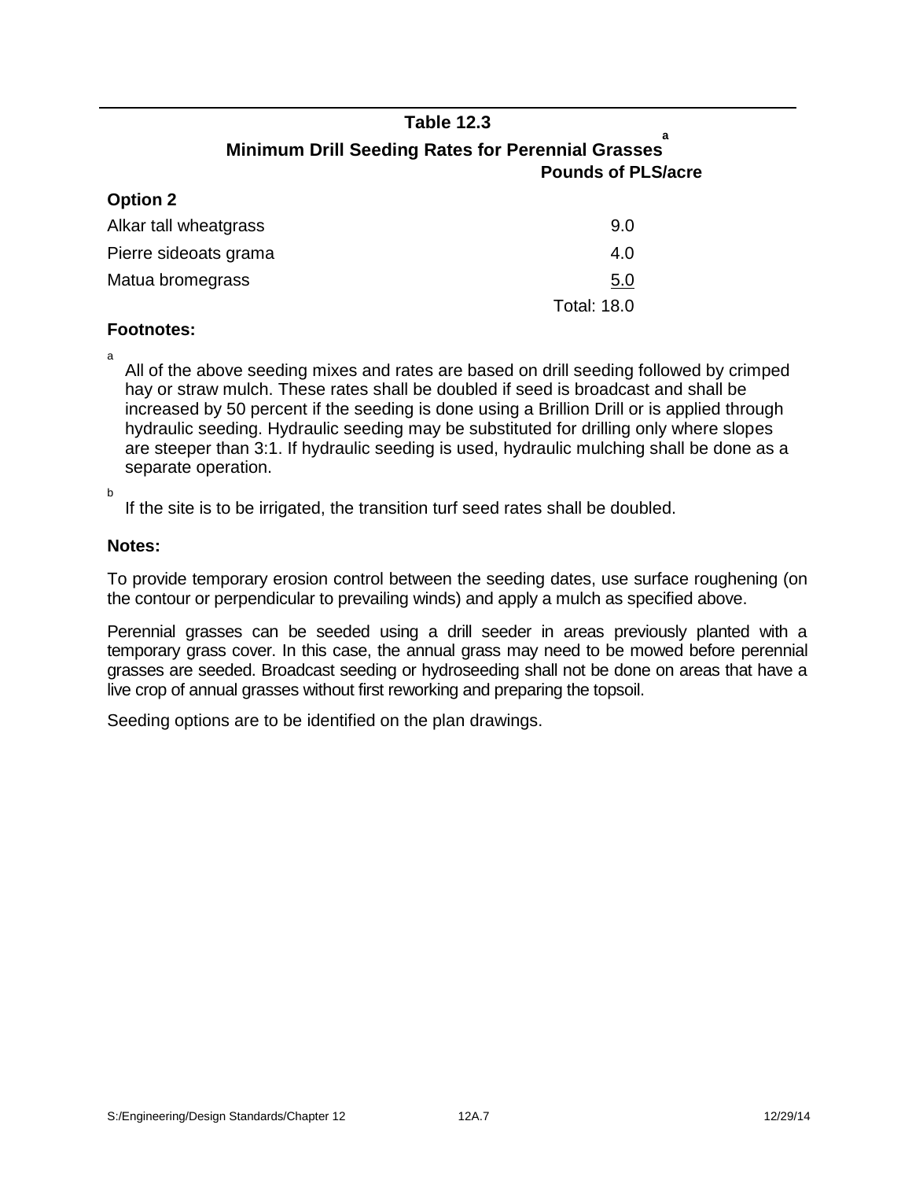## Table 12.3

### Minimum Drill Seeding Rates for Perennial Grasses[a]

| | Pounds of PLS/acre |
|---|---|
| **Option 2** | |
| Alkar tall wheatgrass | 9.0 |
| Pierre sideoats grama | 4.0 |
| Matua bromegrass | 5.0 |
| | Total: 18.0 |

**Footnotes:**

[a] All of the above seeding mixes and rates are based on drill seeding followed by crimped hay or straw mulch. These rates shall be doubled if seed is broadcast and shall be increased by 50 percent if the seeding is done using a Brillion Drill or is applied through hydraulic seeding. Hydraulic seeding may be substituted for drilling only where slopes are steeper than 3:1. If hydraulic seeding is used, hydraulic mulching shall be done as a separate operation.

[b] If the site is to be irrigated, the transition turf seed rates shall be doubled.

**Notes:**

To provide temporary erosion control between the seeding dates, use surface roughening (on the contour or perpendicular to prevailing winds) and apply a mulch as specified above.

Perennial grasses can be seeded using a drill seeder in areas previously planted with a temporary grass cover. In this case, the annual grass may need to be mowed before perennial grasses are seeded. Broadcast seeding or hydroseeding shall not be done on areas that have a live crop of annual grasses without first reworking and preparing the topsoil.

Seeding options are to be identified on the plan drawings.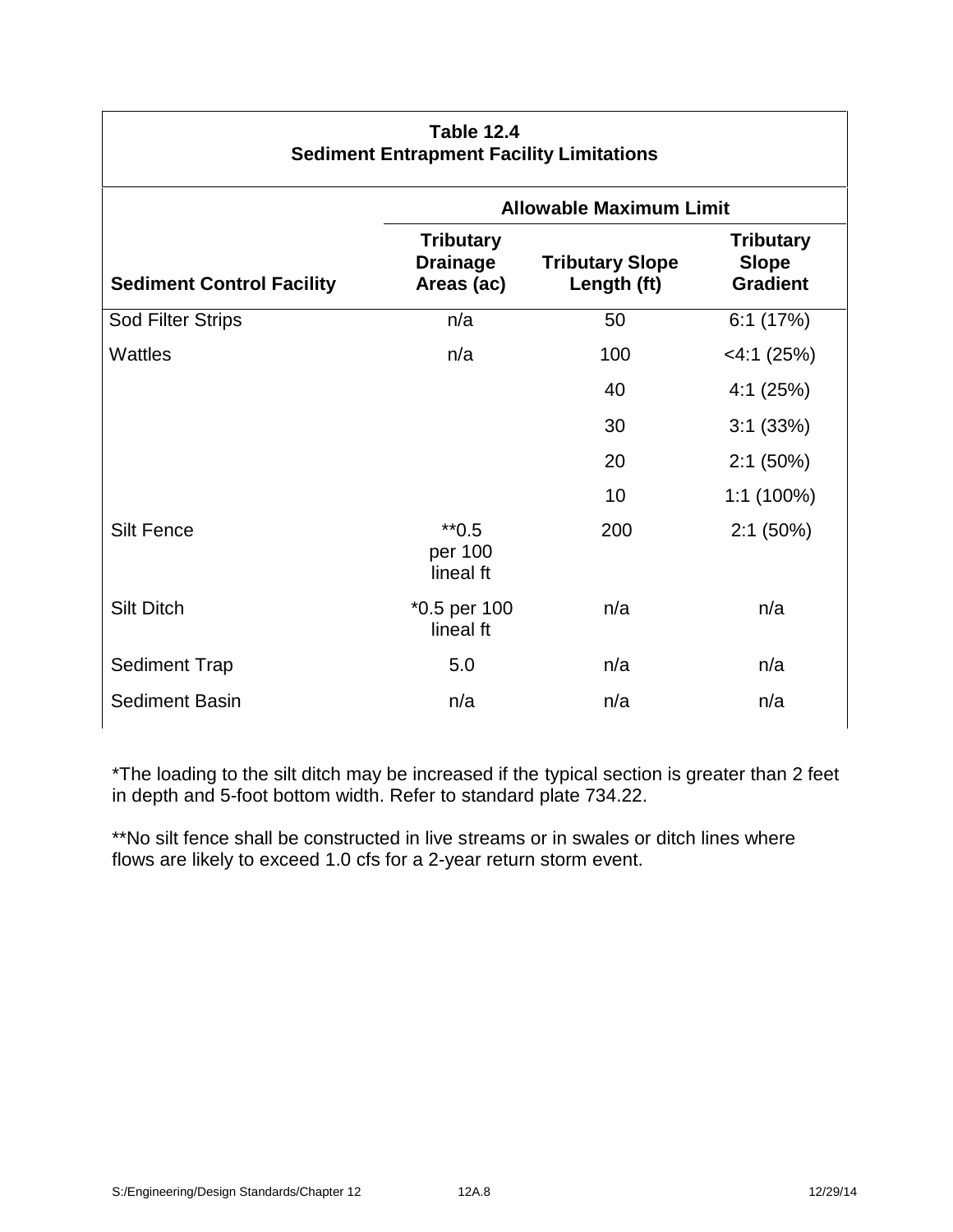**Table 12.4**
**Sediment Entrapment Facility Limitations**

| | Allowable Maximum Limit | | |
|---|---|---|---|
| **Sediment Control Facility** | **Tributary Drainage Areas (ac)** | **Tributary Slope Length (ft)** | **Tributary Slope Gradient** |
| Sod Filter Strips | n/a | 50 | 6:1 (17%) |
| Wattles | n/a | 100 | <4:1 (25%) |
| | | 40 | 4:1 (25%) |
| | | 30 | 3:1 (33%) |
| | | 20 | 2:1 (50%) |
| | | 10 | 1:1 (100%) |
| Silt Fence | **0.5 per 100 lineal ft | 200 | 2:1 (50%) |
| Silt Ditch | *0.5 per 100 lineal ft | n/a | n/a |
| Sediment Trap | 5.0 | n/a | n/a |
| Sediment Basin | n/a | n/a | n/a |

*The loading to the silt ditch may be increased if the typical section is greater than 2 feet in depth and 5-foot bottom width. Refer to standard plate 734.22.

**No silt fence shall be constructed in live streams or in swales or ditch lines where flows are likely to exceed 1.0 cfs for a 2-year return storm event.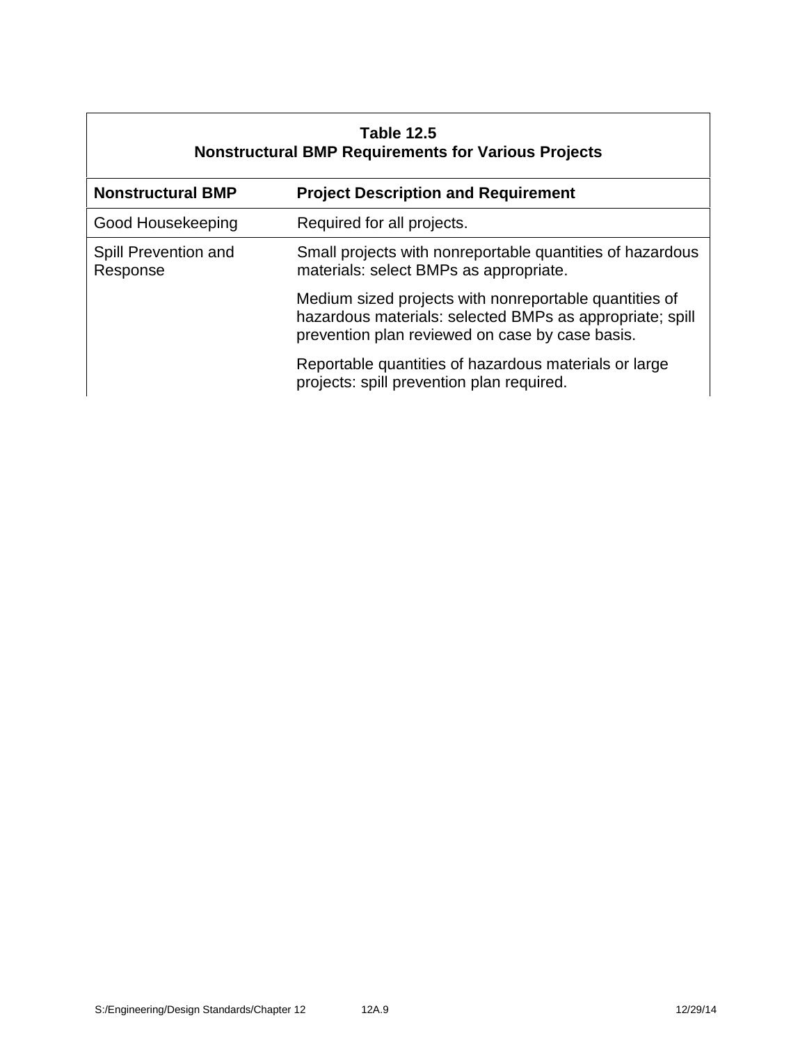**Table 12.5**
**Nonstructural BMP Requirements for Various Projects**

| Nonstructural BMP | Project Description and Requirement |
|---|---|
| Good Housekeeping | Required for all projects. |
| Spill Prevention and Response | Small projects with nonreportable quantities of hazardous materials: select BMPs as appropriate. |
| | Medium sized projects with nonreportable quantities of hazardous materials: selected BMPs as appropriate; spill prevention plan reviewed on case by case basis. |
| | Reportable quantities of hazardous materials or large projects: spill prevention plan required. |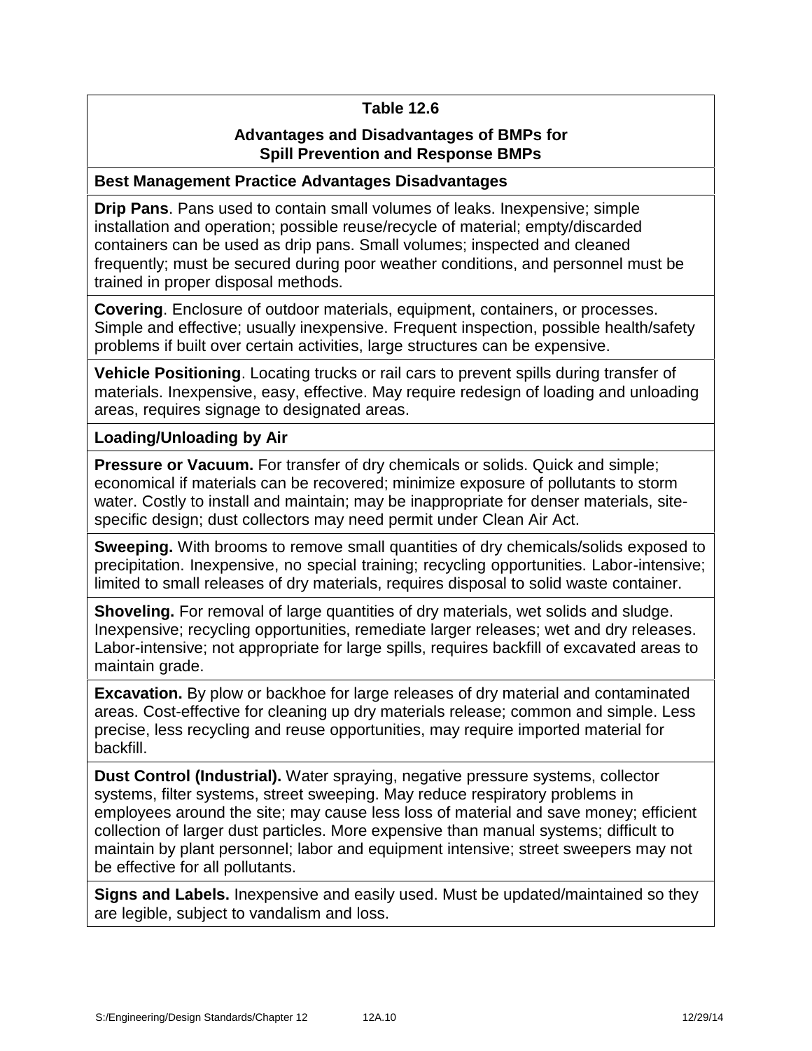**Table 12.6**

**Advantages and Disadvantages of BMPs for Spill Prevention and Response BMPs**

| **Best Management Practice Advantages Disadvantages** |
|---|
| **Drip Pans**. Pans used to contain small volumes of leaks. Inexpensive; simple installation and operation; possible reuse/recycle of material; empty/discarded containers can be used as drip pans. Small volumes; inspected and cleaned frequently; must be secured during poor weather conditions, and personnel must be trained in proper disposal methods. |
| **Covering**. Enclosure of outdoor materials, equipment, containers, or processes. Simple and effective; usually inexpensive. Frequent inspection, possible health/safety problems if built over certain activities, large structures can be expensive. |
| **Vehicle Positioning**. Locating trucks or rail cars to prevent spills during transfer of materials. Inexpensive, easy, effective. May require redesign of loading and unloading areas, requires signage to designated areas. |
| **Loading/Unloading by Air** |
| **Pressure or Vacuum.** For transfer of dry chemicals or solids. Quick and simple; economical if materials can be recovered; minimize exposure of pollutants to storm water. Costly to install and maintain; may be inappropriate for denser materials, site-specific design; dust collectors may need permit under Clean Air Act. |
| **Sweeping.** With brooms to remove small quantities of dry chemicals/solids exposed to precipitation. Inexpensive, no special training; recycling opportunities. Labor-intensive; limited to small releases of dry materials, requires disposal to solid waste container. |
| **Shoveling.** For removal of large quantities of dry materials, wet solids and sludge. Inexpensive; recycling opportunities, remediate larger releases; wet and dry releases. Labor-intensive; not appropriate for large spills, requires backfill of excavated areas to maintain grade. |
| **Excavation.** By plow or backhoe for large releases of dry material and contaminated areas. Cost-effective for cleaning up dry materials release; common and simple. Less precise, less recycling and reuse opportunities, may require imported material for backfill. |
| **Dust Control (Industrial).** Water spraying, negative pressure systems, collector systems, filter systems, street sweeping. May reduce respiratory problems in employees around the site; may cause less loss of material and save money; efficient collection of larger dust particles. More expensive than manual systems; difficult to maintain by plant personnel; labor and equipment intensive; street sweepers may not be effective for all pollutants. |
| **Signs and Labels.** Inexpensive and easily used. Must be updated/maintained so they are legible, subject to vandalism and loss. |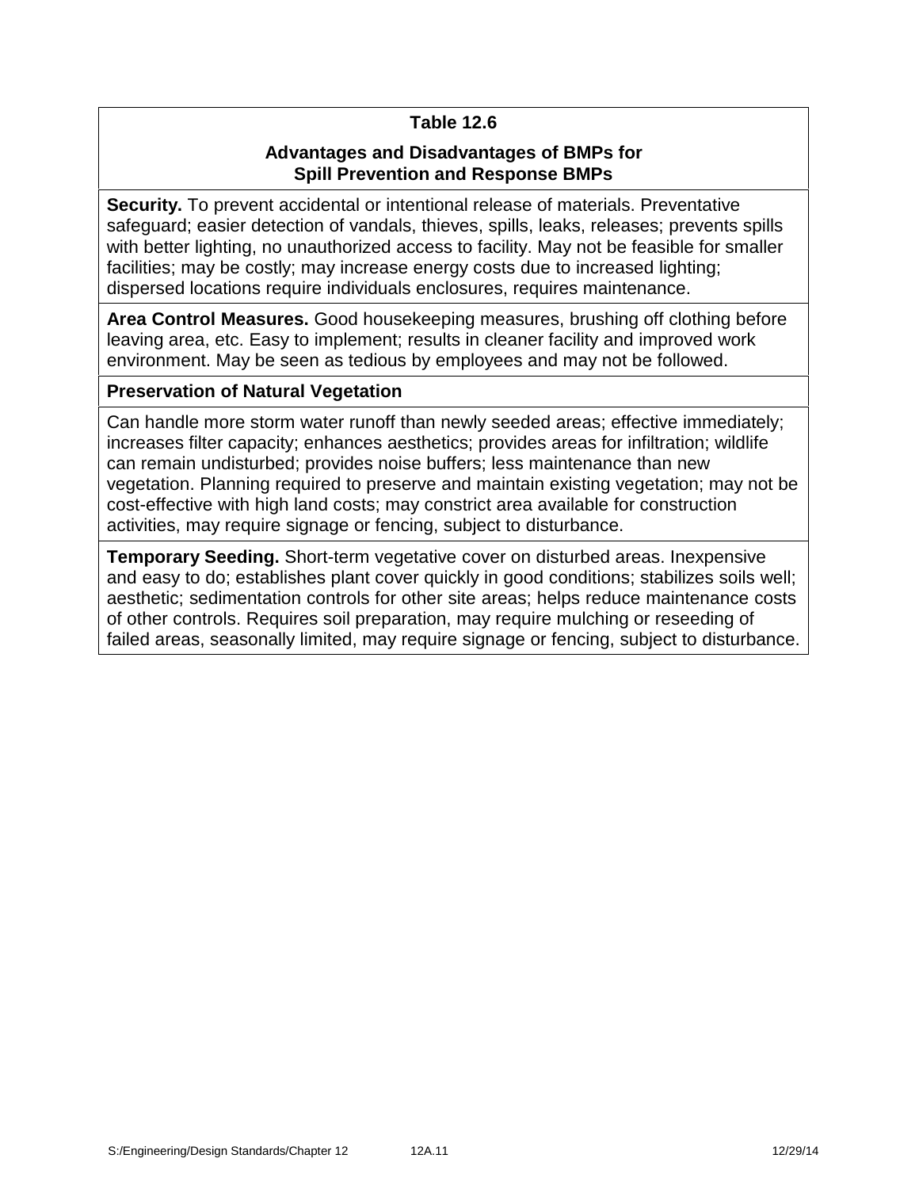| Table 12.6<br><br>**Advantages and Disadvantages of BMPs for Spill Prevention and Response BMPs** |
|---|
| **Security.** To prevent accidental or intentional release of materials. Preventative safeguard; easier detection of vandals, thieves, spills, leaks, releases; prevents spills with better lighting, no unauthorized access to facility. May not be feasible for smaller facilities; may be costly; may increase energy costs due to increased lighting; dispersed locations require individuals enclosures, requires maintenance. |
| **Area Control Measures.** Good housekeeping measures, brushing off clothing before leaving area, etc. Easy to implement; results in cleaner facility and improved work environment. May be seen as tedious by employees and may not be followed. |
| **Preservation of Natural Vegetation** |
| Can handle more storm water runoff than newly seeded areas; effective immediately; increases filter capacity; enhances aesthetics; provides areas for infiltration; wildlife can remain undisturbed; provides noise buffers; less maintenance than new vegetation. Planning required to preserve and maintain existing vegetation; may not be cost-effective with high land costs; may constrict area available for construction activities, may require signage or fencing, subject to disturbance. |
| **Temporary Seeding.** Short-term vegetative cover on disturbed areas. Inexpensive and easy to do; establishes plant cover quickly in good conditions; stabilizes soils well; aesthetic; sedimentation controls for other site areas; helps reduce maintenance costs of other controls. Requires soil preparation, may require mulching or reseeding of failed areas, seasonally limited, may require signage or fencing, subject to disturbance. |